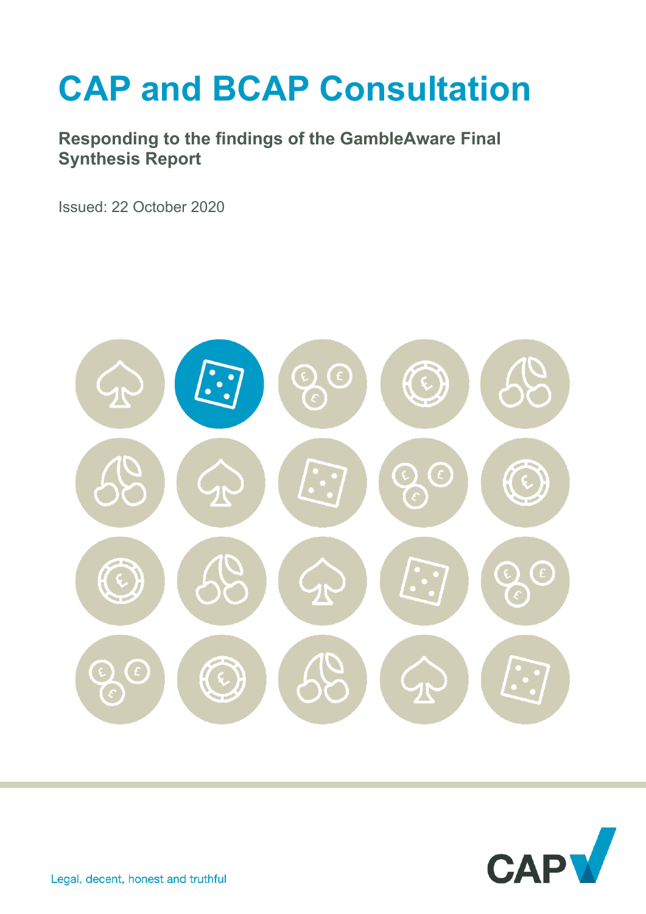# CAP and BCAP Consultation

## Responding to the findings of the GambleAware Final Synthesis Report

Issued: 22 October 2020

Legal, decent, honest and truthful

CAP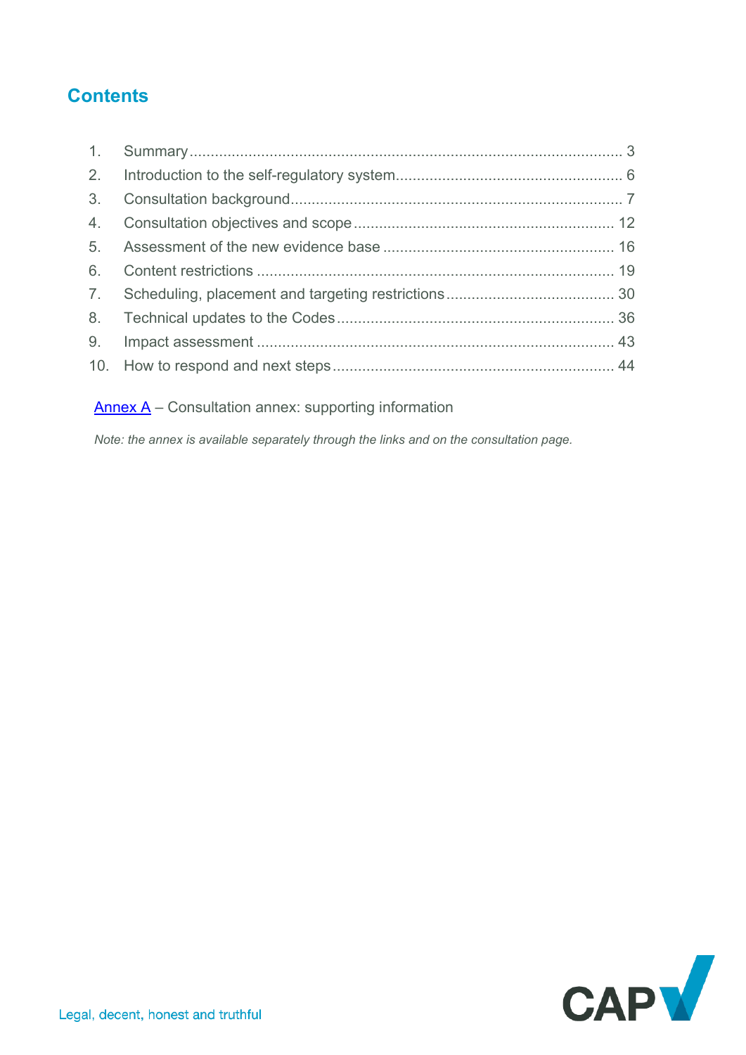## Contents

1. Summary ........................................................................................................ 3
2. Introduction to the self-regulatory system...................................................... 6
3. Consultation background................................................................................ 7
4. Consultation objectives and scope .............................................................. 12
5. Assessment of the new evidence base ....................................................... 16
6. Content restrictions ..................................................................................... 19
7. Scheduling, placement and targeting restrictions........................................ 30
8. Technical updates to the Codes .................................................................. 36
9. Impact assessment ..................................................................................... 43
10. How to respond and next steps ................................................................... 44

Annex A – Consultation annex: supporting information

*Note: the annex is available separately through the links and on the consultation page.*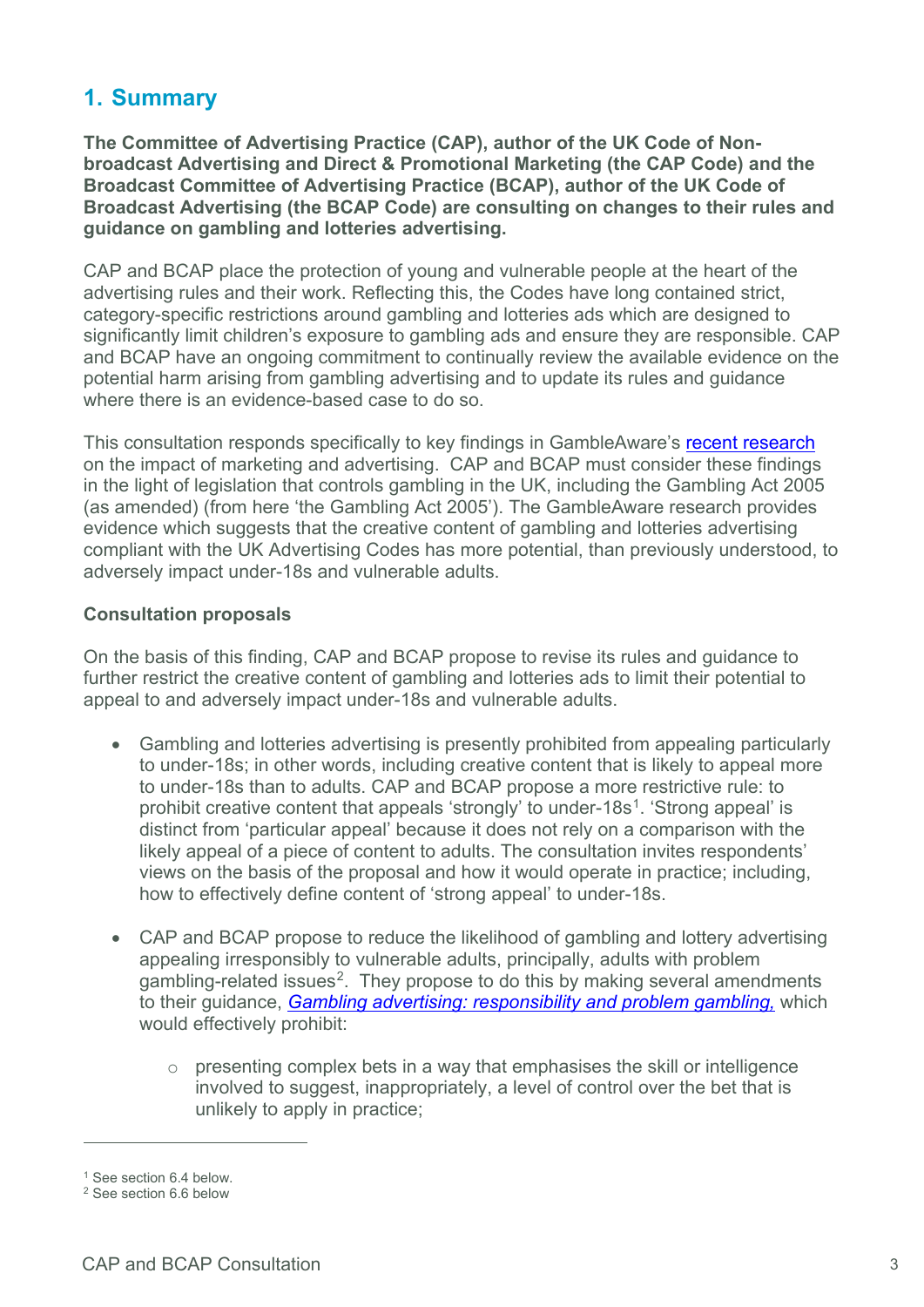## 1. Summary

**The Committee of Advertising Practice (CAP), author of the UK Code of Non-broadcast Advertising and Direct & Promotional Marketing (the CAP Code) and the Broadcast Committee of Advertising Practice (BCAP), author of the UK Code of Broadcast Advertising (the BCAP Code) are consulting on changes to their rules and guidance on gambling and lotteries advertising.**

CAP and BCAP place the protection of young and vulnerable people at the heart of the advertising rules and their work. Reflecting this, the Codes have long contained strict, category-specific restrictions around gambling and lotteries ads which are designed to significantly limit children's exposure to gambling ads and ensure they are responsible. CAP and BCAP have an ongoing commitment to continually review the available evidence on the potential harm arising from gambling advertising and to update its rules and guidance where there is an evidence-based case to do so.

This consultation responds specifically to key findings in GambleAware's recent research on the impact of marketing and advertising. CAP and BCAP must consider these findings in the light of legislation that controls gambling in the UK, including the Gambling Act 2005 (as amended) (from here 'the Gambling Act 2005'). The GambleAware research provides evidence which suggests that the creative content of gambling and lotteries advertising compliant with the UK Advertising Codes has more potential, than previously understood, to adversely impact under-18s and vulnerable adults.

**Consultation proposals**

On the basis of this finding, CAP and BCAP propose to revise its rules and guidance to further restrict the creative content of gambling and lotteries ads to limit their potential to appeal to and adversely impact under-18s and vulnerable adults.

- Gambling and lotteries advertising is presently prohibited from appealing particularly to under-18s; in other words, including creative content that is likely to appeal more to under-18s than to adults. CAP and BCAP propose a more restrictive rule: to prohibit creative content that appeals 'strongly' to under-18s[1]. 'Strong appeal' is distinct from 'particular appeal' because it does not rely on a comparison with the likely appeal of a piece of content to adults. The consultation invites respondents' views on the basis of the proposal and how it would operate in practice; including, how to effectively define content of 'strong appeal' to under-18s.

- CAP and BCAP propose to reduce the likelihood of gambling and lottery advertising appealing irresponsibly to vulnerable adults, principally, adults with problem gambling-related issues[2]. They propose to do this by making several amendments to their guidance, *Gambling advertising: responsibility and problem gambling,* which would effectively prohibit:

  - presenting complex bets in a way that emphasises the skill or intelligence involved to suggest, inappropriately, a level of control over the bet that is unlikely to apply in practice;

---

[1] See section 6.4 below.

[2] See section 6.6 below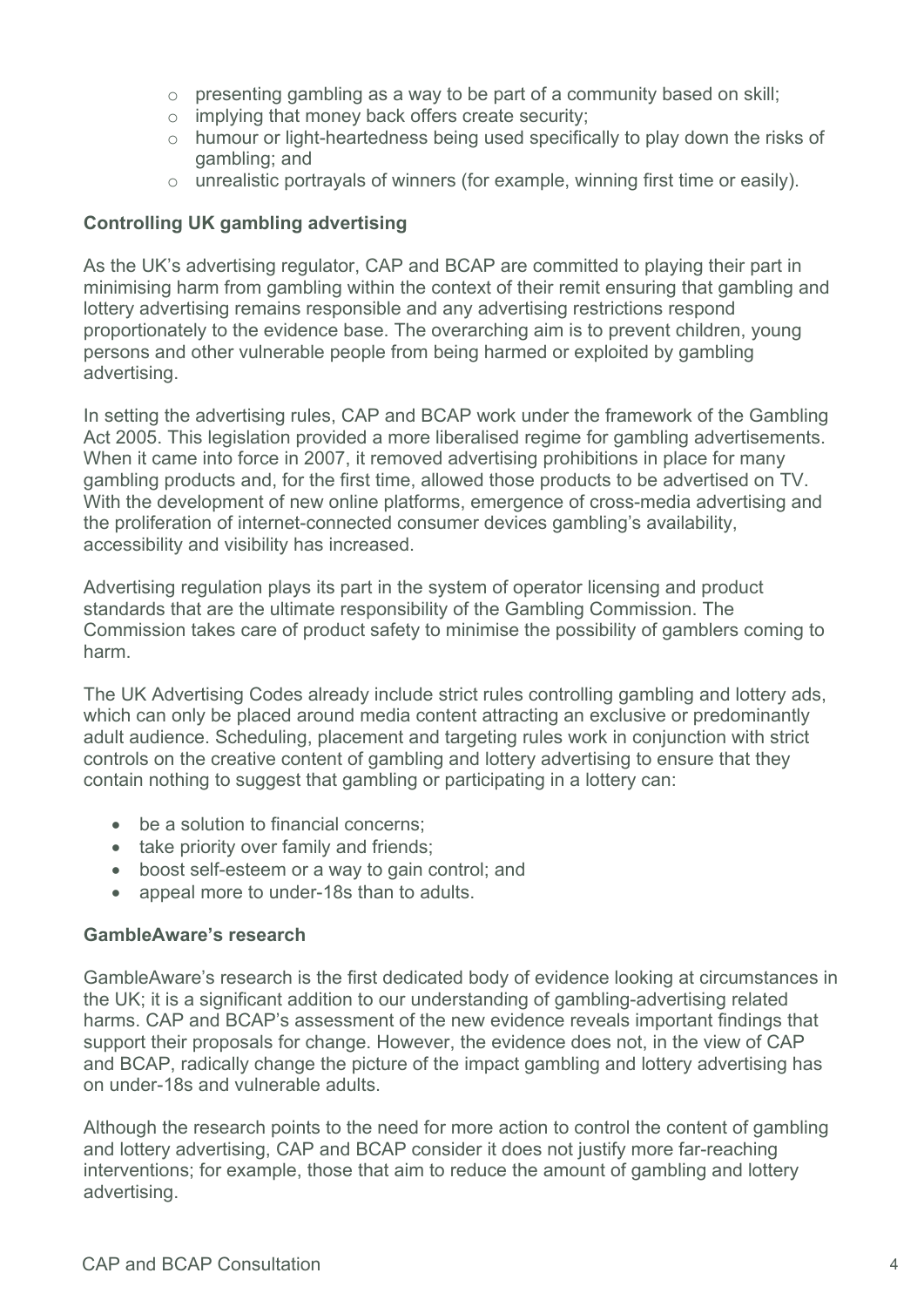- presenting gambling as a way to be part of a community based on skill;
    - implying that money back offers create security;
    - humour or light-heartedness being used specifically to play down the risks of gambling; and
    - unrealistic portrayals of winners (for example, winning first time or easily).

**Controlling UK gambling advertising**

As the UK's advertising regulator, CAP and BCAP are committed to playing their part in minimising harm from gambling within the context of their remit ensuring that gambling and lottery advertising remains responsible and any advertising restrictions respond proportionately to the evidence base. The overarching aim is to prevent children, young persons and other vulnerable people from being harmed or exploited by gambling advertising.

In setting the advertising rules, CAP and BCAP work under the framework of the Gambling Act 2005. This legislation provided a more liberalised regime for gambling advertisements. When it came into force in 2007, it removed advertising prohibitions in place for many gambling products and, for the first time, allowed those products to be advertised on TV. With the development of new online platforms, emergence of cross-media advertising and the proliferation of internet-connected consumer devices gambling's availability, accessibility and visibility has increased.

Advertising regulation plays its part in the system of operator licensing and product standards that are the ultimate responsibility of the Gambling Commission. The Commission takes care of product safety to minimise the possibility of gamblers coming to harm.

The UK Advertising Codes already include strict rules controlling gambling and lottery ads, which can only be placed around media content attracting an exclusive or predominantly adult audience. Scheduling, placement and targeting rules work in conjunction with strict controls on the creative content of gambling and lottery advertising to ensure that they contain nothing to suggest that gambling or participating in a lottery can:

- be a solution to financial concerns;
- take priority over family and friends;
- boost self-esteem or a way to gain control; and
- appeal more to under-18s than to adults.

**GambleAware's research**

GambleAware's research is the first dedicated body of evidence looking at circumstances in the UK; it is a significant addition to our understanding of gambling-advertising related harms. CAP and BCAP's assessment of the new evidence reveals important findings that support their proposals for change. However, the evidence does not, in the view of CAP and BCAP, radically change the picture of the impact gambling and lottery advertising has on under-18s and vulnerable adults.

Although the research points to the need for more action to control the content of gambling and lottery advertising, CAP and BCAP consider it does not justify more far-reaching interventions; for example, those that aim to reduce the amount of gambling and lottery advertising.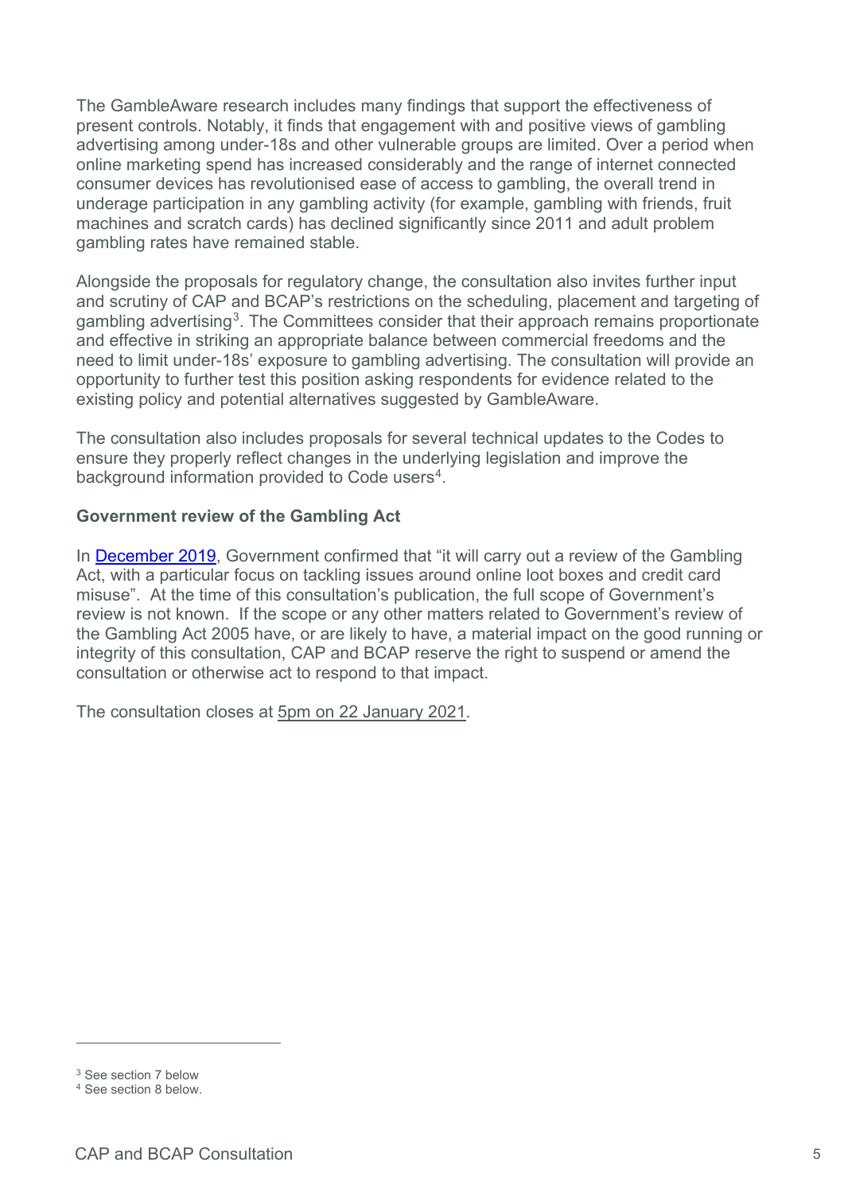The GambleAware research includes many findings that support the effectiveness of present controls. Notably, it finds that engagement with and positive views of gambling advertising among under-18s and other vulnerable groups are limited. Over a period when online marketing spend has increased considerably and the range of internet connected consumer devices has revolutionised ease of access to gambling, the overall trend in underage participation in any gambling activity (for example, gambling with friends, fruit machines and scratch cards) has declined significantly since 2011 and adult problem gambling rates have remained stable.

Alongside the proposals for regulatory change, the consultation also invites further input and scrutiny of CAP and BCAP's restrictions on the scheduling, placement and targeting of gambling advertising[3]. The Committees consider that their approach remains proportionate and effective in striking an appropriate balance between commercial freedoms and the need to limit under-18s' exposure to gambling advertising. The consultation will provide an opportunity to further test this position asking respondents for evidence related to the existing policy and potential alternatives suggested by GambleAware.

The consultation also includes proposals for several technical updates to the Codes to ensure they properly reflect changes in the underlying legislation and improve the background information provided to Code users[4].

**Government review of the Gambling Act**

In December 2019, Government confirmed that "it will carry out a review of the Gambling Act, with a particular focus on tackling issues around online loot boxes and credit card misuse". At the time of this consultation's publication, the full scope of Government's review is not known. If the scope or any other matters related to Government's review of the Gambling Act 2005 have, or are likely to have, a material impact on the good running or integrity of this consultation, CAP and BCAP reserve the right to suspend or amend the consultation or otherwise act to respond to that impact.

The consultation closes at 5pm on 22 January 2021.

---

[3] See section 7 below

[4] See section 8 below.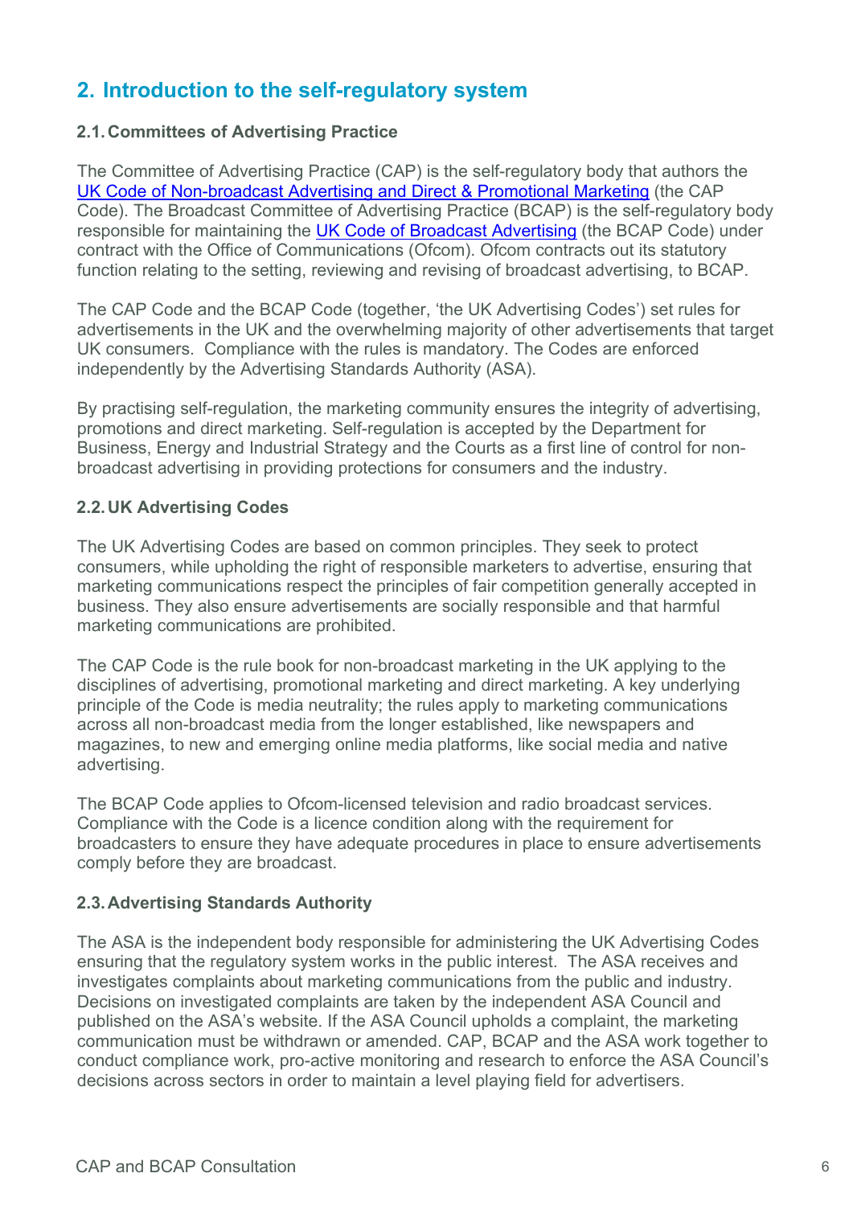## 2. Introduction to the self-regulatory system

### 2.1. Committees of Advertising Practice

The Committee of Advertising Practice (CAP) is the self-regulatory body that authors the [UK Code of Non-broadcast Advertising and Direct & Promotional Marketing](#) (the CAP Code). The Broadcast Committee of Advertising Practice (BCAP) is the self-regulatory body responsible for maintaining the [UK Code of Broadcast Advertising](#) (the BCAP Code) under contract with the Office of Communications (Ofcom). Ofcom contracts out its statutory function relating to the setting, reviewing and revising of broadcast advertising, to BCAP.

The CAP Code and the BCAP Code (together, 'the UK Advertising Codes') set rules for advertisements in the UK and the overwhelming majority of other advertisements that target UK consumers. Compliance with the rules is mandatory. The Codes are enforced independently by the Advertising Standards Authority (ASA).

By practising self-regulation, the marketing community ensures the integrity of advertising, promotions and direct marketing. Self-regulation is accepted by the Department for Business, Energy and Industrial Strategy and the Courts as a first line of control for non-broadcast advertising in providing protections for consumers and the industry.

### 2.2. UK Advertising Codes

The UK Advertising Codes are based on common principles. They seek to protect consumers, while upholding the right of responsible marketers to advertise, ensuring that marketing communications respect the principles of fair competition generally accepted in business. They also ensure advertisements are socially responsible and that harmful marketing communications are prohibited.

The CAP Code is the rule book for non-broadcast marketing in the UK applying to the disciplines of advertising, promotional marketing and direct marketing. A key underlying principle of the Code is media neutrality; the rules apply to marketing communications across all non-broadcast media from the longer established, like newspapers and magazines, to new and emerging online media platforms, like social media and native advertising.

The BCAP Code applies to Ofcom-licensed television and radio broadcast services. Compliance with the Code is a licence condition along with the requirement for broadcasters to ensure they have adequate procedures in place to ensure advertisements comply before they are broadcast.

### 2.3. Advertising Standards Authority

The ASA is the independent body responsible for administering the UK Advertising Codes ensuring that the regulatory system works in the public interest. The ASA receives and investigates complaints about marketing communications from the public and industry. Decisions on investigated complaints are taken by the independent ASA Council and published on the ASA's website. If the ASA Council upholds a complaint, the marketing communication must be withdrawn or amended. CAP, BCAP and the ASA work together to conduct compliance work, pro-active monitoring and research to enforce the ASA Council's decisions across sectors in order to maintain a level playing field for advertisers.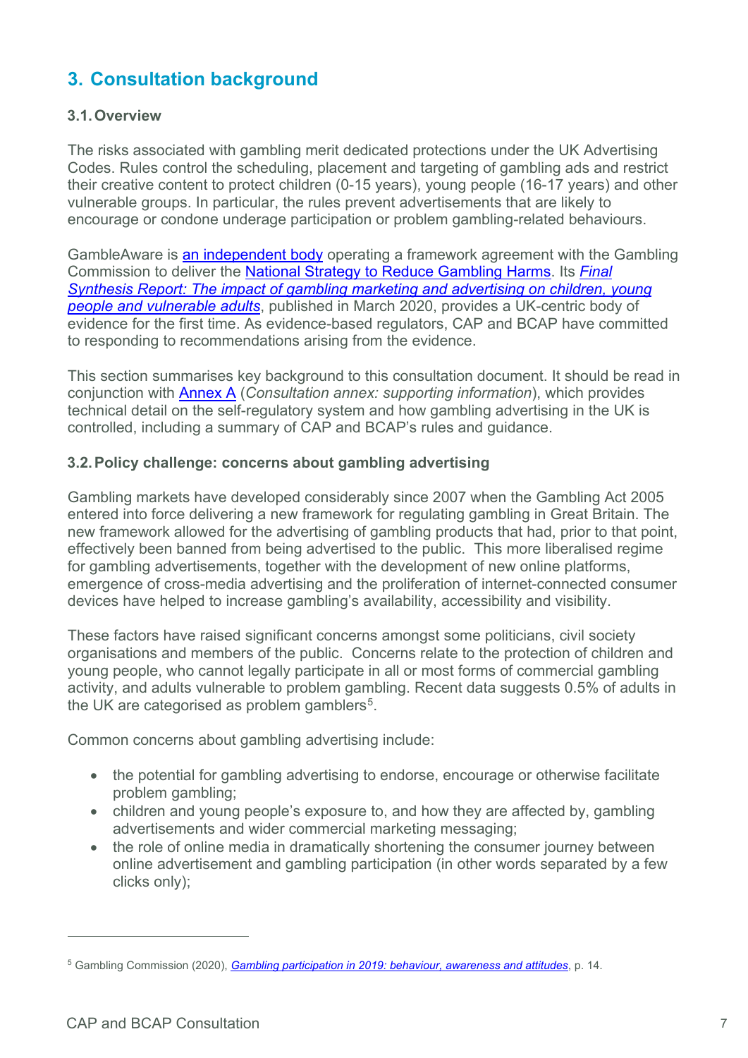## 3. Consultation background

### 3.1. Overview

The risks associated with gambling merit dedicated protections under the UK Advertising Codes. Rules control the scheduling, placement and targeting of gambling ads and restrict their creative content to protect children (0-15 years), young people (16-17 years) and other vulnerable groups. In particular, the rules prevent advertisements that are likely to encourage or condone underage participation or problem gambling-related behaviours.

GambleAware is an independent body operating a framework agreement with the Gambling Commission to deliver the National Strategy to Reduce Gambling Harms. Its *Final Synthesis Report: The impact of gambling marketing and advertising on children, young people and vulnerable adults*, published in March 2020, provides a UK-centric body of evidence for the first time. As evidence-based regulators, CAP and BCAP have committed to responding to recommendations arising from the evidence.

This section summarises key background to this consultation document. It should be read in conjunction with Annex A (*Consultation annex: supporting information*), which provides technical detail on the self-regulatory system and how gambling advertising in the UK is controlled, including a summary of CAP and BCAP's rules and guidance.

### 3.2. Policy challenge: concerns about gambling advertising

Gambling markets have developed considerably since 2007 when the Gambling Act 2005 entered into force delivering a new framework for regulating gambling in Great Britain. The new framework allowed for the advertising of gambling products that had, prior to that point, effectively been banned from being advertised to the public. This more liberalised regime for gambling advertisements, together with the development of new online platforms, emergence of cross-media advertising and the proliferation of internet-connected consumer devices have helped to increase gambling's availability, accessibility and visibility.

These factors have raised significant concerns amongst some politicians, civil society organisations and members of the public. Concerns relate to the protection of children and young people, who cannot legally participate in all or most forms of commercial gambling activity, and adults vulnerable to problem gambling. Recent data suggests 0.5% of adults in the UK are categorised as problem gamblers[5].

Common concerns about gambling advertising include:

- the potential for gambling advertising to endorse, encourage or otherwise facilitate problem gambling;
- children and young people's exposure to, and how they are affected by, gambling advertisements and wider commercial marketing messaging;
- the role of online media in dramatically shortening the consumer journey between online advertisement and gambling participation (in other words separated by a few clicks only);

---

[5] Gambling Commission (2020), *Gambling participation in 2019: behaviour, awareness and attitudes*, p. 14.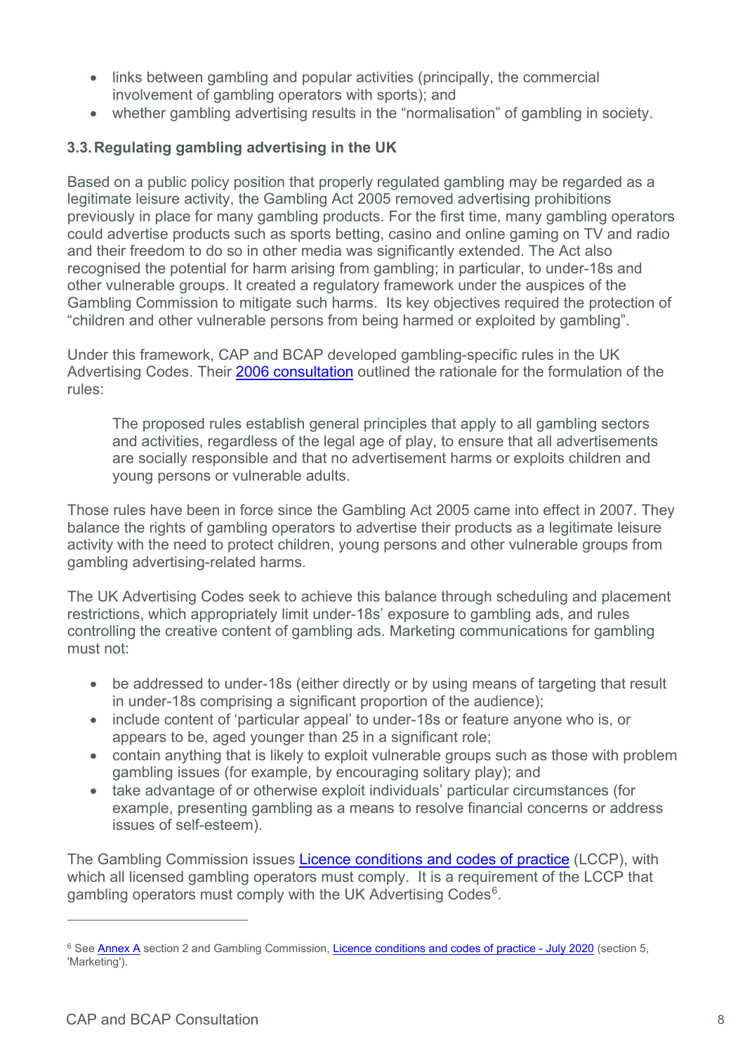- links between gambling and popular activities (principally, the commercial involvement of gambling operators with sports); and
- whether gambling advertising results in the "normalisation" of gambling in society.

### 3.3. Regulating gambling advertising in the UK

Based on a public policy position that properly regulated gambling may be regarded as a legitimate leisure activity, the Gambling Act 2005 removed advertising prohibitions previously in place for many gambling products. For the first time, many gambling operators could advertise products such as sports betting, casino and online gaming on TV and radio and their freedom to do so in other media was significantly extended. The Act also recognised the potential for harm arising from gambling; in particular, to under-18s and other vulnerable groups. It created a regulatory framework under the auspices of the Gambling Commission to mitigate such harms. Its key objectives required the protection of "children and other vulnerable persons from being harmed or exploited by gambling".

Under this framework, CAP and BCAP developed gambling-specific rules in the UK Advertising Codes. Their [2006 consultation](#) outlined the rationale for the formulation of the rules:

> The proposed rules establish general principles that apply to all gambling sectors and activities, regardless of the legal age of play, to ensure that all advertisements are socially responsible and that no advertisement harms or exploits children and young persons or vulnerable adults.

Those rules have been in force since the Gambling Act 2005 came into effect in 2007. They balance the rights of gambling operators to advertise their products as a legitimate leisure activity with the need to protect children, young persons and other vulnerable groups from gambling advertising-related harms.

The UK Advertising Codes seek to achieve this balance through scheduling and placement restrictions, which appropriately limit under-18s' exposure to gambling ads, and rules controlling the creative content of gambling ads. Marketing communications for gambling must not:

- be addressed to under-18s (either directly or by using means of targeting that result in under-18s comprising a significant proportion of the audience);
- include content of 'particular appeal' to under-18s or feature anyone who is, or appears to be, aged younger than 25 in a significant role;
- contain anything that is likely to exploit vulnerable groups such as those with problem gambling issues (for example, by encouraging solitary play); and
- take advantage of or otherwise exploit individuals' particular circumstances (for example, presenting gambling as a means to resolve financial concerns or address issues of self-esteem).

The Gambling Commission issues [Licence conditions and codes of practice](#) (LCCP), with which all licensed gambling operators must comply. It is a requirement of the LCCP that gambling operators must comply with the UK Advertising Codes[6].

---

[6] See [Annex A](#) section 2 and Gambling Commission, [Licence conditions and codes of practice - July 2020](#) (section 5, 'Marketing').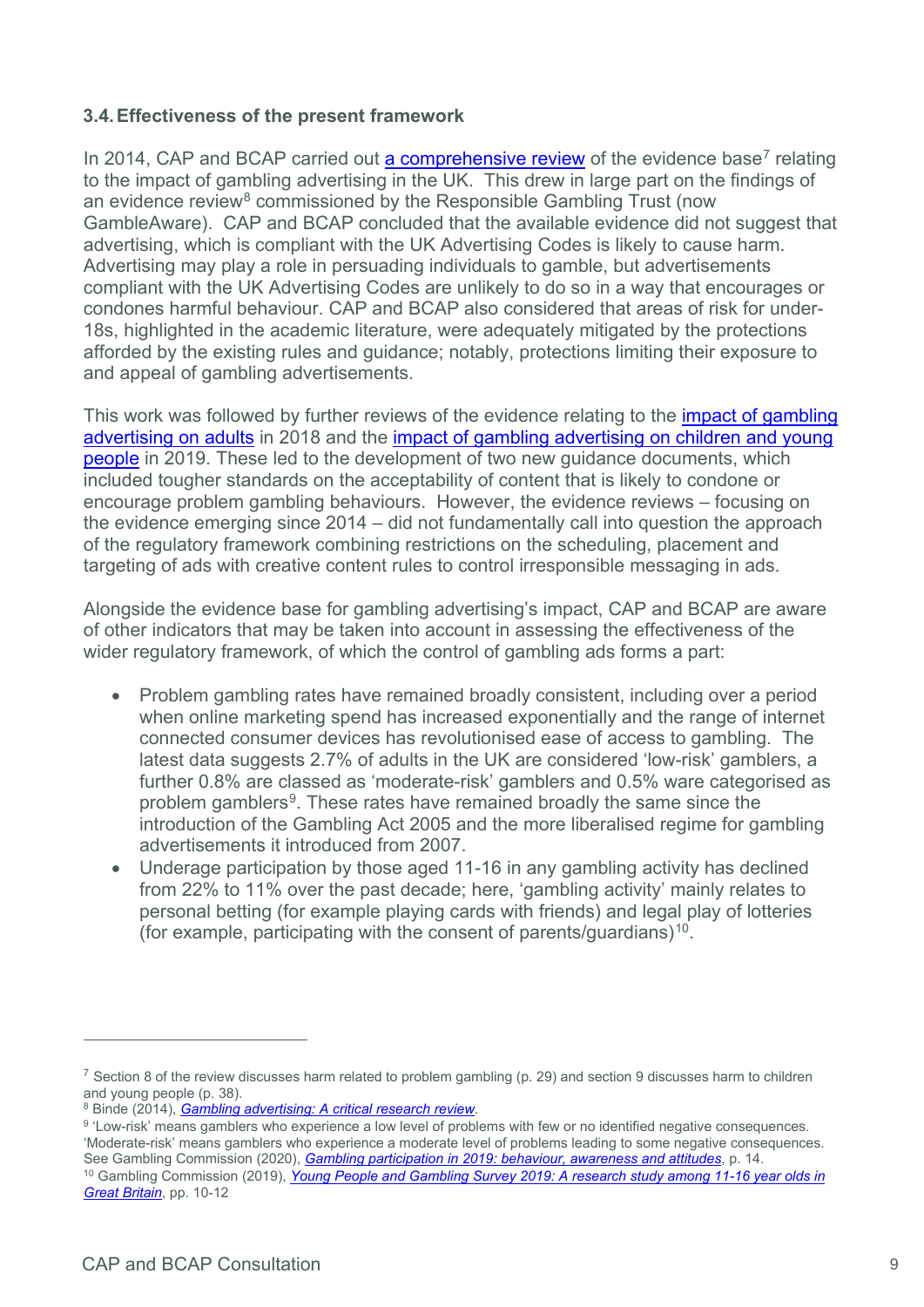### 3.4. Effectiveness of the present framework

In 2014, CAP and BCAP carried out a comprehensive review of the evidence base[7] relating to the impact of gambling advertising in the UK. This drew in large part on the findings of an evidence review[8] commissioned by the Responsible Gambling Trust (now GambleAware). CAP and BCAP concluded that the available evidence did not suggest that advertising, which is compliant with the UK Advertising Codes is likely to cause harm. Advertising may play a role in persuading individuals to gamble, but advertisements compliant with the UK Advertising Codes are unlikely to do so in a way that encourages or condones harmful behaviour. CAP and BCAP also considered that areas of risk for under-18s, highlighted in the academic literature, were adequately mitigated by the protections afforded by the existing rules and guidance; notably, protections limiting their exposure to and appeal of gambling advertisements.

This work was followed by further reviews of the evidence relating to the impact of gambling advertising on adults in 2018 and the impact of gambling advertising on children and young people in 2019. These led to the development of two new guidance documents, which included tougher standards on the acceptability of content that is likely to condone or encourage problem gambling behaviours. However, the evidence reviews – focusing on the evidence emerging since 2014 – did not fundamentally call into question the approach of the regulatory framework combining restrictions on the scheduling, placement and targeting of ads with creative content rules to control irresponsible messaging in ads.

Alongside the evidence base for gambling advertising's impact, CAP and BCAP are aware of other indicators that may be taken into account in assessing the effectiveness of the wider regulatory framework, of which the control of gambling ads forms a part:

- Problem gambling rates have remained broadly consistent, including over a period when online marketing spend has increased exponentially and the range of internet connected consumer devices has revolutionised ease of access to gambling. The latest data suggests 2.7% of adults in the UK are considered 'low-risk' gamblers, a further 0.8% are classed as 'moderate-risk' gamblers and 0.5% ware categorised as problem gamblers[9]. These rates have remained broadly the same since the introduction of the Gambling Act 2005 and the more liberalised regime for gambling advertisements it introduced from 2007.
- Underage participation by those aged 11-16 in any gambling activity has declined from 22% to 11% over the past decade; here, 'gambling activity' mainly relates to personal betting (for example playing cards with friends) and legal play of lotteries (for example, participating with the consent of parents/guardians)[10].

---

[7] Section 8 of the review discusses harm related to problem gambling (p. 29) and section 9 discusses harm to children and young people (p. 38).

[8] Binde (2014), *Gambling advertising: A critical research review*.

[9] 'Low-risk' means gamblers who experience a low level of problems with few or no identified negative consequences. 'Moderate-risk' means gamblers who experience a moderate level of problems leading to some negative consequences. See Gambling Commission (2020), *Gambling participation in 2019: behaviour, awareness and attitudes*, p. 14.

[10] Gambling Commission (2019), *Young People and Gambling Survey 2019: A research study among 11-16 year olds in Great Britain*, pp. 10-12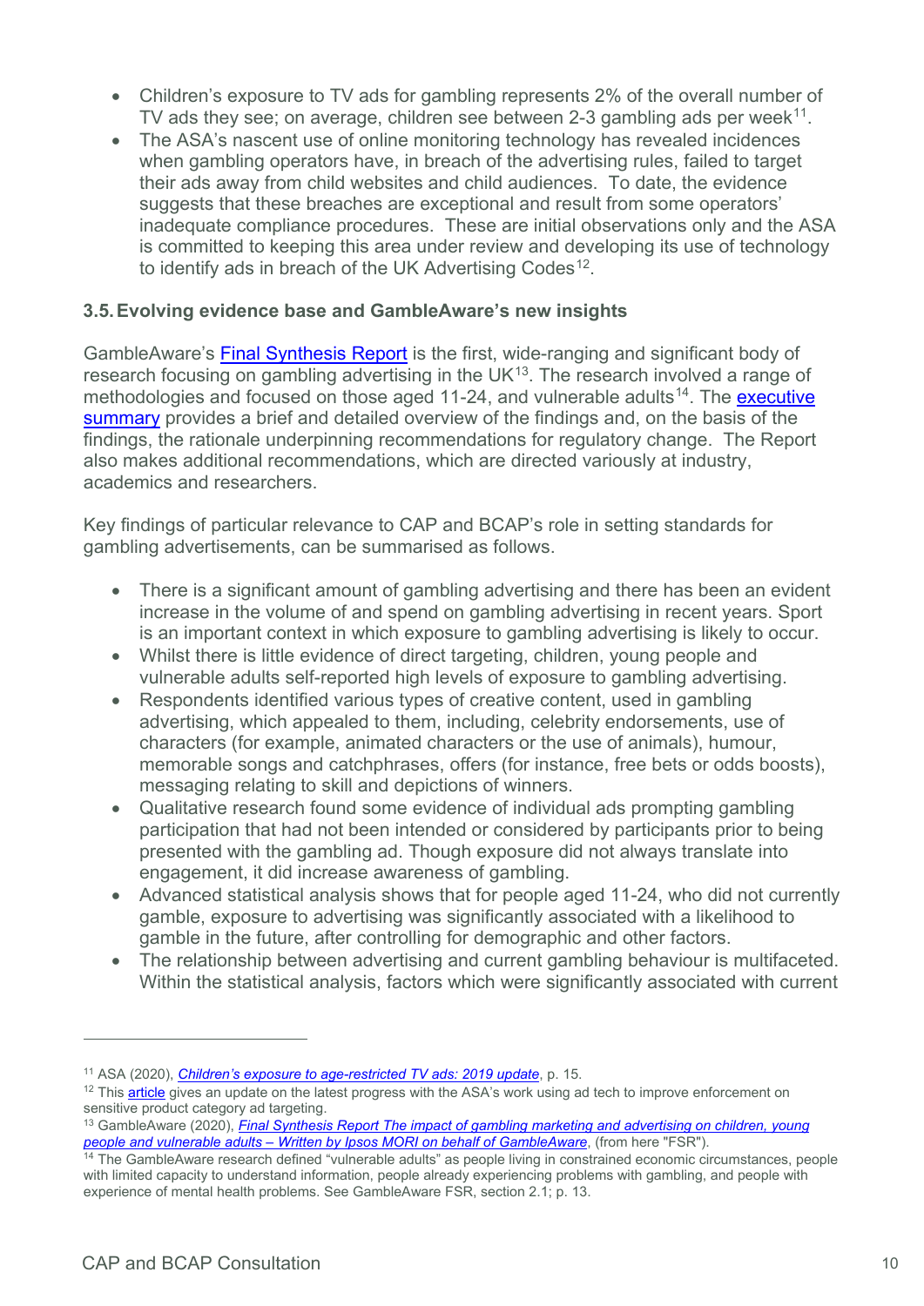- Children's exposure to TV ads for gambling represents 2% of the overall number of TV ads they see; on average, children see between 2-3 gambling ads per week[11].
- The ASA's nascent use of online monitoring technology has revealed incidences when gambling operators have, in breach of the advertising rules, failed to target their ads away from child websites and child audiences. To date, the evidence suggests that these breaches are exceptional and result from some operators' inadequate compliance procedures. These are initial observations only and the ASA is committed to keeping this area under review and developing its use of technology to identify ads in breach of the UK Advertising Codes[12].

### 3.5. Evolving evidence base and GambleAware's new insights

GambleAware's Final Synthesis Report is the first, wide-ranging and significant body of research focusing on gambling advertising in the UK[13]. The research involved a range of methodologies and focused on those aged 11-24, and vulnerable adults[14]. The executive summary provides a brief and detailed overview of the findings and, on the basis of the findings, the rationale underpinning recommendations for regulatory change. The Report also makes additional recommendations, which are directed variously at industry, academics and researchers.

Key findings of particular relevance to CAP and BCAP's role in setting standards for gambling advertisements, can be summarised as follows.

- There is a significant amount of gambling advertising and there has been an evident increase in the volume of and spend on gambling advertising in recent years. Sport is an important context in which exposure to gambling advertising is likely to occur.
- Whilst there is little evidence of direct targeting, children, young people and vulnerable adults self-reported high levels of exposure to gambling advertising.
- Respondents identified various types of creative content, used in gambling advertising, which appealed to them, including, celebrity endorsements, use of characters (for example, animated characters or the use of animals), humour, memorable songs and catchphrases, offers (for instance, free bets or odds boosts), messaging relating to skill and depictions of winners.
- Qualitative research found some evidence of individual ads prompting gambling participation that had not been intended or considered by participants prior to being presented with the gambling ad. Though exposure did not always translate into engagement, it did increase awareness of gambling.
- Advanced statistical analysis shows that for people aged 11-24, who did not currently gamble, exposure to advertising was significantly associated with a likelihood to gamble in the future, after controlling for demographic and other factors.
- The relationship between advertising and current gambling behaviour is multifaceted. Within the statistical analysis, factors which were significantly associated with current

---

[11] ASA (2020), *Children's exposure to age-restricted TV ads: 2019 update*, p. 15.

[12] This article gives an update on the latest progress with the ASA's work using ad tech to improve enforcement on sensitive product category ad targeting.

[13] GambleAware (2020), *Final Synthesis Report The impact of gambling marketing and advertising on children, young people and vulnerable adults – Written by Ipsos MORI on behalf of GambleAware*, (from here "FSR").

[14] The GambleAware research defined "vulnerable adults" as people living in constrained economic circumstances, people with limited capacity to understand information, people already experiencing problems with gambling, and people with experience of mental health problems. See GambleAware FSR, section 2.1; p. 13.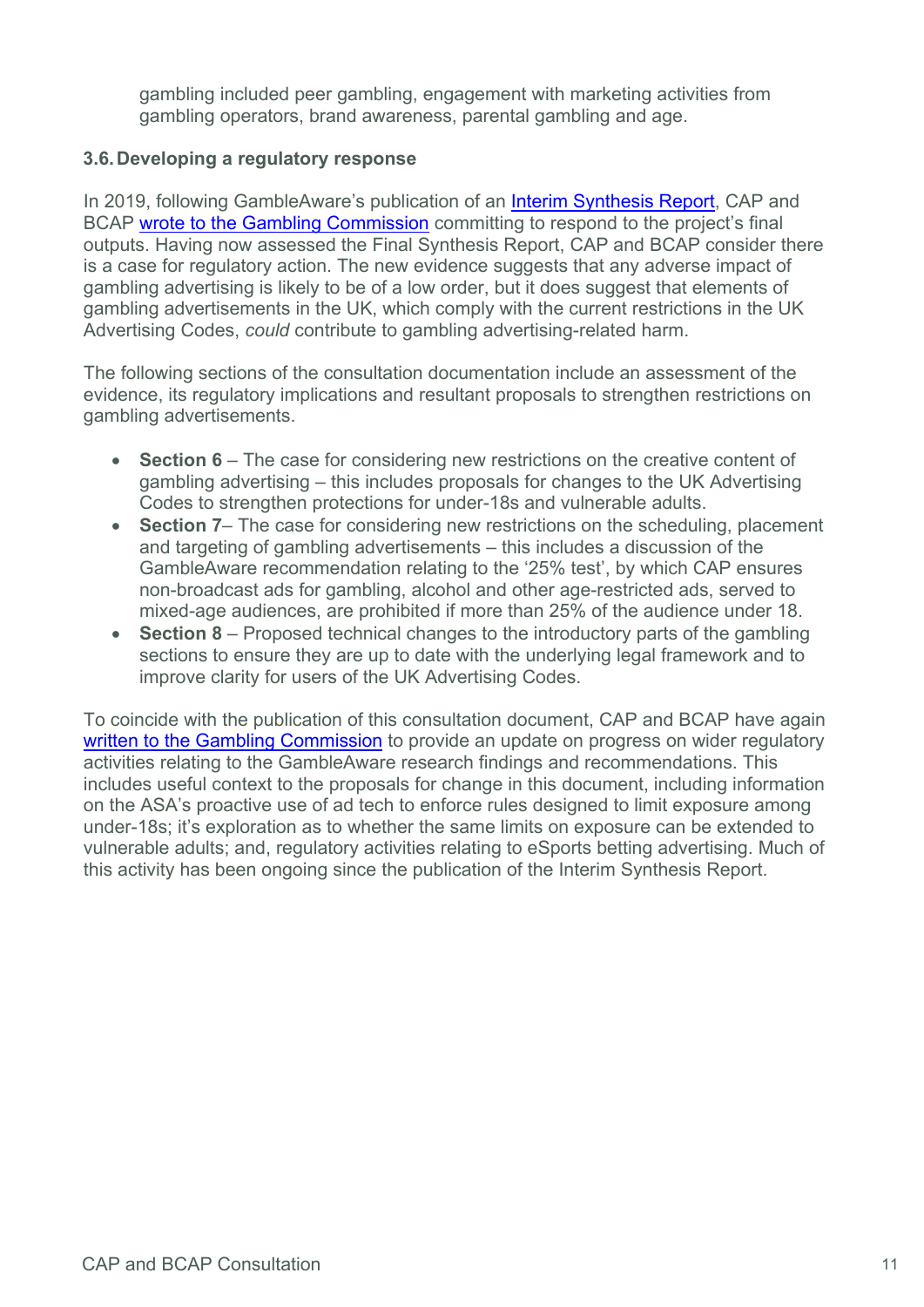gambling included peer gambling, engagement with marketing activities from gambling operators, brand awareness, parental gambling and age.

### 3.6. Developing a regulatory response

In 2019, following GambleAware's publication of an Interim Synthesis Report, CAP and BCAP wrote to the Gambling Commission committing to respond to the project's final outputs. Having now assessed the Final Synthesis Report, CAP and BCAP consider there is a case for regulatory action. The new evidence suggests that any adverse impact of gambling advertising is likely to be of a low order, but it does suggest that elements of gambling advertisements in the UK, which comply with the current restrictions in the UK Advertising Codes, *could* contribute to gambling advertising-related harm.

The following sections of the consultation documentation include an assessment of the evidence, its regulatory implications and resultant proposals to strengthen restrictions on gambling advertisements.

- **Section 6** – The case for considering new restrictions on the creative content of gambling advertising – this includes proposals for changes to the UK Advertising Codes to strengthen protections for under-18s and vulnerable adults.
- **Section 7**– The case for considering new restrictions on the scheduling, placement and targeting of gambling advertisements – this includes a discussion of the GambleAware recommendation relating to the '25% test', by which CAP ensures non-broadcast ads for gambling, alcohol and other age-restricted ads, served to mixed-age audiences, are prohibited if more than 25% of the audience under 18.
- **Section 8** – Proposed technical changes to the introductory parts of the gambling sections to ensure they are up to date with the underlying legal framework and to improve clarity for users of the UK Advertising Codes.

To coincide with the publication of this consultation document, CAP and BCAP have again written to the Gambling Commission to provide an update on progress on wider regulatory activities relating to the GambleAware research findings and recommendations. This includes useful context to the proposals for change in this document, including information on the ASA's proactive use of ad tech to enforce rules designed to limit exposure among under-18s; it's exploration as to whether the same limits on exposure can be extended to vulnerable adults; and, regulatory activities relating to eSports betting advertising. Much of this activity has been ongoing since the publication of the Interim Synthesis Report.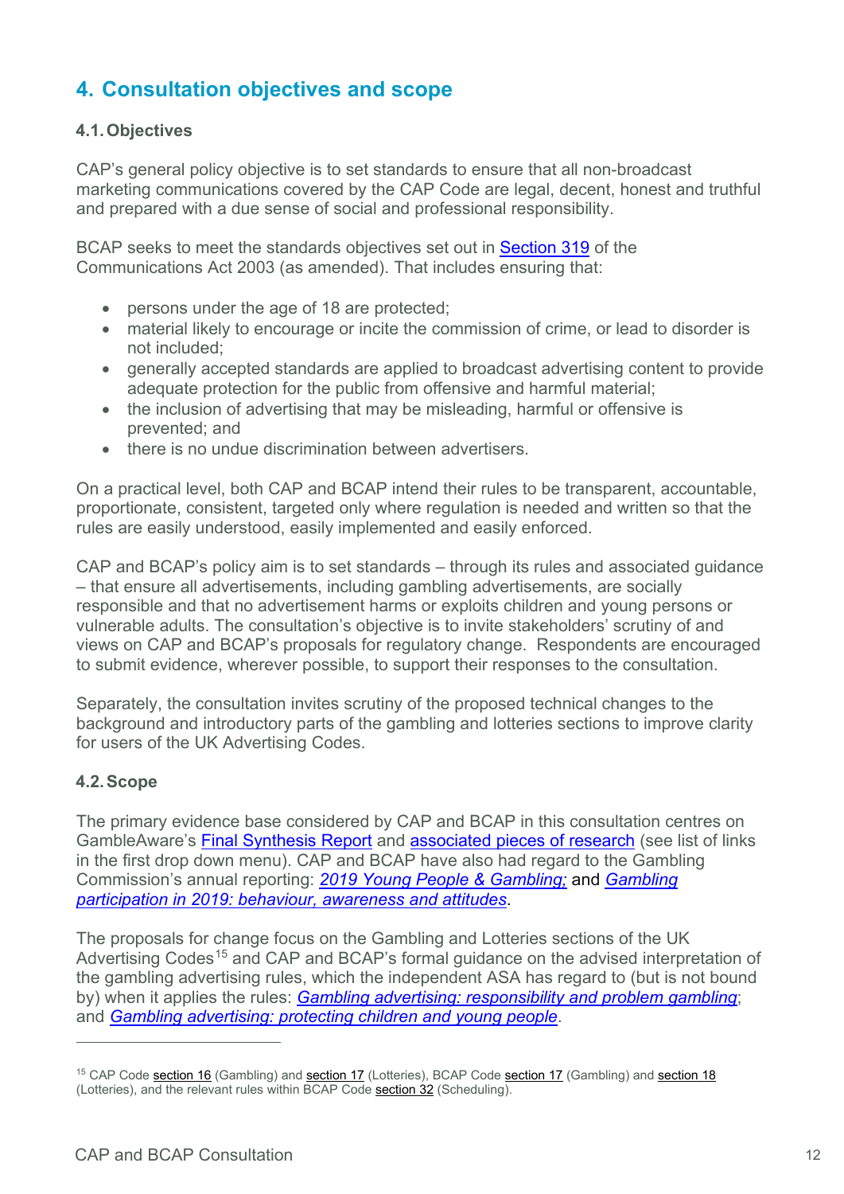# 4. Consultation objectives and scope

## 4.1. Objectives

CAP's general policy objective is to set standards to ensure that all non-broadcast marketing communications covered by the CAP Code are legal, decent, honest and truthful and prepared with a due sense of social and professional responsibility.

BCAP seeks to meet the standards objectives set out in Section 319 of the Communications Act 2003 (as amended). That includes ensuring that:

- persons under the age of 18 are protected;
- material likely to encourage or incite the commission of crime, or lead to disorder is not included;
- generally accepted standards are applied to broadcast advertising content to provide adequate protection for the public from offensive and harmful material;
- the inclusion of advertising that may be misleading, harmful or offensive is prevented; and
- there is no undue discrimination between advertisers.

On a practical level, both CAP and BCAP intend their rules to be transparent, accountable, proportionate, consistent, targeted only where regulation is needed and written so that the rules are easily understood, easily implemented and easily enforced.

CAP and BCAP's policy aim is to set standards – through its rules and associated guidance – that ensure all advertisements, including gambling advertisements, are socially responsible and that no advertisement harms or exploits children and young persons or vulnerable adults. The consultation's objective is to invite stakeholders' scrutiny of and views on CAP and BCAP's proposals for regulatory change. Respondents are encouraged to submit evidence, wherever possible, to support their responses to the consultation.

Separately, the consultation invites scrutiny of the proposed technical changes to the background and introductory parts of the gambling and lotteries sections to improve clarity for users of the UK Advertising Codes.

## 4.2. Scope

The primary evidence base considered by CAP and BCAP in this consultation centres on GambleAware's Final Synthesis Report and associated pieces of research (see list of links in the first drop down menu). CAP and BCAP have also had regard to the Gambling Commission's annual reporting: *2019 Young People & Gambling;* and *Gambling participation in 2019: behaviour, awareness and attitudes*.

The proposals for change focus on the Gambling and Lotteries sections of the UK Advertising Codes[15] and CAP and BCAP's formal guidance on the advised interpretation of the gambling advertising rules, which the independent ASA has regard to (but is not bound by) when it applies the rules: *Gambling advertising: responsibility and problem gambling*; and *Gambling advertising: protecting children and young people*.

---

[15] CAP Code section 16 (Gambling) and section 17 (Lotteries), BCAP Code section 17 (Gambling) and section 18 (Lotteries), and the relevant rules within BCAP Code section 32 (Scheduling).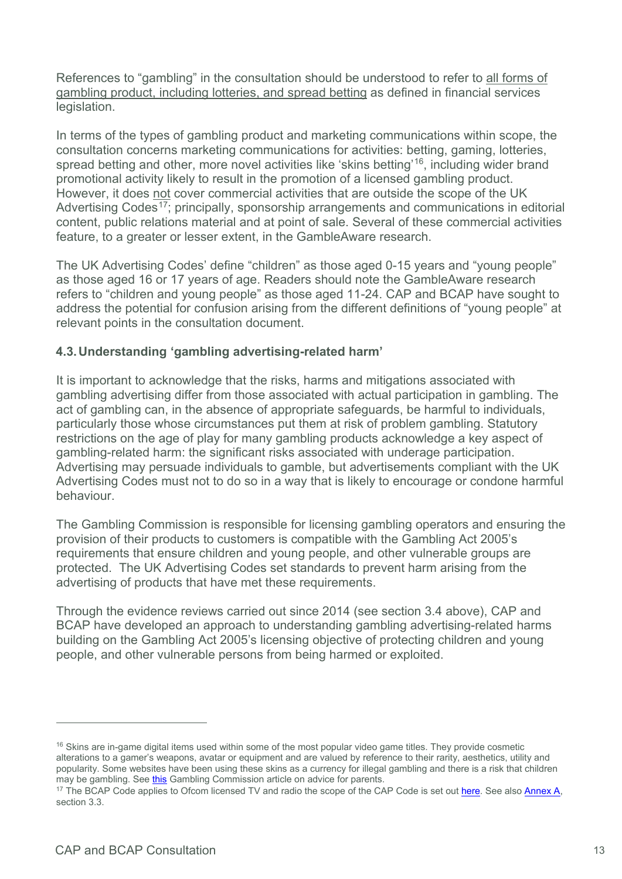References to “gambling” in the consultation should be understood to refer to all forms of gambling product, including lotteries, and spread betting as defined in financial services legislation.

In terms of the types of gambling product and marketing communications within scope, the consultation concerns marketing communications for activities: betting, gaming, lotteries, spread betting and other, more novel activities like ‘skins betting’[16], including wider brand promotional activity likely to result in the promotion of a licensed gambling product. However, it does not cover commercial activities that are outside the scope of the UK Advertising Codes[17]; principally, sponsorship arrangements and communications in editorial content, public relations material and at point of sale. Several of these commercial activities feature, to a greater or lesser extent, in the GambleAware research.

The UK Advertising Codes’ define “children” as those aged 0-15 years and “young people” as those aged 16 or 17 years of age. Readers should note the GambleAware research refers to “children and young people” as those aged 11-24. CAP and BCAP have sought to address the potential for confusion arising from the different definitions of “young people” at relevant points in the consultation document.

### 4.3. Understanding ‘gambling advertising-related harm’

It is important to acknowledge that the risks, harms and mitigations associated with gambling advertising differ from those associated with actual participation in gambling. The act of gambling can, in the absence of appropriate safeguards, be harmful to individuals, particularly those whose circumstances put them at risk of problem gambling. Statutory restrictions on the age of play for many gambling products acknowledge a key aspect of gambling-related harm: the significant risks associated with underage participation. Advertising may persuade individuals to gamble, but advertisements compliant with the UK Advertising Codes must not to do so in a way that is likely to encourage or condone harmful behaviour.

The Gambling Commission is responsible for licensing gambling operators and ensuring the provision of their products to customers is compatible with the Gambling Act 2005’s requirements that ensure children and young people, and other vulnerable groups are protected. The UK Advertising Codes set standards to prevent harm arising from the advertising of products that have met these requirements.

Through the evidence reviews carried out since 2014 (see section 3.4 above), CAP and BCAP have developed an approach to understanding gambling advertising-related harms building on the Gambling Act 2005’s licensing objective of protecting children and young people, and other vulnerable persons from being harmed or exploited.

---

[16] Skins are in-game digital items used within some of the most popular video game titles. They provide cosmetic alterations to a gamer’s weapons, avatar or equipment and are valued by reference to their rarity, aesthetics, utility and popularity. Some websites have been using these skins as a currency for illegal gambling and there is a risk that children may be gambling. See this Gambling Commission article on advice for parents.

[17] The BCAP Code applies to Ofcom licensed TV and radio the scope of the CAP Code is set out here. See also Annex A, section 3.3.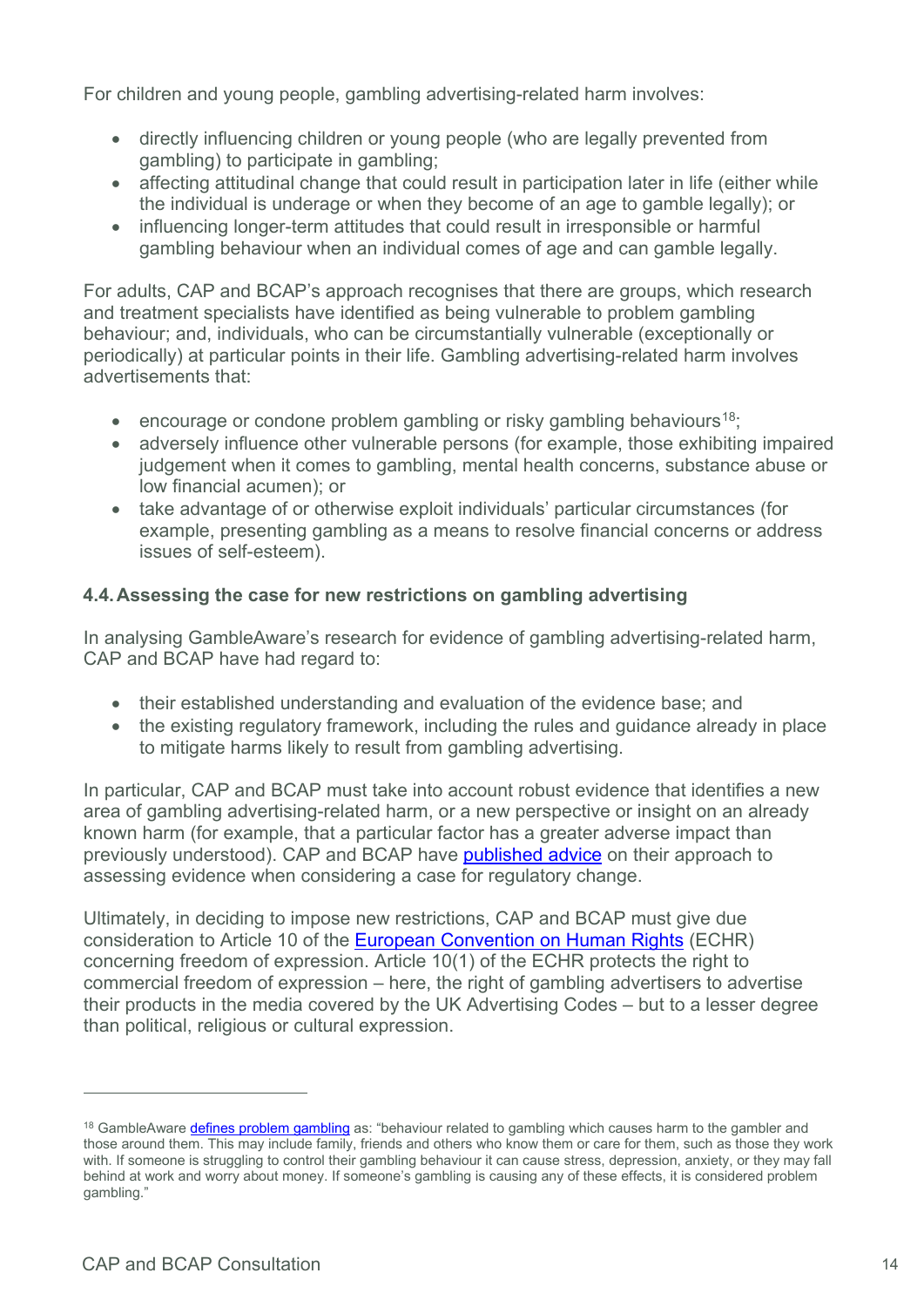For children and young people, gambling advertising-related harm involves:

- directly influencing children or young people (who are legally prevented from gambling) to participate in gambling;
- affecting attitudinal change that could result in participation later in life (either while the individual is underage or when they become of an age to gamble legally); or
- influencing longer-term attitudes that could result in irresponsible or harmful gambling behaviour when an individual comes of age and can gamble legally.

For adults, CAP and BCAP's approach recognises that there are groups, which research and treatment specialists have identified as being vulnerable to problem gambling behaviour; and, individuals, who can be circumstantially vulnerable (exceptionally or periodically) at particular points in their life. Gambling advertising-related harm involves advertisements that:

- encourage or condone problem gambling or risky gambling behaviours[18];
- adversely influence other vulnerable persons (for example, those exhibiting impaired judgement when it comes to gambling, mental health concerns, substance abuse or low financial acumen); or
- take advantage of or otherwise exploit individuals' particular circumstances (for example, presenting gambling as a means to resolve financial concerns or address issues of self-esteem).

### 4.4. Assessing the case for new restrictions on gambling advertising

In analysing GambleAware's research for evidence of gambling advertising-related harm, CAP and BCAP have had regard to:

- their established understanding and evaluation of the evidence base; and
- the existing regulatory framework, including the rules and guidance already in place to mitigate harms likely to result from gambling advertising.

In particular, CAP and BCAP must take into account robust evidence that identifies a new area of gambling advertising-related harm, or a new perspective or insight on an already known harm (for example, that a particular factor has a greater adverse impact than previously understood). CAP and BCAP have published advice on their approach to assessing evidence when considering a case for regulatory change.

Ultimately, in deciding to impose new restrictions, CAP and BCAP must give due consideration to Article 10 of the European Convention on Human Rights (ECHR) concerning freedom of expression. Article 10(1) of the ECHR protects the right to commercial freedom of expression – here, the right of gambling advertisers to advertise their products in the media covered by the UK Advertising Codes – but to a lesser degree than political, religious or cultural expression.

---

[18] GambleAware defines problem gambling as: "behaviour related to gambling which causes harm to the gambler and those around them. This may include family, friends and others who know them or care for them, such as those they work with. If someone is struggling to control their gambling behaviour it can cause stress, depression, anxiety, or they may fall behind at work and worry about money. If someone's gambling is causing any of these effects, it is considered problem gambling."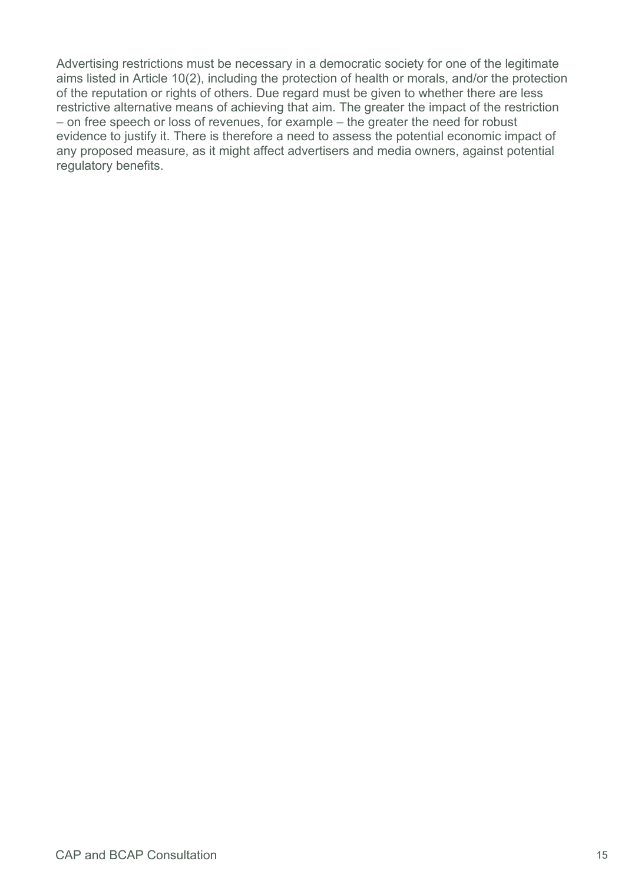Advertising restrictions must be necessary in a democratic society for one of the legitimate aims listed in Article 10(2), including the protection of health or morals, and/or the protection of the reputation or rights of others. Due regard must be given to whether there are less restrictive alternative means of achieving that aim. The greater the impact of the restriction – on free speech or loss of revenues, for example – the greater the need for robust evidence to justify it. There is therefore a need to assess the potential economic impact of any proposed measure, as it might affect advertisers and media owners, against potential regulatory benefits.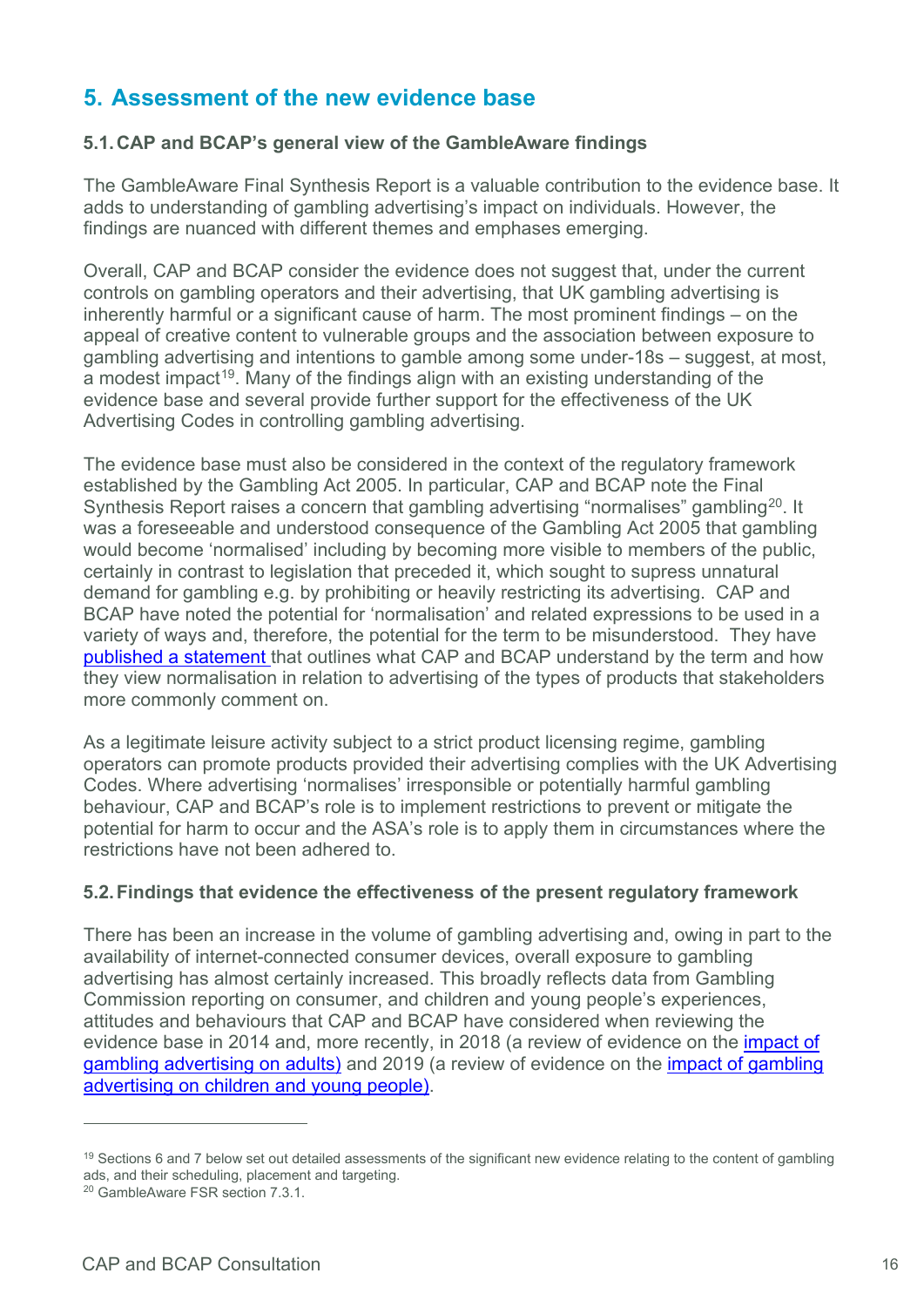## 5. Assessment of the new evidence base

### 5.1. CAP and BCAP's general view of the GambleAware findings

The GambleAware Final Synthesis Report is a valuable contribution to the evidence base. It adds to understanding of gambling advertising's impact on individuals. However, the findings are nuanced with different themes and emphases emerging.

Overall, CAP and BCAP consider the evidence does not suggest that, under the current controls on gambling operators and their advertising, that UK gambling advertising is inherently harmful or a significant cause of harm. The most prominent findings – on the appeal of creative content to vulnerable groups and the association between exposure to gambling advertising and intentions to gamble among some under-18s – suggest, at most, a modest impact[19]. Many of the findings align with an existing understanding of the evidence base and several provide further support for the effectiveness of the UK Advertising Codes in controlling gambling advertising.

The evidence base must also be considered in the context of the regulatory framework established by the Gambling Act 2005. In particular, CAP and BCAP note the Final Synthesis Report raises a concern that gambling advertising "normalises" gambling[20]. It was a foreseeable and understood consequence of the Gambling Act 2005 that gambling would become 'normalised' including by becoming more visible to members of the public, certainly in contrast to legislation that preceded it, which sought to supress unnatural demand for gambling e.g. by prohibiting or heavily restricting its advertising. CAP and BCAP have noted the potential for 'normalisation' and related expressions to be used in a variety of ways and, therefore, the potential for the term to be misunderstood. They have published a statement that outlines what CAP and BCAP understand by the term and how they view normalisation in relation to advertising of the types of products that stakeholders more commonly comment on.

As a legitimate leisure activity subject to a strict product licensing regime, gambling operators can promote products provided their advertising complies with the UK Advertising Codes. Where advertising 'normalises' irresponsible or potentially harmful gambling behaviour, CAP and BCAP's role is to implement restrictions to prevent or mitigate the potential for harm to occur and the ASA's role is to apply them in circumstances where the restrictions have not been adhered to.

### 5.2. Findings that evidence the effectiveness of the present regulatory framework

There has been an increase in the volume of gambling advertising and, owing in part to the availability of internet-connected consumer devices, overall exposure to gambling advertising has almost certainly increased. This broadly reflects data from Gambling Commission reporting on consumer, and children and young people's experiences, attitudes and behaviours that CAP and BCAP have considered when reviewing the evidence base in 2014 and, more recently, in 2018 (a review of evidence on the impact of gambling advertising on adults) and 2019 (a review of evidence on the impact of gambling advertising on children and young people).

---

[19] Sections 6 and 7 below set out detailed assessments of the significant new evidence relating to the content of gambling ads, and their scheduling, placement and targeting.

[20] GambleAware FSR section 7.3.1.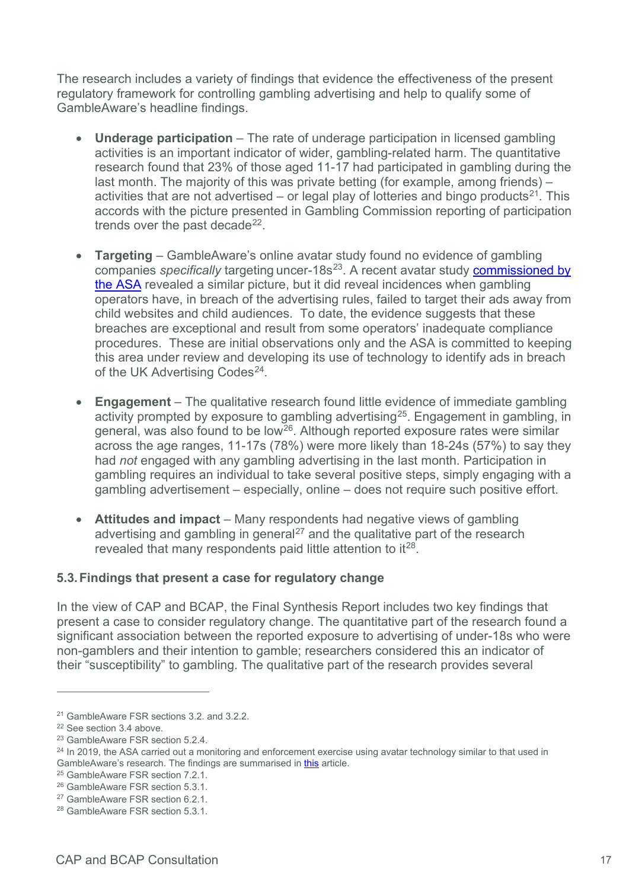The research includes a variety of findings that evidence the effectiveness of the present regulatory framework for controlling gambling advertising and help to qualify some of GambleAware's headline findings.

- **Underage participation** – The rate of underage participation in licensed gambling activities is an important indicator of wider, gambling-related harm. The quantitative research found that 23% of those aged 11-17 had participated in gambling during the last month. The majority of this was private betting (for example, among friends) – activities that are not advertised – or legal play of lotteries and bingo products[21]. This accords with the picture presented in Gambling Commission reporting of participation trends over the past decade[22].

- **Targeting** – GambleAware's online avatar study found no evidence of gambling companies *specifically* targeting uncer-18s[23]. A recent avatar study commissioned by the ASA revealed a similar picture, but it did reveal incidences when gambling operators have, in breach of the advertising rules, failed to target their ads away from child websites and child audiences. To date, the evidence suggests that these breaches are exceptional and result from some operators' inadequate compliance procedures. These are initial observations only and the ASA is committed to keeping this area under review and developing its use of technology to identify ads in breach of the UK Advertising Codes[24].

- **Engagement** – The qualitative research found little evidence of immediate gambling activity prompted by exposure to gambling advertising[25]. Engagement in gambling, in general, was also found to be low[26]. Although reported exposure rates were similar across the age ranges, 11-17s (78%) were more likely than 18-24s (57%) to say they had *not* engaged with any gambling advertising in the last month. Participation in gambling requires an individual to take several positive steps, simply engaging with a gambling advertisement – especially, online – does not require such positive effort.

- **Attitudes and impact** – Many respondents had negative views of gambling advertising and gambling in general[27] and the qualitative part of the research revealed that many respondents paid little attention to it[28].

### 5.3. Findings that present a case for regulatory change

In the view of CAP and BCAP, the Final Synthesis Report includes two key findings that present a case to consider regulatory change. The quantitative part of the research found a significant association between the reported exposure to advertising of under-18s who were non-gamblers and their intention to gamble; researchers considered this an indicator of their "susceptibility" to gambling. The qualitative part of the research provides several

---

[21] GambleAware FSR sections 3.2. and 3.2.2.
[22] See section 3.4 above.
[23] GambleAware FSR section 5.2.4.
[24] In 2019, the ASA carried out a monitoring and enforcement exercise using avatar technology similar to that used in GambleAware's research. The findings are summarised in this article.
[25] GambleAware FSR section 7.2.1.
[26] GambleAware FSR section 5.3.1.
[27] GambleAware FSR section 6.2.1.
[28] GambleAware FSR section 5.3.1.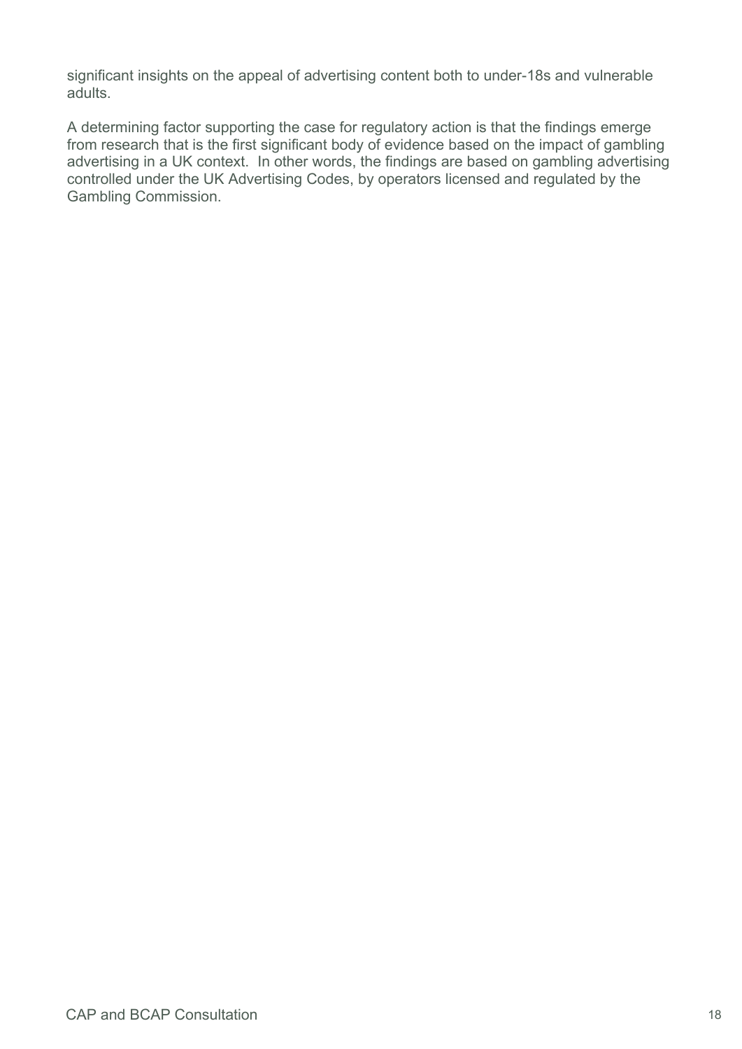significant insights on the appeal of advertising content both to under-18s and vulnerable adults.

A determining factor supporting the case for regulatory action is that the findings emerge from research that is the first significant body of evidence based on the impact of gambling advertising in a UK context. In other words, the findings are based on gambling advertising controlled under the UK Advertising Codes, by operators licensed and regulated by the Gambling Commission.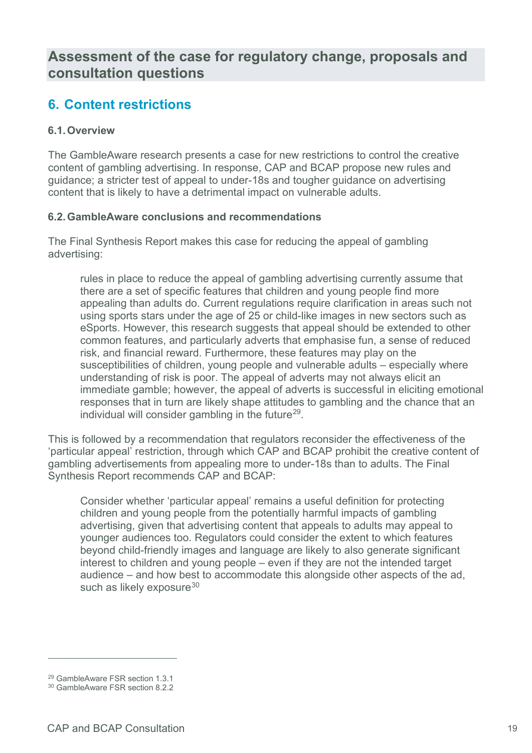# Assessment of the case for regulatory change, proposals and consultation questions

## 6. Content restrictions

### 6.1. Overview

The GambleAware research presents a case for new restrictions to control the creative content of gambling advertising. In response, CAP and BCAP propose new rules and guidance; a stricter test of appeal to under-18s and tougher guidance on advertising content that is likely to have a detrimental impact on vulnerable adults.

### 6.2. GambleAware conclusions and recommendations

The Final Synthesis Report makes this case for reducing the appeal of gambling advertising:

> rules in place to reduce the appeal of gambling advertising currently assume that there are a set of specific features that children and young people find more appealing than adults do. Current regulations require clarification in areas such not using sports stars under the age of 25 or child-like images in new sectors such as eSports. However, this research suggests that appeal should be extended to other common features, and particularly adverts that emphasise fun, a sense of reduced risk, and financial reward. Furthermore, these features may play on the susceptibilities of children, young people and vulnerable adults – especially where understanding of risk is poor. The appeal of adverts may not always elicit an immediate gamble; however, the appeal of adverts is successful in eliciting emotional responses that in turn are likely shape attitudes to gambling and the chance that an individual will consider gambling in the future[29].

This is followed by a recommendation that regulators reconsider the effectiveness of the 'particular appeal' restriction, through which CAP and BCAP prohibit the creative content of gambling advertisements from appealing more to under-18s than to adults. The Final Synthesis Report recommends CAP and BCAP:

> Consider whether 'particular appeal' remains a useful definition for protecting children and young people from the potentially harmful impacts of gambling advertising, given that advertising content that appeals to adults may appeal to younger audiences too. Regulators could consider the extent to which features beyond child-friendly images and language are likely to also generate significant interest to children and young people – even if they are not the intended target audience – and how best to accommodate this alongside other aspects of the ad, such as likely exposure[30]

---

[29] GambleAware FSR section 1.3.1

[30] GambleAware FSR section 8.2.2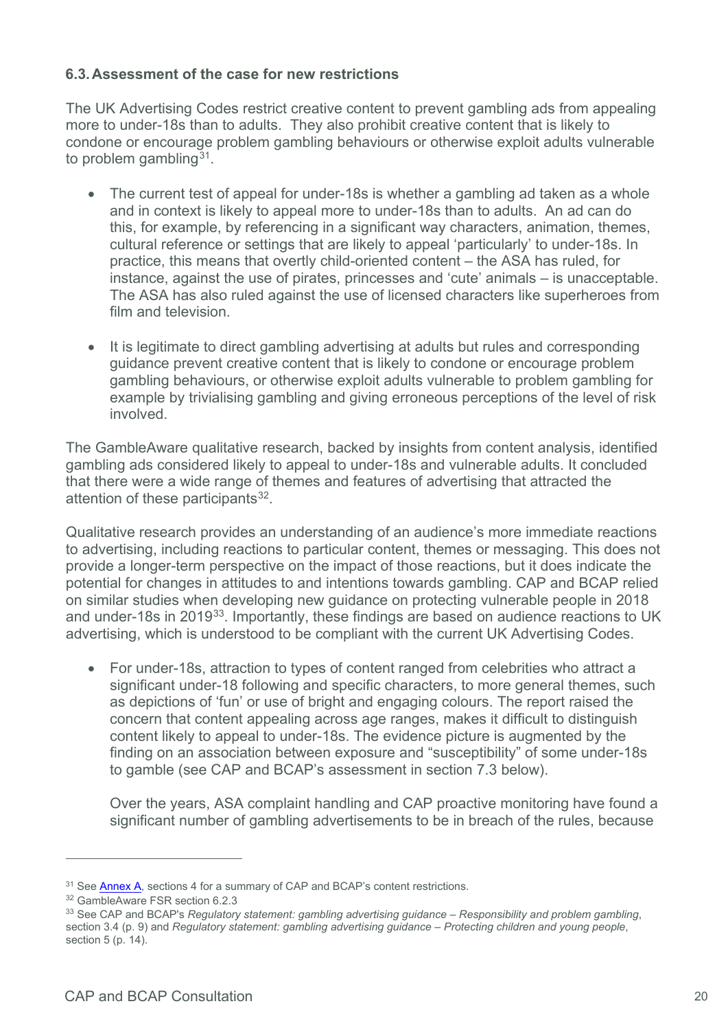### 6.3. Assessment of the case for new restrictions

The UK Advertising Codes restrict creative content to prevent gambling ads from appealing more to under-18s than to adults. They also prohibit creative content that is likely to condone or encourage problem gambling behaviours or otherwise exploit adults vulnerable to problem gambling[31].

- The current test of appeal for under-18s is whether a gambling ad taken as a whole and in context is likely to appeal more to under-18s than to adults. An ad can do this, for example, by referencing in a significant way characters, animation, themes, cultural reference or settings that are likely to appeal 'particularly' to under-18s. In practice, this means that overtly child-oriented content – the ASA has ruled, for instance, against the use of pirates, princesses and 'cute' animals – is unacceptable. The ASA has also ruled against the use of licensed characters like superheroes from film and television.

- It is legitimate to direct gambling advertising at adults but rules and corresponding guidance prevent creative content that is likely to condone or encourage problem gambling behaviours, or otherwise exploit adults vulnerable to problem gambling for example by trivialising gambling and giving erroneous perceptions of the level of risk involved.

The GambleAware qualitative research, backed by insights from content analysis, identified gambling ads considered likely to appeal to under-18s and vulnerable adults. It concluded that there were a wide range of themes and features of advertising that attracted the attention of these participants[32].

Qualitative research provides an understanding of an audience's more immediate reactions to advertising, including reactions to particular content, themes or messaging. This does not provide a longer-term perspective on the impact of those reactions, but it does indicate the potential for changes in attitudes to and intentions towards gambling. CAP and BCAP relied on similar studies when developing new guidance on protecting vulnerable people in 2018 and under-18s in 2019[33]. Importantly, these findings are based on audience reactions to UK advertising, which is understood to be compliant with the current UK Advertising Codes.

- For under-18s, attraction to types of content ranged from celebrities who attract a significant under-18 following and specific characters, to more general themes, such as depictions of 'fun' or use of bright and engaging colours. The report raised the concern that content appealing across age ranges, makes it difficult to distinguish content likely to appeal to under-18s. The evidence picture is augmented by the finding on an association between exposure and "susceptibility" of some under-18s to gamble (see CAP and BCAP's assessment in section 7.3 below).

  Over the years, ASA complaint handling and CAP proactive monitoring have found a significant number of gambling advertisements to be in breach of the rules, because

---

[31] See Annex A, sections 4 for a summary of CAP and BCAP's content restrictions.

[32] GambleAware FSR section 6.2.3

[33] See CAP and BCAP's *Regulatory statement: gambling advertising guidance – Responsibility and problem gambling*, section 3.4 (p. 9) and *Regulatory statement: gambling advertising guidance – Protecting children and young people*, section 5 (p. 14).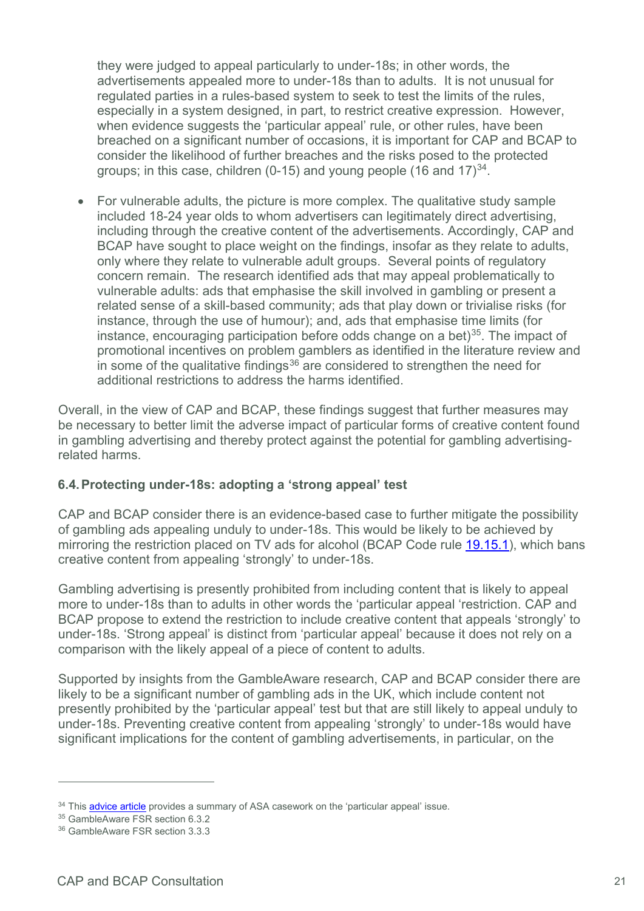they were judged to appeal particularly to under-18s; in other words, the advertisements appealed more to under-18s than to adults. It is not unusual for regulated parties in a rules-based system to seek to test the limits of the rules, especially in a system designed, in part, to restrict creative expression. However, when evidence suggests the 'particular appeal' rule, or other rules, have been breached on a significant number of occasions, it is important for CAP and BCAP to consider the likelihood of further breaches and the risks posed to the protected groups; in this case, children (0-15) and young people (16 and 17)[34].

- For vulnerable adults, the picture is more complex. The qualitative study sample included 18-24 year olds to whom advertisers can legitimately direct advertising, including through the creative content of the advertisements. Accordingly, CAP and BCAP have sought to place weight on the findings, insofar as they relate to adults, only where they relate to vulnerable adult groups. Several points of regulatory concern remain. The research identified ads that may appeal problematically to vulnerable adults: ads that emphasise the skill involved in gambling or present a related sense of a skill-based community; ads that play down or trivialise risks (for instance, through the use of humour); and, ads that emphasise time limits (for instance, encouraging participation before odds change on a bet)[35]. The impact of promotional incentives on problem gamblers as identified in the literature review and in some of the qualitative findings[36] are considered to strengthen the need for additional restrictions to address the harms identified.

Overall, in the view of CAP and BCAP, these findings suggest that further measures may be necessary to better limit the adverse impact of particular forms of creative content found in gambling advertising and thereby protect against the potential for gambling advertising-related harms.

### 6.4. Protecting under-18s: adopting a 'strong appeal' test

CAP and BCAP consider there is an evidence-based case to further mitigate the possibility of gambling ads appealing unduly to under-18s. This would be likely to be achieved by mirroring the restriction placed on TV ads for alcohol (BCAP Code rule 19.15.1), which bans creative content from appealing 'strongly' to under-18s.

Gambling advertising is presently prohibited from including content that is likely to appeal more to under-18s than to adults in other words the 'particular appeal 'restriction. CAP and BCAP propose to extend the restriction to include creative content that appeals 'strongly' to under-18s. 'Strong appeal' is distinct from 'particular appeal' because it does not rely on a comparison with the likely appeal of a piece of content to adults.

Supported by insights from the GambleAware research, CAP and BCAP consider there are likely to be a significant number of gambling ads in the UK, which include content not presently prohibited by the 'particular appeal' test but that are still likely to appeal unduly to under-18s. Preventing creative content from appealing 'strongly' to under-18s would have significant implications for the content of gambling advertisements, in particular, on the

---

[34] This advice article provides a summary of ASA casework on the 'particular appeal' issue.

[35] GambleAware FSR section 6.3.2

[36] GambleAware FSR section 3.3.3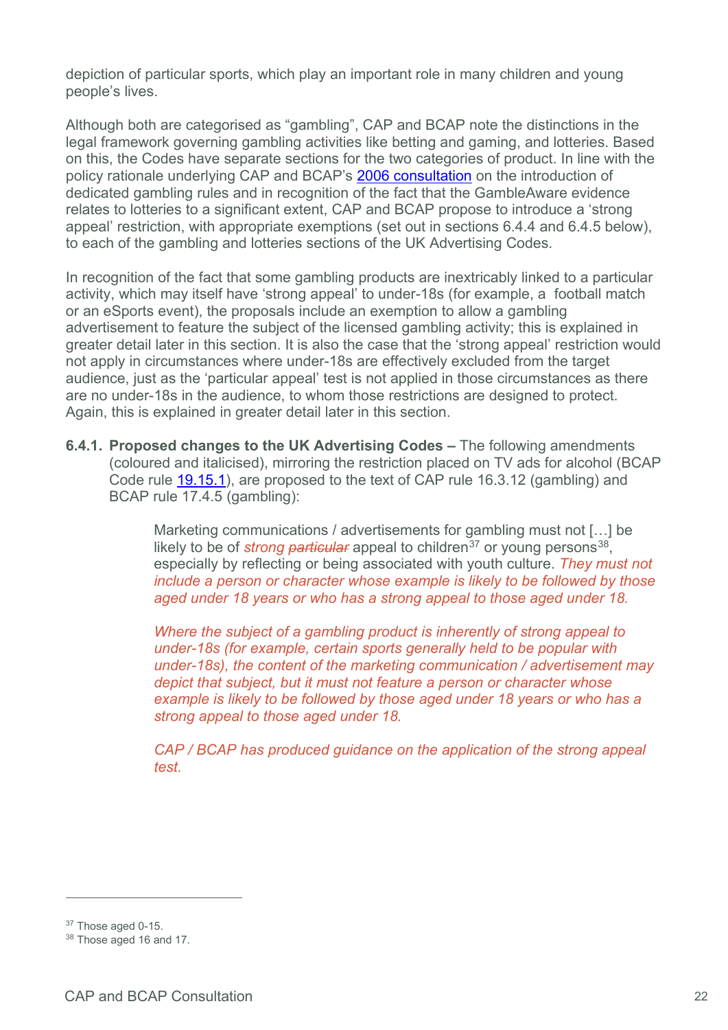depiction of particular sports, which play an important role in many children and young people's lives.

Although both are categorised as "gambling", CAP and BCAP note the distinctions in the legal framework governing gambling activities like betting and gaming, and lotteries. Based on this, the Codes have separate sections for the two categories of product. In line with the policy rationale underlying CAP and BCAP's [2006 consultation](#) on the introduction of dedicated gambling rules and in recognition of the fact that the GambleAware evidence relates to lotteries to a significant extent, CAP and BCAP propose to introduce a 'strong appeal' restriction, with appropriate exemptions (set out in sections 6.4.4 and 6.4.5 below), to each of the gambling and lotteries sections of the UK Advertising Codes.

In recognition of the fact that some gambling products are inextricably linked to a particular activity, which may itself have 'strong appeal' to under-18s (for example, a football match or an eSports event), the proposals include an exemption to allow a gambling advertisement to feature the subject of the licensed gambling activity; this is explained in greater detail later in this section. It is also the case that the 'strong appeal' restriction would not apply in circumstances where under-18s are effectively excluded from the target audience, just as the 'particular appeal' test is not applied in those circumstances as there are no under-18s in the audience, to whom those restrictions are designed to protect. Again, this is explained in greater detail later in this section.

**6.4.1. Proposed changes to the UK Advertising Codes –** The following amendments (coloured and italicised), mirroring the restriction placed on TV ads for alcohol (BCAP Code rule [19.15.1](#)), are proposed to the text of CAP rule 16.3.12 (gambling) and BCAP rule 17.4.5 (gambling):

> Marketing communications / advertisements for gambling must not […] be likely to be of *strong* ~~particular~~ appeal to children[37] or young persons[38], especially by reflecting or being associated with youth culture. *They must not include a person or character whose example is likely to be followed by those aged under 18 years or who has a strong appeal to those aged under 18.*
>
> *Where the subject of a gambling product is inherently of strong appeal to under-18s (for example, certain sports generally held to be popular with under-18s), the content of the marketing communication / advertisement may depict that subject, but it must not feature a person or character whose example is likely to be followed by those aged under 18 years or who has a strong appeal to those aged under 18.*
>
> *CAP / BCAP has produced guidance on the application of the strong appeal test.*

---

[37] Those aged 0-15.

[38] Those aged 16 and 17.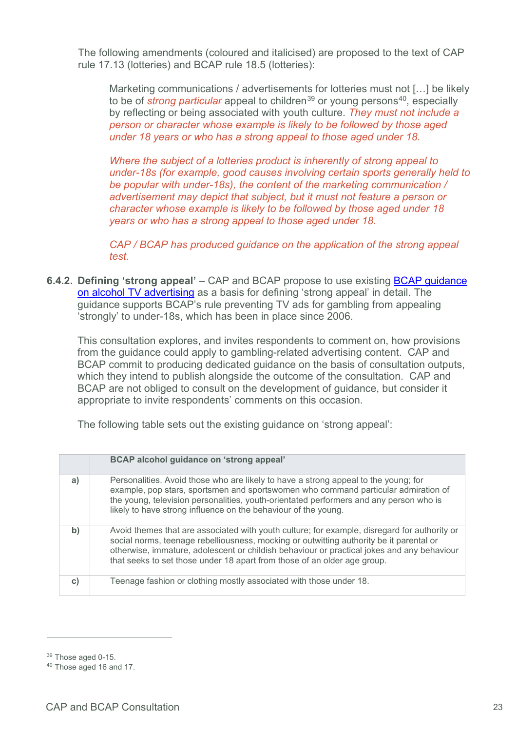The following amendments (coloured and italicised) are proposed to the text of CAP rule 17.13 (lotteries) and BCAP rule 18.5 (lotteries):

> Marketing communications / advertisements for lotteries must not […] be likely to be of *strong* ~~*particular*~~ appeal to children[39] or young persons[40], especially by reflecting or being associated with youth culture. *They must not include a person or character whose example is likely to be followed by those aged under 18 years or who has a strong appeal to those aged under 18.*
>
> *Where the subject of a lotteries product is inherently of strong appeal to under-18s (for example, good causes involving certain sports generally held to be popular with under-18s), the content of the marketing communication / advertisement may depict that subject, but it must not feature a person or character whose example is likely to be followed by those aged under 18 years or who has a strong appeal to those aged under 18.*
>
> *CAP / BCAP has produced guidance on the application of the strong appeal test.*

**6.4.2. Defining 'strong appeal'** – CAP and BCAP propose to use existing [BCAP guidance on alcohol TV advertising]() as a basis for defining 'strong appeal' in detail. The guidance supports BCAP's rule preventing TV ads for gambling from appealing 'strongly' to under-18s, which has been in place since 2006.

This consultation explores, and invites respondents to comment on, how provisions from the guidance could apply to gambling-related advertising content. CAP and BCAP commit to producing dedicated guidance on the basis of consultation outputs, which they intend to publish alongside the outcome of the consultation. CAP and BCAP are not obliged to consult on the development of guidance, but consider it appropriate to invite respondents' comments on this occasion.

The following table sets out the existing guidance on 'strong appeal':

| | **BCAP alcohol guidance on 'strong appeal'** |
|---|---|
| **a)** | Personalities. Avoid those who are likely to have a strong appeal to the young; for example, pop stars, sportsmen and sportswomen who command particular admiration of the young, television personalities, youth-orientated performers and any person who is likely to have strong influence on the behaviour of the young. |
| **b)** | Avoid themes that are associated with youth culture; for example, disregard for authority or social norms, teenage rebelliousness, mocking or outwitting authority be it parental or otherwise, adolescent or childish behaviour or practical jokes and any behaviour that seeks to set those under 18 apart from those of an older age group. |
| **c)** | Teenage fashion or clothing mostly associated with those under 18. |

---

[39] Those aged 0-15.

[40] Those aged 16 and 17.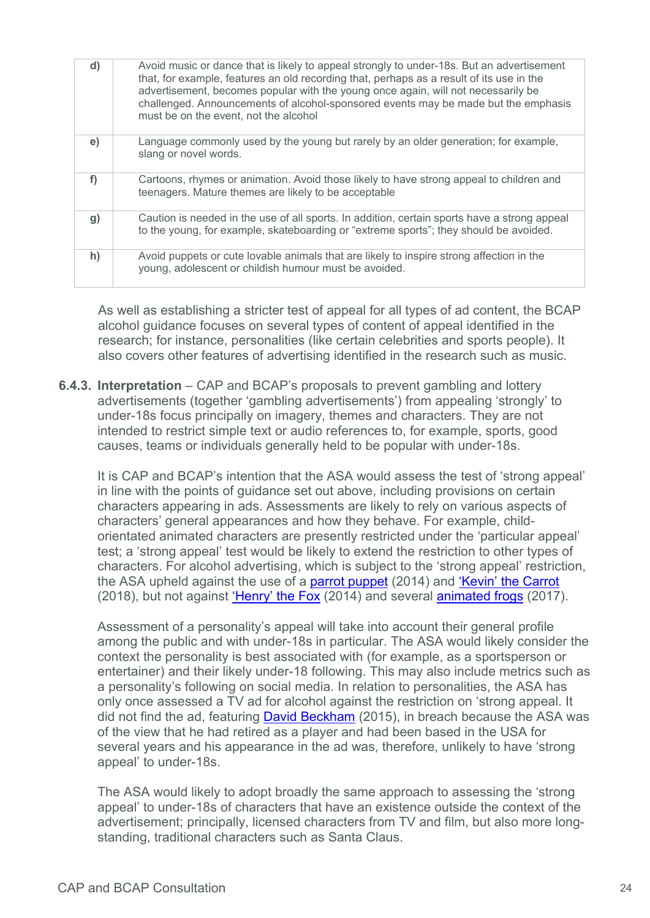| | |
|---|---|
| **d)** | Avoid music or dance that is likely to appeal strongly to under-18s. But an advertisement that, for example, features an old recording that, perhaps as a result of its use in the advertisement, becomes popular with the young once again, will not necessarily be challenged. Announcements of alcohol-sponsored events may be made but the emphasis must be on the event, not the alcohol |
| **e)** | Language commonly used by the young but rarely by an older generation; for example, slang or novel words. |
| **f)** | Cartoons, rhymes or animation. Avoid those likely to have strong appeal to children and teenagers. Mature themes are likely to be acceptable |
| **g)** | Caution is needed in the use of all sports. In addition, certain sports have a strong appeal to the young, for example, skateboarding or "extreme sports"; they should be avoided. |
| **h)** | Avoid puppets or cute lovable animals that are likely to inspire strong affection in the young, adolescent or childish humour must be avoided. |

As well as establishing a stricter test of appeal for all types of ad content, the BCAP alcohol guidance focuses on several types of content of appeal identified in the research; for instance, personalities (like certain celebrities and sports people). It also covers other features of advertising identified in the research such as music.

**6.4.3. Interpretation** – CAP and BCAP's proposals to prevent gambling and lottery advertisements (together 'gambling advertisements') from appealing 'strongly' to under-18s focus principally on imagery, themes and characters. They are not intended to restrict simple text or audio references to, for example, sports, good causes, teams or individuals generally held to be popular with under-18s.

It is CAP and BCAP's intention that the ASA would assess the test of 'strong appeal' in line with the points of guidance set out above, including provisions on certain characters appearing in ads. Assessments are likely to rely on various aspects of characters' general appearances and how they behave. For example, child-orientated animated characters are presently restricted under the 'particular appeal' test; a 'strong appeal' test would be likely to extend the restriction to other types of characters. For alcohol advertising, which is subject to the 'strong appeal' restriction, the ASA upheld against the use of a parrot puppet (2014) and 'Kevin' the Carrot (2018), but not against 'Henry' the Fox (2014) and several animated frogs (2017).

Assessment of a personality's appeal will take into account their general profile among the public and with under-18s in particular. The ASA would likely consider the context the personality is best associated with (for example, as a sportsperson or entertainer) and their likely under-18 following. This may also include metrics such as a personality's following on social media. In relation to personalities, the ASA has only once assessed a TV ad for alcohol against the restriction on 'strong appeal. It did not find the ad, featuring David Beckham (2015), in breach because the ASA was of the view that he had retired as a player and had been based in the USA for several years and his appearance in the ad was, therefore, unlikely to have 'strong appeal' to under-18s.

The ASA would likely to adopt broadly the same approach to assessing the 'strong appeal' to under-18s of characters that have an existence outside the context of the advertisement; principally, licensed characters from TV and film, but also more long-standing, traditional characters such as Santa Claus.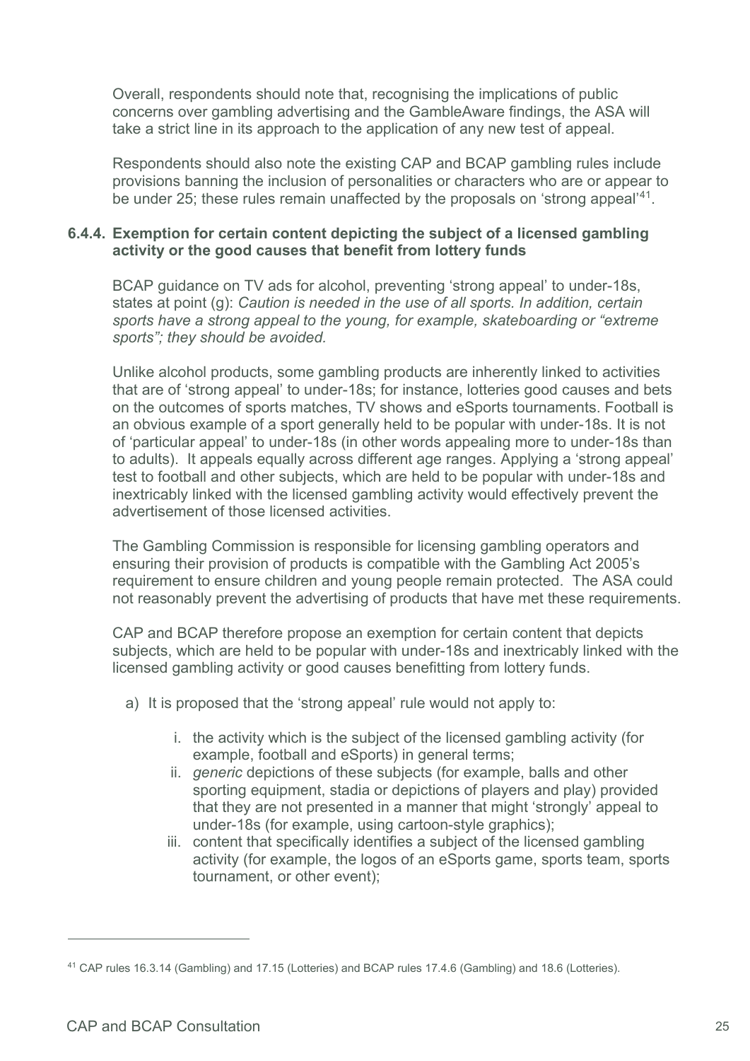Overall, respondents should note that, recognising the implications of public concerns over gambling advertising and the GambleAware findings, the ASA will take a strict line in its approach to the application of any new test of appeal.

Respondents should also note the existing CAP and BCAP gambling rules include provisions banning the inclusion of personalities or characters who are or appear to be under 25; these rules remain unaffected by the proposals on 'strong appeal'[41].

#### 6.4.4. Exemption for certain content depicting the subject of a licensed gambling activity or the good causes that benefit from lottery funds

BCAP guidance on TV ads for alcohol, preventing 'strong appeal' to under-18s, states at point (g): *Caution is needed in the use of all sports. In addition, certain sports have a strong appeal to the young, for example, skateboarding or "extreme sports"; they should be avoided.*

Unlike alcohol products, some gambling products are inherently linked to activities that are of 'strong appeal' to under-18s; for instance, lotteries good causes and bets on the outcomes of sports matches, TV shows and eSports tournaments. Football is an obvious example of a sport generally held to be popular with under-18s. It is not of 'particular appeal' to under-18s (in other words appealing more to under-18s than to adults). It appeals equally across different age ranges. Applying a 'strong appeal' test to football and other subjects, which are held to be popular with under-18s and inextricably linked with the licensed gambling activity would effectively prevent the advertisement of those licensed activities.

The Gambling Commission is responsible for licensing gambling operators and ensuring their provision of products is compatible with the Gambling Act 2005's requirement to ensure children and young people remain protected. The ASA could not reasonably prevent the advertising of products that have met these requirements.

CAP and BCAP therefore propose an exemption for certain content that depicts subjects, which are held to be popular with under-18s and inextricably linked with the licensed gambling activity or good causes benefitting from lottery funds.

a) It is proposed that the 'strong appeal' rule would not apply to:

   i. the activity which is the subject of the licensed gambling activity (for example, football and eSports) in general terms;
   ii. *generic* depictions of these subjects (for example, balls and other sporting equipment, stadia or depictions of players and play) provided that they are not presented in a manner that might 'strongly' appeal to under-18s (for example, using cartoon-style graphics);
   iii. content that specifically identifies a subject of the licensed gambling activity (for example, the logos of an eSports game, sports team, sports tournament, or other event);

[41] CAP rules 16.3.14 (Gambling) and 17.15 (Lotteries) and BCAP rules 17.4.6 (Gambling) and 18.6 (Lotteries).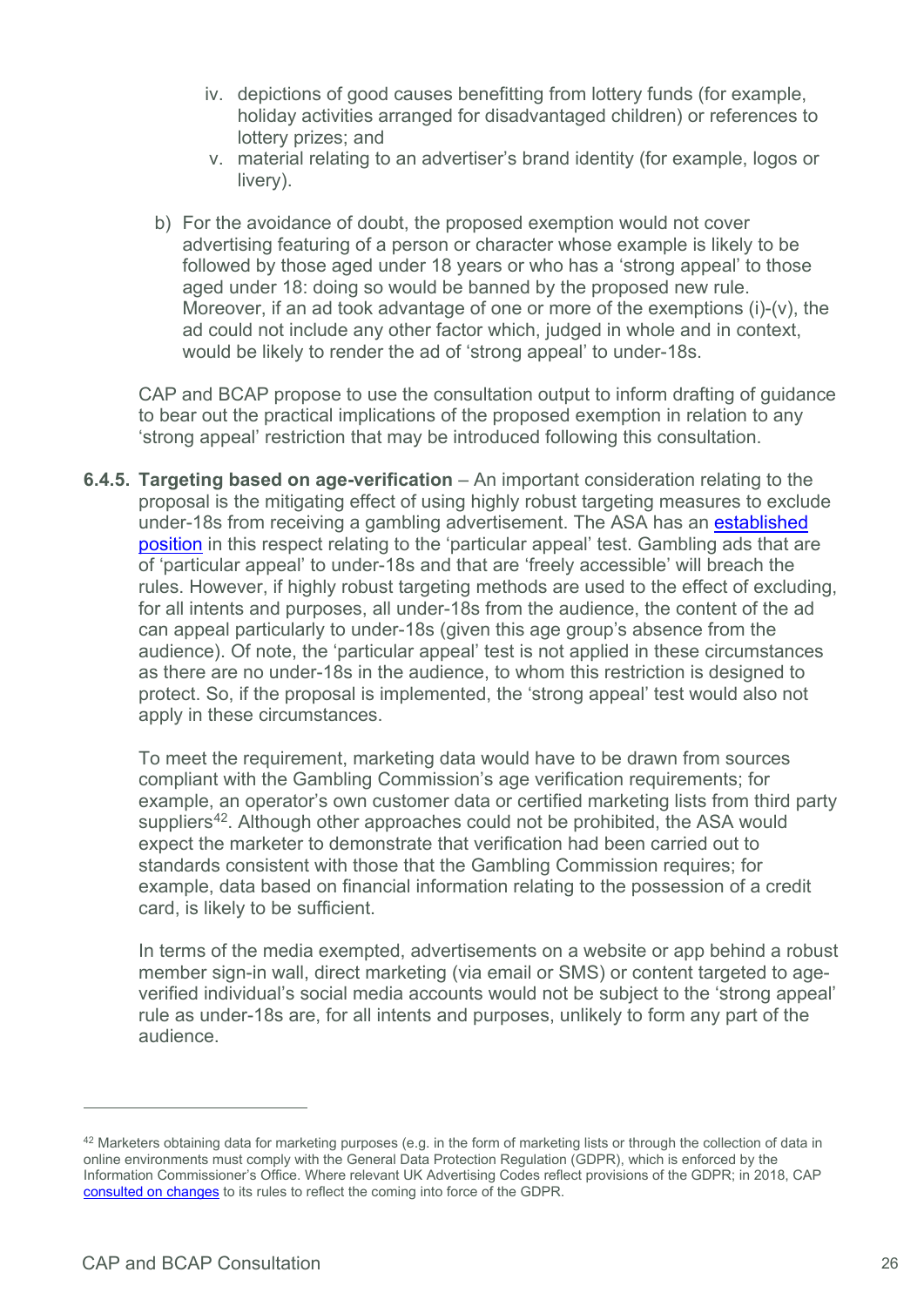iv. depictions of good causes benefitting from lottery funds (for example, holiday activities arranged for disadvantaged children) or references to lottery prizes; and
v. material relating to an advertiser's brand identity (for example, logos or livery).

b) For the avoidance of doubt, the proposed exemption would not cover advertising featuring of a person or character whose example is likely to be followed by those aged under 18 years or who has a 'strong appeal' to those aged under 18: doing so would be banned by the proposed new rule. Moreover, if an ad took advantage of one or more of the exemptions (i)-(v), the ad could not include any other factor which, judged in whole and in context, would be likely to render the ad of 'strong appeal' to under-18s.

CAP and BCAP propose to use the consultation output to inform drafting of guidance to bear out the practical implications of the proposed exemption in relation to any 'strong appeal' restriction that may be introduced following this consultation.

**6.4.5. Targeting based on age-verification** – An important consideration relating to the proposal is the mitigating effect of using highly robust targeting measures to exclude under-18s from receiving a gambling advertisement. The ASA has an established position in this respect relating to the 'particular appeal' test. Gambling ads that are of 'particular appeal' to under-18s and that are 'freely accessible' will breach the rules. However, if highly robust targeting methods are used to the effect of excluding, for all intents and purposes, all under-18s from the audience, the content of the ad can appeal particularly to under-18s (given this age group's absence from the audience). Of note, the 'particular appeal' test is not applied in these circumstances as there are no under-18s in the audience, to whom this restriction is designed to protect. So, if the proposal is implemented, the 'strong appeal' test would also not apply in these circumstances.

To meet the requirement, marketing data would have to be drawn from sources compliant with the Gambling Commission's age verification requirements; for example, an operator's own customer data or certified marketing lists from third party suppliers[42]. Although other approaches could not be prohibited, the ASA would expect the marketer to demonstrate that verification had been carried out to standards consistent with those that the Gambling Commission requires; for example, data based on financial information relating to the possession of a credit card, is likely to be sufficient.

In terms of the media exempted, advertisements on a website or app behind a robust member sign-in wall, direct marketing (via email or SMS) or content targeted to age-verified individual's social media accounts would not be subject to the 'strong appeal' rule as under-18s are, for all intents and purposes, unlikely to form any part of the audience.

---

[42] Marketers obtaining data for marketing purposes (e.g. in the form of marketing lists or through the collection of data in online environments must comply with the General Data Protection Regulation (GDPR), which is enforced by the Information Commissioner's Office. Where relevant UK Advertising Codes reflect provisions of the GDPR; in 2018, CAP consulted on changes to its rules to reflect the coming into force of the GDPR.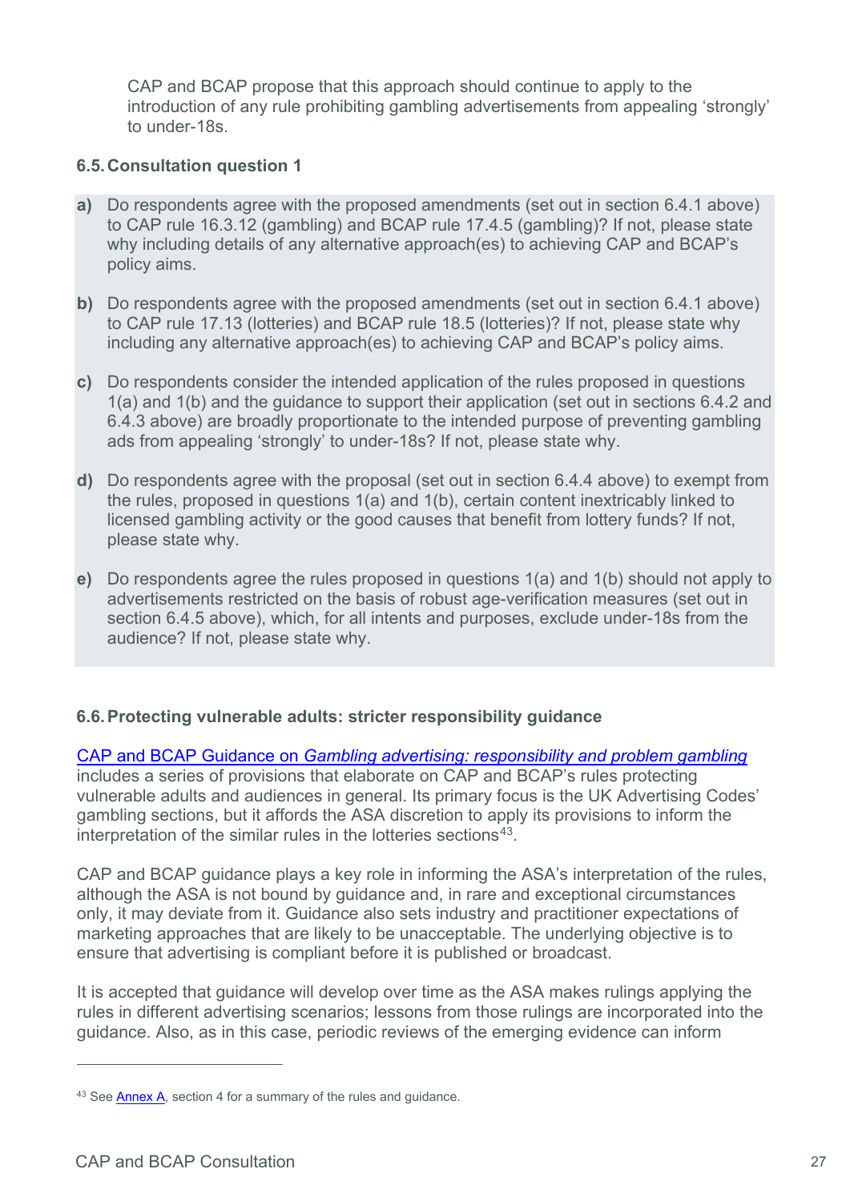CAP and BCAP propose that this approach should continue to apply to the introduction of any rule prohibiting gambling advertisements from appealing 'strongly' to under-18s.

### 6.5. Consultation question 1

**a)** Do respondents agree with the proposed amendments (set out in section 6.4.1 above) to CAP rule 16.3.12 (gambling) and BCAP rule 17.4.5 (gambling)? If not, please state why including details of any alternative approach(es) to achieving CAP and BCAP's policy aims.

**b)** Do respondents agree with the proposed amendments (set out in section 6.4.1 above) to CAP rule 17.13 (lotteries) and BCAP rule 18.5 (lotteries)? If not, please state why including any alternative approach(es) to achieving CAP and BCAP's policy aims.

**c)** Do respondents consider the intended application of the rules proposed in questions 1(a) and 1(b) and the guidance to support their application (set out in sections 6.4.2 and 6.4.3 above) are broadly proportionate to the intended purpose of preventing gambling ads from appealing 'strongly' to under-18s? If not, please state why.

**d)** Do respondents agree with the proposal (set out in section 6.4.4 above) to exempt from the rules, proposed in questions 1(a) and 1(b), certain content inextricably linked to licensed gambling activity or the good causes that benefit from lottery funds? If not, please state why.

**e)** Do respondents agree the rules proposed in questions 1(a) and 1(b) should not apply to advertisements restricted on the basis of robust age-verification measures (set out in section 6.4.5 above), which, for all intents and purposes, exclude under-18s from the audience? If not, please state why.

### 6.6. Protecting vulnerable adults: stricter responsibility guidance

CAP and BCAP Guidance on *Gambling advertising: responsibility and problem gambling* includes a series of provisions that elaborate on CAP and BCAP's rules protecting vulnerable adults and audiences in general. Its primary focus is the UK Advertising Codes' gambling sections, but it affords the ASA discretion to apply its provisions to inform the interpretation of the similar rules in the lotteries sections[43].

CAP and BCAP guidance plays a key role in informing the ASA's interpretation of the rules, although the ASA is not bound by guidance and, in rare and exceptional circumstances only, it may deviate from it. Guidance also sets industry and practitioner expectations of marketing approaches that are likely to be unacceptable. The underlying objective is to ensure that advertising is compliant before it is published or broadcast.

It is accepted that guidance will develop over time as the ASA makes rulings applying the rules in different advertising scenarios; lessons from those rulings are incorporated into the guidance. Also, as in this case, periodic reviews of the emerging evidence can inform

---

[43] See Annex A, section 4 for a summary of the rules and guidance.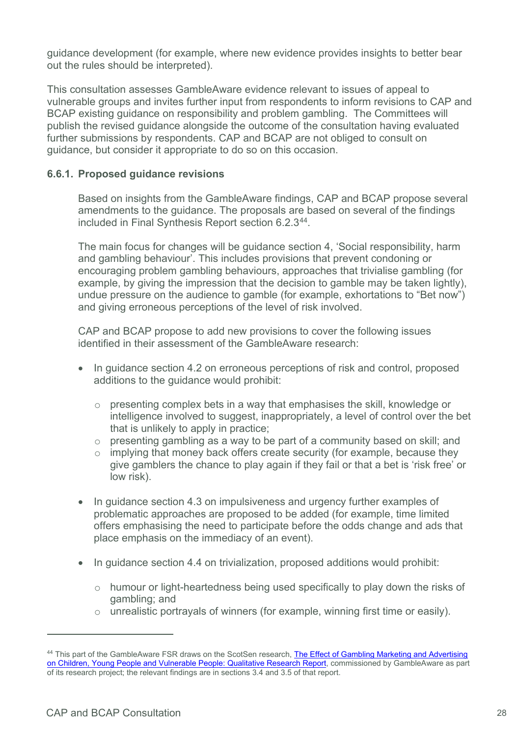guidance development (for example, where new evidence provides insights to better bear out the rules should be interpreted).

This consultation assesses GambleAware evidence relevant to issues of appeal to vulnerable groups and invites further input from respondents to inform revisions to CAP and BCAP existing guidance on responsibility and problem gambling. The Committees will publish the revised guidance alongside the outcome of the consultation having evaluated further submissions by respondents. CAP and BCAP are not obliged to consult on guidance, but consider it appropriate to do so on this occasion.

### 6.6.1. Proposed guidance revisions

Based on insights from the GambleAware findings, CAP and BCAP propose several amendments to the guidance. The proposals are based on several of the findings included in Final Synthesis Report section 6.2.3[44].

The main focus for changes will be guidance section 4, 'Social responsibility, harm and gambling behaviour'. This includes provisions that prevent condoning or encouraging problem gambling behaviours, approaches that trivialise gambling (for example, by giving the impression that the decision to gamble may be taken lightly), undue pressure on the audience to gamble (for example, exhortations to "Bet now") and giving erroneous perceptions of the level of risk involved.

CAP and BCAP propose to add new provisions to cover the following issues identified in their assessment of the GambleAware research:

- In guidance section 4.2 on erroneous perceptions of risk and control, proposed additions to the guidance would prohibit:
    - presenting complex bets in a way that emphasises the skill, knowledge or intelligence involved to suggest, inappropriately, a level of control over the bet that is unlikely to apply in practice;
    - presenting gambling as a way to be part of a community based on skill; and
    - implying that money back offers create security (for example, because they give gamblers the chance to play again if they fail or that a bet is 'risk free' or low risk).

- In guidance section 4.3 on impulsiveness and urgency further examples of problematic approaches are proposed to be added (for example, time limited offers emphasising the need to participate before the odds change and ads that place emphasis on the immediacy of an event).

- In guidance section 4.4 on trivialization, proposed additions would prohibit:
    - humour or light-heartedness being used specifically to play down the risks of gambling; and
    - unrealistic portrayals of winners (for example, winning first time or easily).

---

[44] This part of the GambleAware FSR draws on the ScotSen research, The Effect of Gambling Marketing and Advertising on Children, Young People and Vulnerable People: Qualitative Research Report, commissioned by GambleAware as part of its research project; the relevant findings are in sections 3.4 and 3.5 of that report.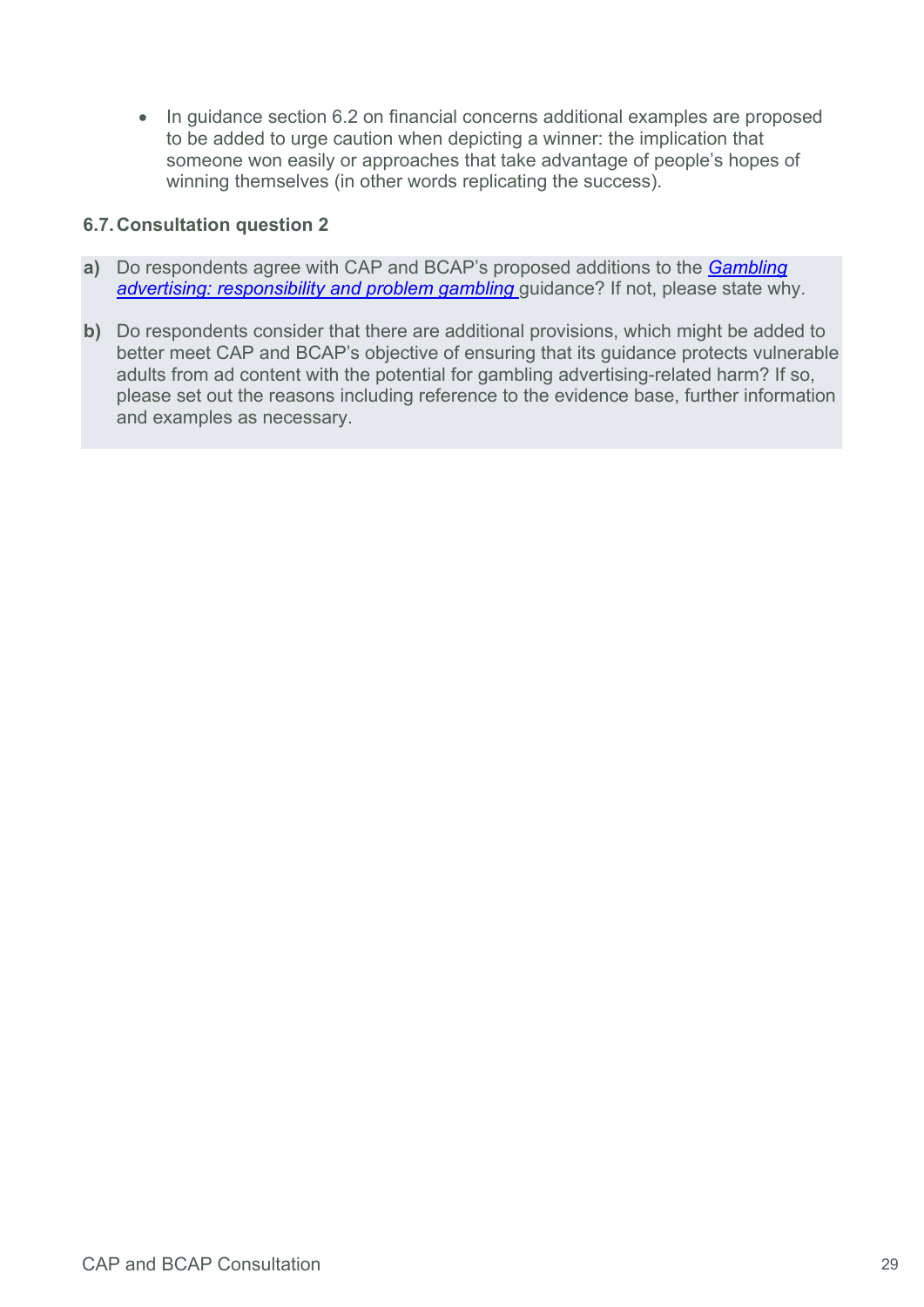- In guidance section 6.2 on financial concerns additional examples are proposed to be added to urge caution when depicting a winner: the implication that someone won easily or approaches that take advantage of people's hopes of winning themselves (in other words replicating the success).

### 6.7. Consultation question 2

**a)** Do respondents agree with CAP and BCAP's proposed additions to the *Gambling advertising: responsibility and problem gambling* guidance? If not, please state why.

**b)** Do respondents consider that there are additional provisions, which might be added to better meet CAP and BCAP's objective of ensuring that its guidance protects vulnerable adults from ad content with the potential for gambling advertising-related harm? If so, please set out the reasons including reference to the evidence base, further information and examples as necessary.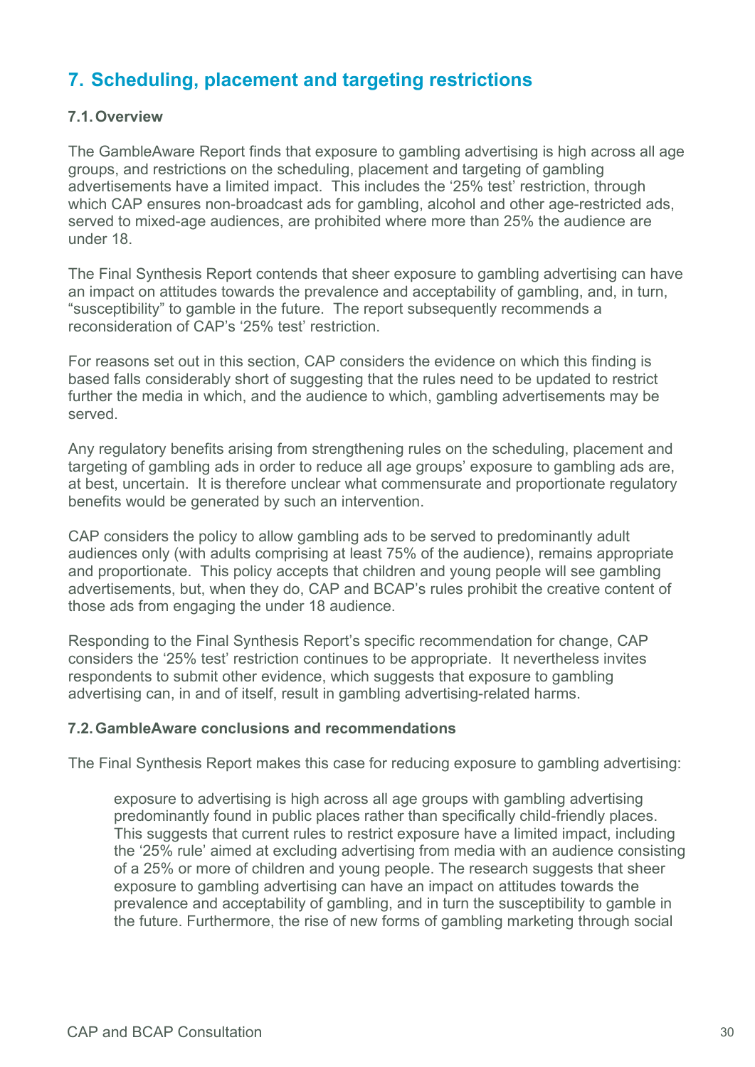## 7. Scheduling, placement and targeting restrictions

### 7.1. Overview

The GambleAware Report finds that exposure to gambling advertising is high across all age groups, and restrictions on the scheduling, placement and targeting of gambling advertisements have a limited impact. This includes the '25% test' restriction, through which CAP ensures non-broadcast ads for gambling, alcohol and other age-restricted ads, served to mixed-age audiences, are prohibited where more than 25% the audience are under 18.

The Final Synthesis Report contends that sheer exposure to gambling advertising can have an impact on attitudes towards the prevalence and acceptability of gambling, and, in turn, "susceptibility" to gamble in the future. The report subsequently recommends a reconsideration of CAP's '25% test' restriction.

For reasons set out in this section, CAP considers the evidence on which this finding is based falls considerably short of suggesting that the rules need to be updated to restrict further the media in which, and the audience to which, gambling advertisements may be served.

Any regulatory benefits arising from strengthening rules on the scheduling, placement and targeting of gambling ads in order to reduce all age groups' exposure to gambling ads are, at best, uncertain. It is therefore unclear what commensurate and proportionate regulatory benefits would be generated by such an intervention.

CAP considers the policy to allow gambling ads to be served to predominantly adult audiences only (with adults comprising at least 75% of the audience), remains appropriate and proportionate. This policy accepts that children and young people will see gambling advertisements, but, when they do, CAP and BCAP's rules prohibit the creative content of those ads from engaging the under 18 audience.

Responding to the Final Synthesis Report's specific recommendation for change, CAP considers the '25% test' restriction continues to be appropriate. It nevertheless invites respondents to submit other evidence, which suggests that exposure to gambling advertising can, in and of itself, result in gambling advertising-related harms.

### 7.2. GambleAware conclusions and recommendations

The Final Synthesis Report makes this case for reducing exposure to gambling advertising:

> exposure to advertising is high across all age groups with gambling advertising predominantly found in public places rather than specifically child-friendly places. This suggests that current rules to restrict exposure have a limited impact, including the '25% rule' aimed at excluding advertising from media with an audience consisting of a 25% or more of children and young people. The research suggests that sheer exposure to gambling advertising can have an impact on attitudes towards the prevalence and acceptability of gambling, and in turn the susceptibility to gamble in the future. Furthermore, the rise of new forms of gambling marketing through social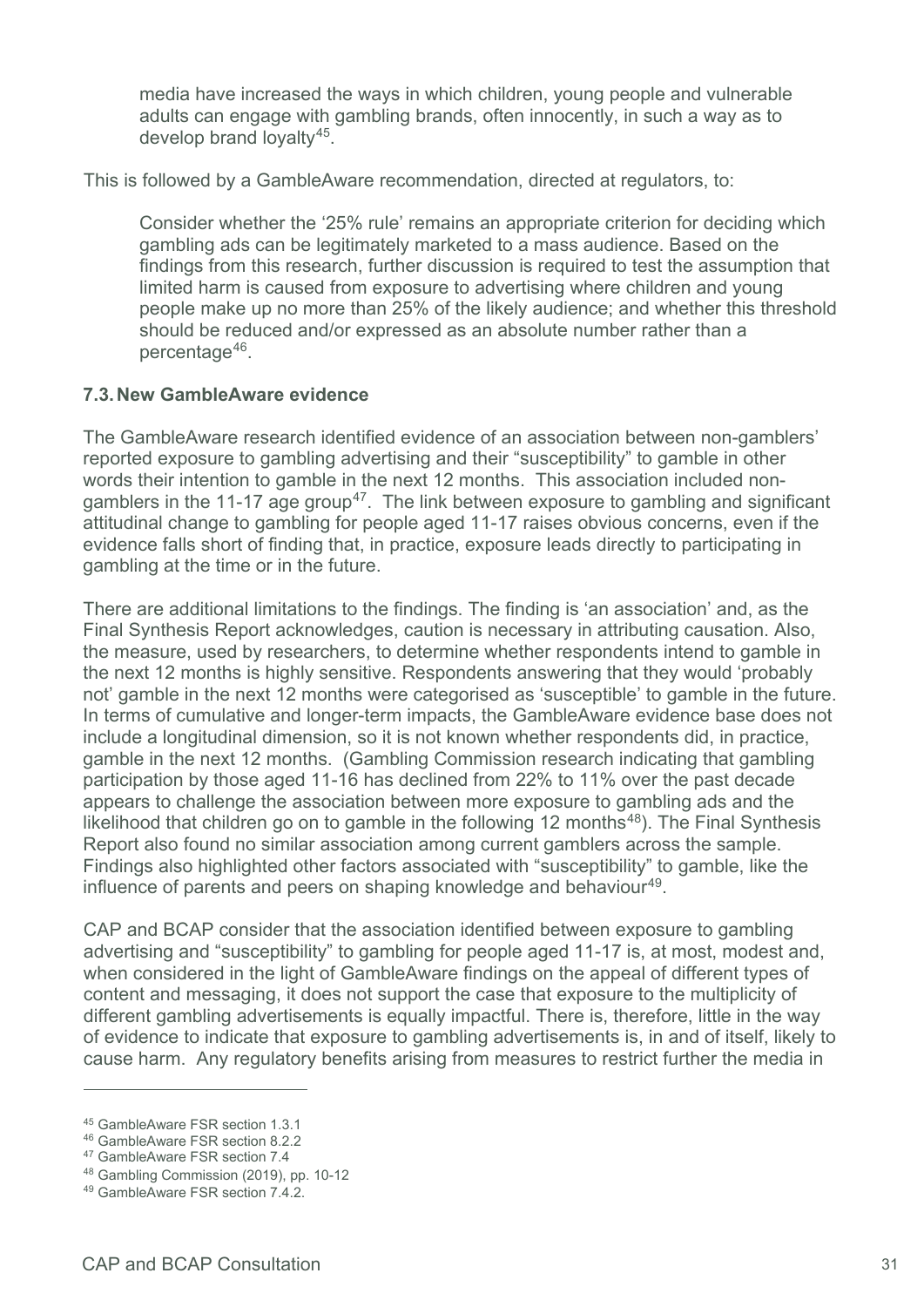> media have increased the ways in which children, young people and vulnerable adults can engage with gambling brands, often innocently, in such a way as to develop brand loyalty[45].

This is followed by a GambleAware recommendation, directed at regulators, to:

> Consider whether the '25% rule' remains an appropriate criterion for deciding which gambling ads can be legitimately marketed to a mass audience. Based on the findings from this research, further discussion is required to test the assumption that limited harm is caused from exposure to advertising where children and young people make up no more than 25% of the likely audience; and whether this threshold should be reduced and/or expressed as an absolute number rather than a percentage[46].

### 7.3. New GambleAware evidence

The GambleAware research identified evidence of an association between non-gamblers' reported exposure to gambling advertising and their "susceptibility" to gamble in other words their intention to gamble in the next 12 months. This association included non-gamblers in the 11-17 age group[47]. The link between exposure to gambling and significant attitudinal change to gambling for people aged 11-17 raises obvious concerns, even if the evidence falls short of finding that, in practice, exposure leads directly to participating in gambling at the time or in the future.

There are additional limitations to the findings. The finding is 'an association' and, as the Final Synthesis Report acknowledges, caution is necessary in attributing causation. Also, the measure, used by researchers, to determine whether respondents intend to gamble in the next 12 months is highly sensitive. Respondents answering that they would 'probably not' gamble in the next 12 months were categorised as 'susceptible' to gamble in the future. In terms of cumulative and longer-term impacts, the GambleAware evidence base does not include a longitudinal dimension, so it is not known whether respondents did, in practice, gamble in the next 12 months. (Gambling Commission research indicating that gambling participation by those aged 11-16 has declined from 22% to 11% over the past decade appears to challenge the association between more exposure to gambling ads and the likelihood that children go on to gamble in the following 12 months[48]). The Final Synthesis Report also found no similar association among current gamblers across the sample. Findings also highlighted other factors associated with "susceptibility" to gamble, like the influence of parents and peers on shaping knowledge and behaviour[49].

CAP and BCAP consider that the association identified between exposure to gambling advertising and "susceptibility" to gambling for people aged 11-17 is, at most, modest and, when considered in the light of GambleAware findings on the appeal of different types of content and messaging, it does not support the case that exposure to the multiplicity of different gambling advertisements is equally impactful. There is, therefore, little in the way of evidence to indicate that exposure to gambling advertisements is, in and of itself, likely to cause harm. Any regulatory benefits arising from measures to restrict further the media in

---

[45] GambleAware FSR section 1.3.1

[46] GambleAware FSR section 8.2.2

[47] GambleAware FSR section 7.4

[48] Gambling Commission (2019), pp. 10-12

[49] GambleAware FSR section 7.4.2.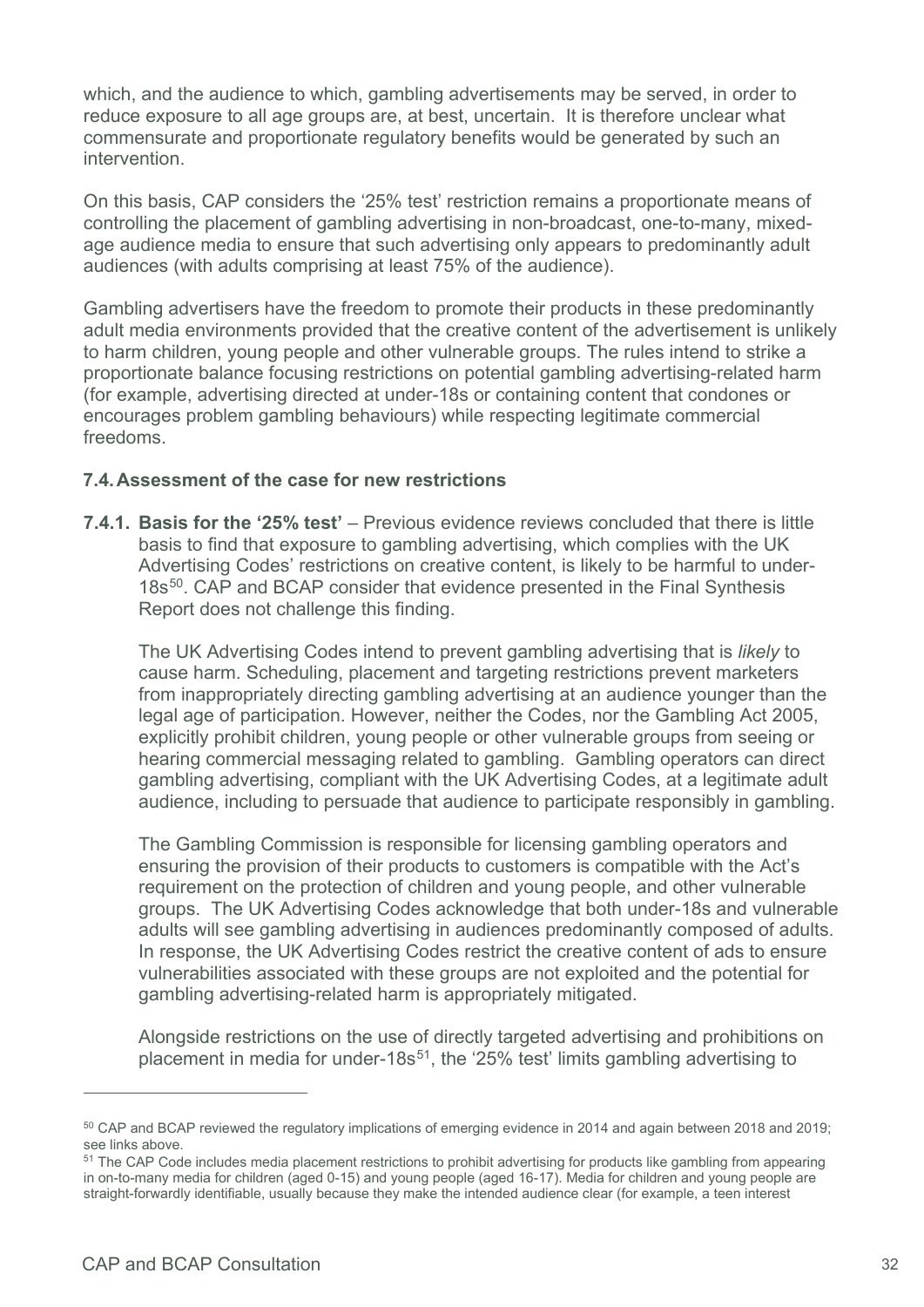which, and the audience to which, gambling advertisements may be served, in order to reduce exposure to all age groups are, at best, uncertain. It is therefore unclear what commensurate and proportionate regulatory benefits would be generated by such an intervention.

On this basis, CAP considers the '25% test' restriction remains a proportionate means of controlling the placement of gambling advertising in non-broadcast, one-to-many, mixed-age audience media to ensure that such advertising only appears to predominantly adult audiences (with adults comprising at least 75% of the audience).

Gambling advertisers have the freedom to promote their products in these predominantly adult media environments provided that the creative content of the advertisement is unlikely to harm children, young people and other vulnerable groups. The rules intend to strike a proportionate balance focusing restrictions on potential gambling advertising-related harm (for example, advertising directed at under-18s or containing content that condones or encourages problem gambling behaviours) while respecting legitimate commercial freedoms.

### 7.4. Assessment of the case for new restrictions

**7.4.1. Basis for the '25% test'** – Previous evidence reviews concluded that there is little basis to find that exposure to gambling advertising, which complies with the UK Advertising Codes' restrictions on creative content, is likely to be harmful to under-18s[50]. CAP and BCAP consider that evidence presented in the Final Synthesis Report does not challenge this finding.

The UK Advertising Codes intend to prevent gambling advertising that is *likely* to cause harm. Scheduling, placement and targeting restrictions prevent marketers from inappropriately directing gambling advertising at an audience younger than the legal age of participation. However, neither the Codes, nor the Gambling Act 2005, explicitly prohibit children, young people or other vulnerable groups from seeing or hearing commercial messaging related to gambling. Gambling operators can direct gambling advertising, compliant with the UK Advertising Codes, at a legitimate adult audience, including to persuade that audience to participate responsibly in gambling.

The Gambling Commission is responsible for licensing gambling operators and ensuring the provision of their products to customers is compatible with the Act's requirement on the protection of children and young people, and other vulnerable groups. The UK Advertising Codes acknowledge that both under-18s and vulnerable adults will see gambling advertising in audiences predominantly composed of adults. In response, the UK Advertising Codes restrict the creative content of ads to ensure vulnerabilities associated with these groups are not exploited and the potential for gambling advertising-related harm is appropriately mitigated.

Alongside restrictions on the use of directly targeted advertising and prohibitions on placement in media for under-18s[51], the '25% test' limits gambling advertising to

---

[50] CAP and BCAP reviewed the regulatory implications of emerging evidence in 2014 and again between 2018 and 2019; see links above.

[51] The CAP Code includes media placement restrictions to prohibit advertising for products like gambling from appearing in on-to-many media for children (aged 0-15) and young people (aged 16-17). Media for children and young people are straight-forwardly identifiable, usually because they make the intended audience clear (for example, a teen interest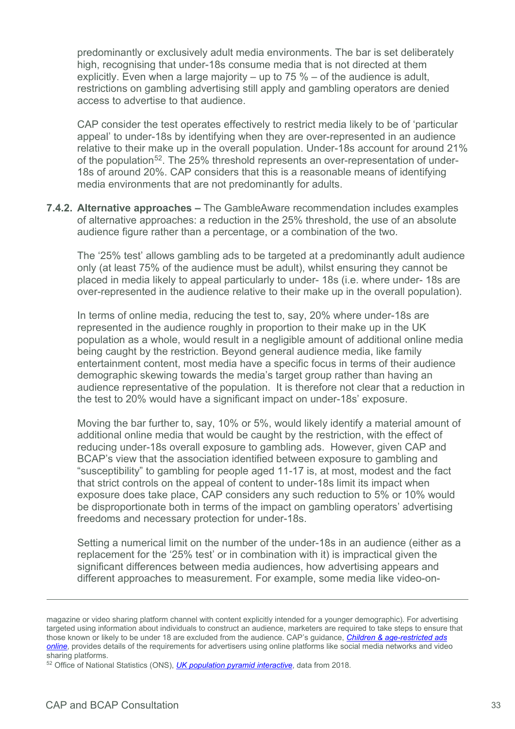predominantly or exclusively adult media environments. The bar is set deliberately high, recognising that under-18s consume media that is not directed at them explicitly. Even when a large majority – up to 75 % – of the audience is adult, restrictions on gambling advertising still apply and gambling operators are denied access to advertise to that audience.

CAP consider the test operates effectively to restrict media likely to be of 'particular appeal' to under-18s by identifying when they are over-represented in an audience relative to their make up in the overall population. Under-18s account for around 21% of the population[52]. The 25% threshold represents an over-representation of under-18s of around 20%. CAP considers that this is a reasonable means of identifying media environments that are not predominantly for adults.

**7.4.2. Alternative approaches –** The GambleAware recommendation includes examples of alternative approaches: a reduction in the 25% threshold, the use of an absolute audience figure rather than a percentage, or a combination of the two.

The '25% test' allows gambling ads to be targeted at a predominantly adult audience only (at least 75% of the audience must be adult), whilst ensuring they cannot be placed in media likely to appeal particularly to under- 18s (i.e. where under- 18s are over-represented in the audience relative to their make up in the overall population).

In terms of online media, reducing the test to, say, 20% where under-18s are represented in the audience roughly in proportion to their make up in the UK population as a whole, would result in a negligible amount of additional online media being caught by the restriction. Beyond general audience media, like family entertainment content, most media have a specific focus in terms of their audience demographic skewing towards the media's target group rather than having an audience representative of the population. It is therefore not clear that a reduction in the test to 20% would have a significant impact on under-18s' exposure.

Moving the bar further to, say, 10% or 5%, would likely identify a material amount of additional online media that would be caught by the restriction, with the effect of reducing under-18s overall exposure to gambling ads. However, given CAP and BCAP's view that the association identified between exposure to gambling and "susceptibility" to gambling for people aged 11-17 is, at most, modest and the fact that strict controls on the appeal of content to under-18s limit its impact when exposure does take place, CAP considers any such reduction to 5% or 10% would be disproportionate both in terms of the impact on gambling operators' advertising freedoms and necessary protection for under-18s.

Setting a numerical limit on the number of the under-18s in an audience (either as a replacement for the '25% test' or in combination with it) is impractical given the significant differences between media audiences, how advertising appears and different approaches to measurement. For example, some media like video-on-

---

magazine or video sharing platform channel with content explicitly intended for a younger demographic). For advertising targeted using information about individuals to construct an audience, marketers are required to take steps to ensure that those known or likely to be under 18 are excluded from the audience. CAP's guidance, ***Children & age-restricted ads online***, provides details of the requirements for advertisers using online platforms like social media networks and video sharing platforms.

[52] Office of National Statistics (ONS), *UK population pyramid interactive*, data from 2018.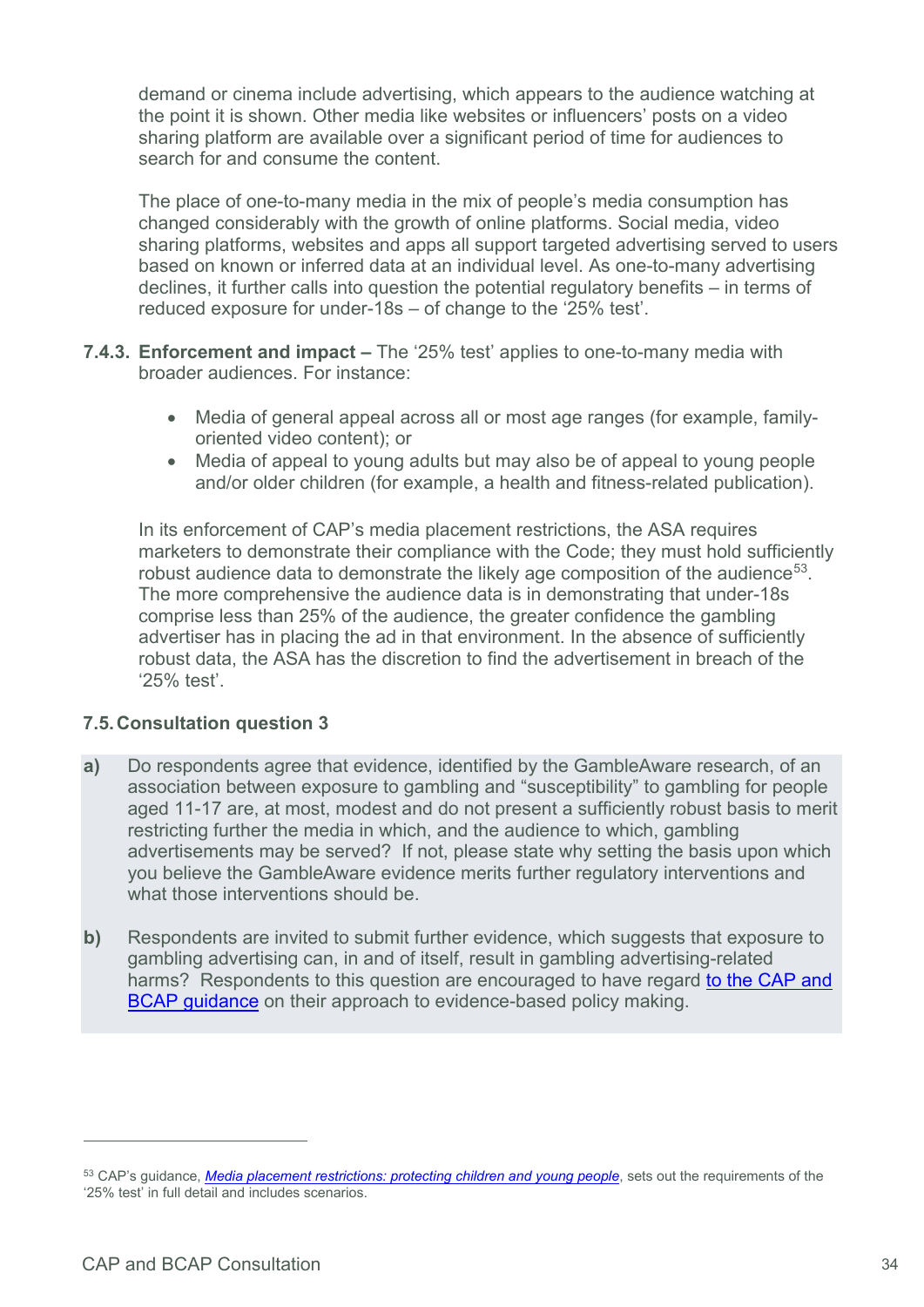demand or cinema include advertising, which appears to the audience watching at the point it is shown. Other media like websites or influencers' posts on a video sharing platform are available over a significant period of time for audiences to search for and consume the content.

The place of one-to-many media in the mix of people's media consumption has changed considerably with the growth of online platforms. Social media, video sharing platforms, websites and apps all support targeted advertising served to users based on known or inferred data at an individual level. As one-to-many advertising declines, it further calls into question the potential regulatory benefits – in terms of reduced exposure for under-18s – of change to the '25% test'.

**7.4.3. Enforcement and impact –** The '25% test' applies to one-to-many media with broader audiences. For instance:

- Media of general appeal across all or most age ranges (for example, family-oriented video content); or
- Media of appeal to young adults but may also be of appeal to young people and/or older children (for example, a health and fitness-related publication).

In its enforcement of CAP's media placement restrictions, the ASA requires marketers to demonstrate their compliance with the Code; they must hold sufficiently robust audience data to demonstrate the likely age composition of the audience[53]. The more comprehensive the audience data is in demonstrating that under-18s comprise less than 25% of the audience, the greater confidence the gambling advertiser has in placing the ad in that environment. In the absence of sufficiently robust data, the ASA has the discretion to find the advertisement in breach of the '25% test'.

### 7.5. Consultation question 3

**a)** Do respondents agree that evidence, identified by the GambleAware research, of an association between exposure to gambling and "susceptibility" to gambling for people aged 11-17 are, at most, modest and do not present a sufficiently robust basis to merit restricting further the media in which, and the audience to which, gambling advertisements may be served? If not, please state why setting the basis upon which you believe the GambleAware evidence merits further regulatory interventions and what those interventions should be.

**b)** Respondents are invited to submit further evidence, which suggests that exposure to gambling advertising can, in and of itself, result in gambling advertising-related harms? Respondents to this question are encouraged to have regard to the CAP and BCAP guidance on their approach to evidence-based policy making.

---

[53] CAP's guidance, *Media placement restrictions: protecting children and young people*, sets out the requirements of the '25% test' in full detail and includes scenarios.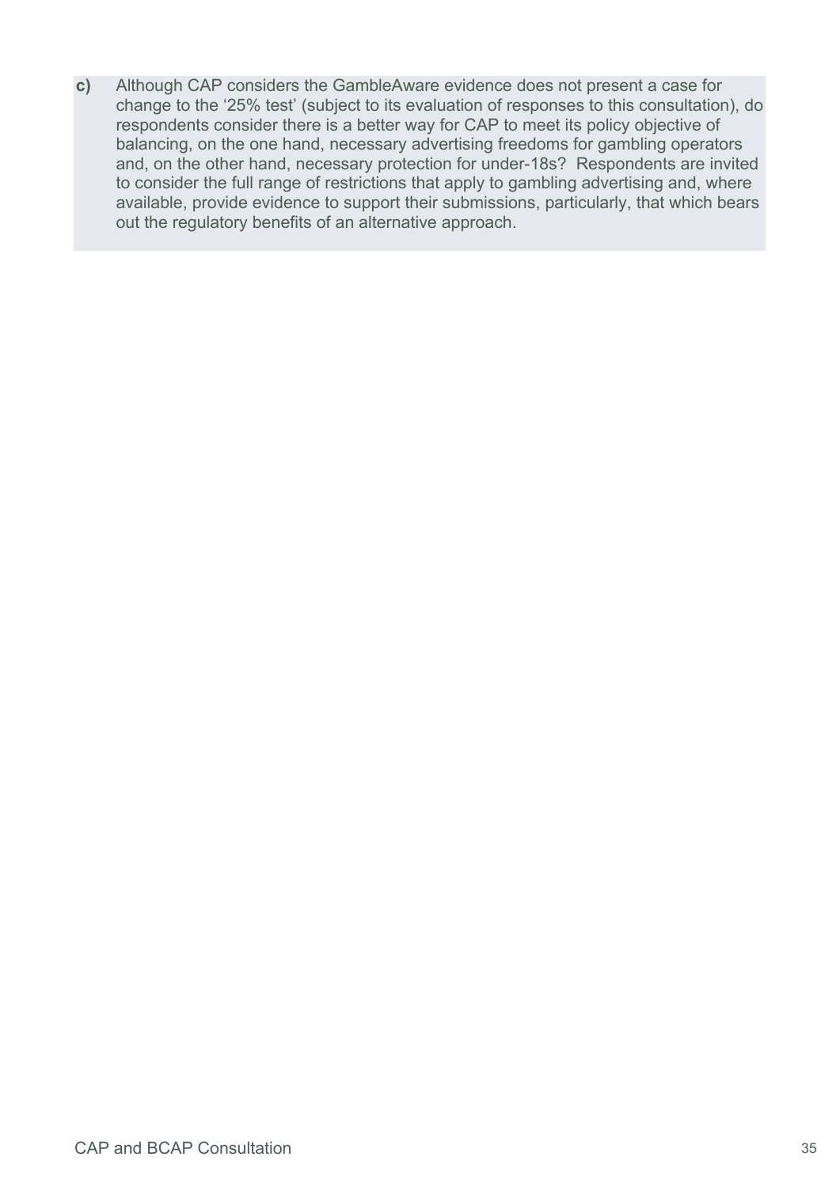**c)** Although CAP considers the GambleAware evidence does not present a case for change to the '25% test' (subject to its evaluation of responses to this consultation), do respondents consider there is a better way for CAP to meet its policy objective of balancing, on the one hand, necessary advertising freedoms for gambling operators and, on the other hand, necessary protection for under-18s? Respondents are invited to consider the full range of restrictions that apply to gambling advertising and, where available, provide evidence to support their submissions, particularly, that which bears out the regulatory benefits of an alternative approach.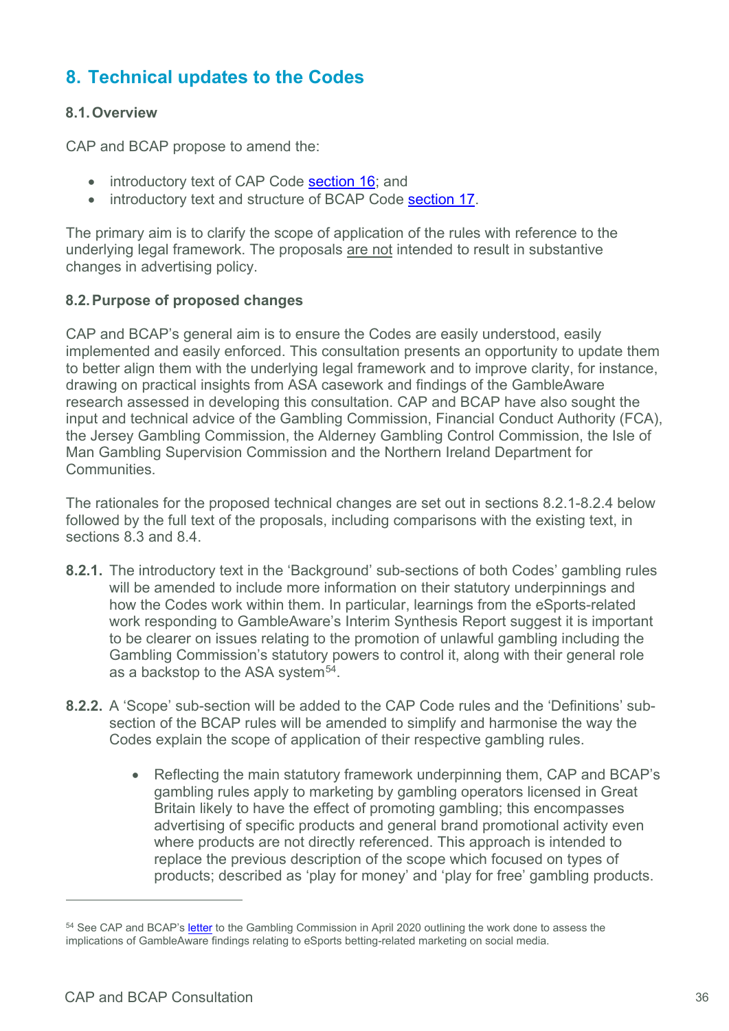# 8. Technical updates to the Codes

## 8.1. Overview

CAP and BCAP propose to amend the:

- introductory text of CAP Code section 16; and
- introductory text and structure of BCAP Code section 17.

The primary aim is to clarify the scope of application of the rules with reference to the underlying legal framework. The proposals are not intended to result in substantive changes in advertising policy.

## 8.2. Purpose of proposed changes

CAP and BCAP's general aim is to ensure the Codes are easily understood, easily implemented and easily enforced. This consultation presents an opportunity to update them to better align them with the underlying legal framework and to improve clarity, for instance, drawing on practical insights from ASA casework and findings of the GambleAware research assessed in developing this consultation. CAP and BCAP have also sought the input and technical advice of the Gambling Commission, Financial Conduct Authority (FCA), the Jersey Gambling Commission, the Alderney Gambling Control Commission, the Isle of Man Gambling Supervision Commission and the Northern Ireland Department for Communities.

The rationales for the proposed technical changes are set out in sections 8.2.1-8.2.4 below followed by the full text of the proposals, including comparisons with the existing text, in sections 8.3 and 8.4.

**8.2.1.** The introductory text in the 'Background' sub-sections of both Codes' gambling rules will be amended to include more information on their statutory underpinnings and how the Codes work within them. In particular, learnings from the eSports-related work responding to GambleAware's Interim Synthesis Report suggest it is important to be clearer on issues relating to the promotion of unlawful gambling including the Gambling Commission's statutory powers to control it, along with their general role as a backstop to the ASA system[54].

**8.2.2.** A 'Scope' sub-section will be added to the CAP Code rules and the 'Definitions' sub-section of the BCAP rules will be amended to simplify and harmonise the way the Codes explain the scope of application of their respective gambling rules.

- Reflecting the main statutory framework underpinning them, CAP and BCAP's gambling rules apply to marketing by gambling operators licensed in Great Britain likely to have the effect of promoting gambling; this encompasses advertising of specific products and general brand promotional activity even where products are not directly referenced. This approach is intended to replace the previous description of the scope which focused on types of products; described as 'play for money' and 'play for free' gambling products.

---

[54] See CAP and BCAP's letter to the Gambling Commission in April 2020 outlining the work done to assess the implications of GambleAware findings relating to eSports betting-related marketing on social media.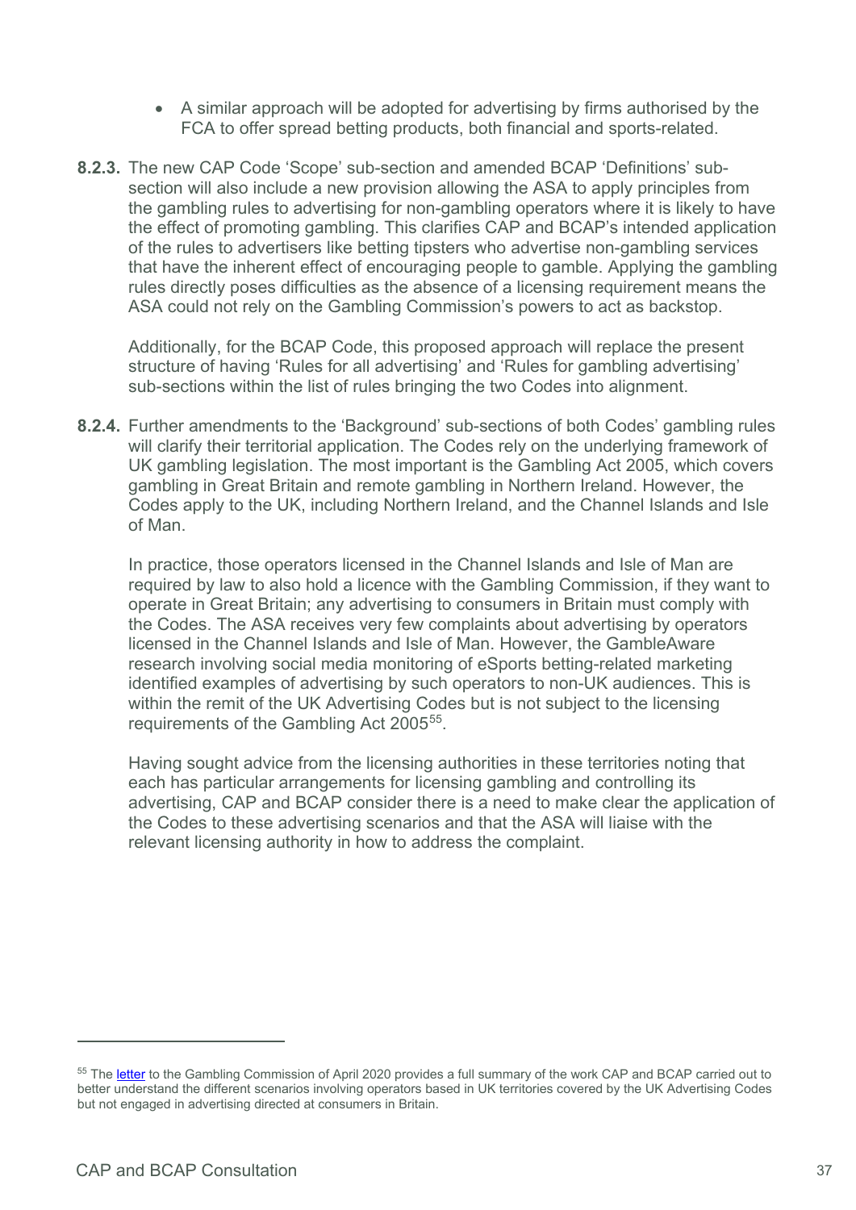- A similar approach will be adopted for advertising by firms authorised by the FCA to offer spread betting products, both financial and sports-related.

**8.2.3.** The new CAP Code 'Scope' sub-section and amended BCAP 'Definitions' sub-section will also include a new provision allowing the ASA to apply principles from the gambling rules to advertising for non-gambling operators where it is likely to have the effect of promoting gambling. This clarifies CAP and BCAP's intended application of the rules to advertisers like betting tipsters who advertise non-gambling services that have the inherent effect of encouraging people to gamble. Applying the gambling rules directly poses difficulties as the absence of a licensing requirement means the ASA could not rely on the Gambling Commission's powers to act as backstop.

Additionally, for the BCAP Code, this proposed approach will replace the present structure of having 'Rules for all advertising' and 'Rules for gambling advertising' sub-sections within the list of rules bringing the two Codes into alignment.

**8.2.4.** Further amendments to the 'Background' sub-sections of both Codes' gambling rules will clarify their territorial application. The Codes rely on the underlying framework of UK gambling legislation. The most important is the Gambling Act 2005, which covers gambling in Great Britain and remote gambling in Northern Ireland. However, the Codes apply to the UK, including Northern Ireland, and the Channel Islands and Isle of Man.

In practice, those operators licensed in the Channel Islands and Isle of Man are required by law to also hold a licence with the Gambling Commission, if they want to operate in Great Britain; any advertising to consumers in Britain must comply with the Codes. The ASA receives very few complaints about advertising by operators licensed in the Channel Islands and Isle of Man. However, the GambleAware research involving social media monitoring of eSports betting-related marketing identified examples of advertising by such operators to non-UK audiences. This is within the remit of the UK Advertising Codes but is not subject to the licensing requirements of the Gambling Act 2005[55].

Having sought advice from the licensing authorities in these territories noting that each has particular arrangements for licensing gambling and controlling its advertising, CAP and BCAP consider there is a need to make clear the application of the Codes to these advertising scenarios and that the ASA will liaise with the relevant licensing authority in how to address the complaint.

---

[55] The letter to the Gambling Commission of April 2020 provides a full summary of the work CAP and BCAP carried out to better understand the different scenarios involving operators based in UK territories covered by the UK Advertising Codes but not engaged in advertising directed at consumers in Britain.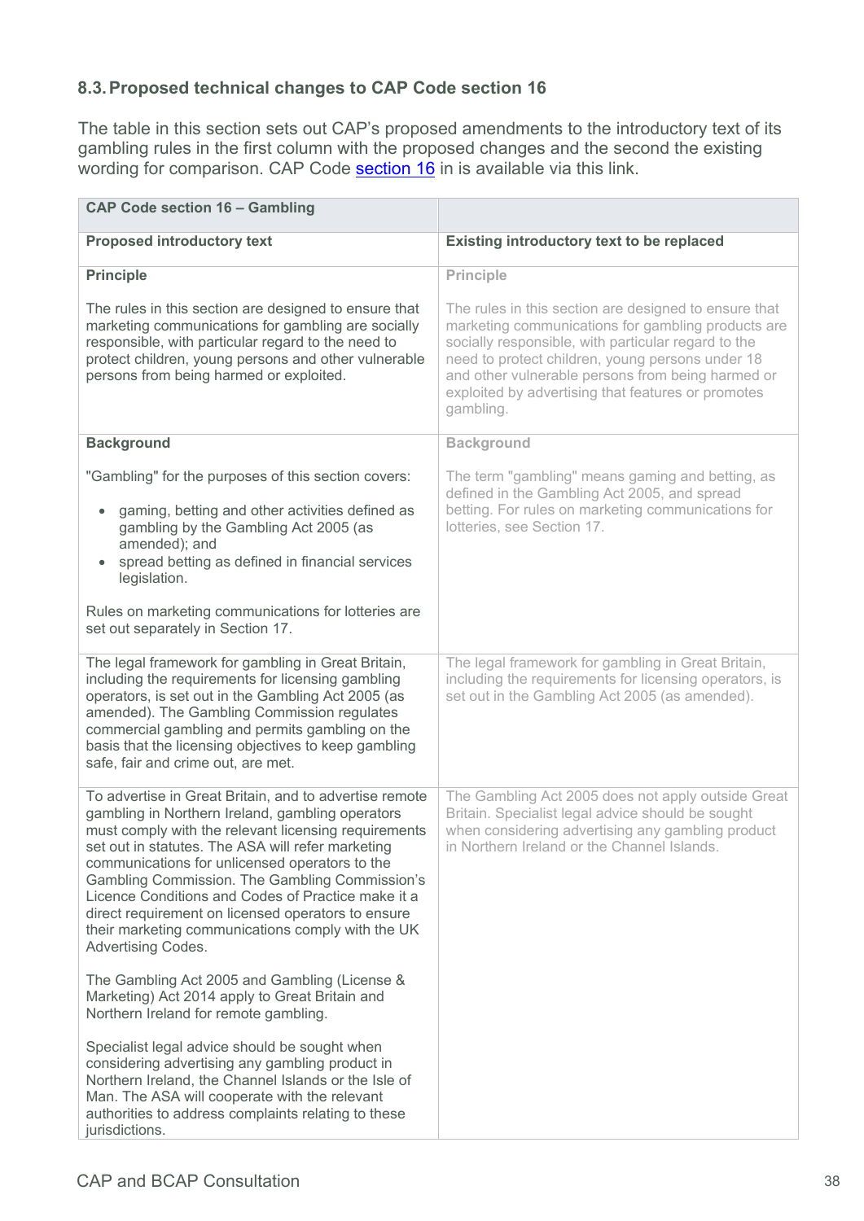### 8.3. Proposed technical changes to CAP Code section 16

The table in this section sets out CAP's proposed amendments to the introductory text of its gambling rules in the first column with the proposed changes and the second the existing wording for comparison. CAP Code section 16 in is available via this link.

| **CAP Code section 16 – Gambling** | |
|---|---|
| **Proposed introductory text** | **Existing introductory text to be replaced** |
| **Principle**<br><br>The rules in this section are designed to ensure that marketing communications for gambling are socially responsible, with particular regard to the need to protect children, young persons and other vulnerable persons from being harmed or exploited. | **Principle**<br><br>The rules in this section are designed to ensure that marketing communications for gambling products are socially responsible, with particular regard to the need to protect children, young persons under 18 and other vulnerable persons from being harmed or exploited by advertising that features or promotes gambling. |
| **Background**<br><br>"Gambling" for the purposes of this section covers:<br><br>• gaming, betting and other activities defined as gambling by the Gambling Act 2005 (as amended); and<br>• spread betting as defined in financial services legislation.<br><br>Rules on marketing communications for lotteries are set out separately in Section 17. | **Background**<br><br>The term "gambling" means gaming and betting, as defined in the Gambling Act 2005, and spread betting. For rules on marketing communications for lotteries, see Section 17. |
| The legal framework for gambling in Great Britain, including the requirements for licensing gambling operators, is set out in the Gambling Act 2005 (as amended). The Gambling Commission regulates commercial gambling and permits gambling on the basis that the licensing objectives to keep gambling safe, fair and crime out, are met. | The legal framework for gambling in Great Britain, including the requirements for licensing operators, is set out in the Gambling Act 2005 (as amended). |
| To advertise in Great Britain, and to advertise remote gambling in Northern Ireland, gambling operators must comply with the relevant licensing requirements set out in statutes. The ASA will refer marketing communications for unlicensed operators to the Gambling Commission. The Gambling Commission's Licence Conditions and Codes of Practice make it a direct requirement on licensed operators to ensure their marketing communications comply with the UK Advertising Codes.<br><br>The Gambling Act 2005 and Gambling (License & Marketing) Act 2014 apply to Great Britain and Northern Ireland for remote gambling.<br><br>Specialist legal advice should be sought when considering advertising any gambling product in Northern Ireland, the Channel Islands or the Isle of Man. The ASA will cooperate with the relevant authorities to address complaints relating to these jurisdictions. | The Gambling Act 2005 does not apply outside Great Britain. Specialist legal advice should be sought when considering advertising any gambling product in Northern Ireland or the Channel Islands. |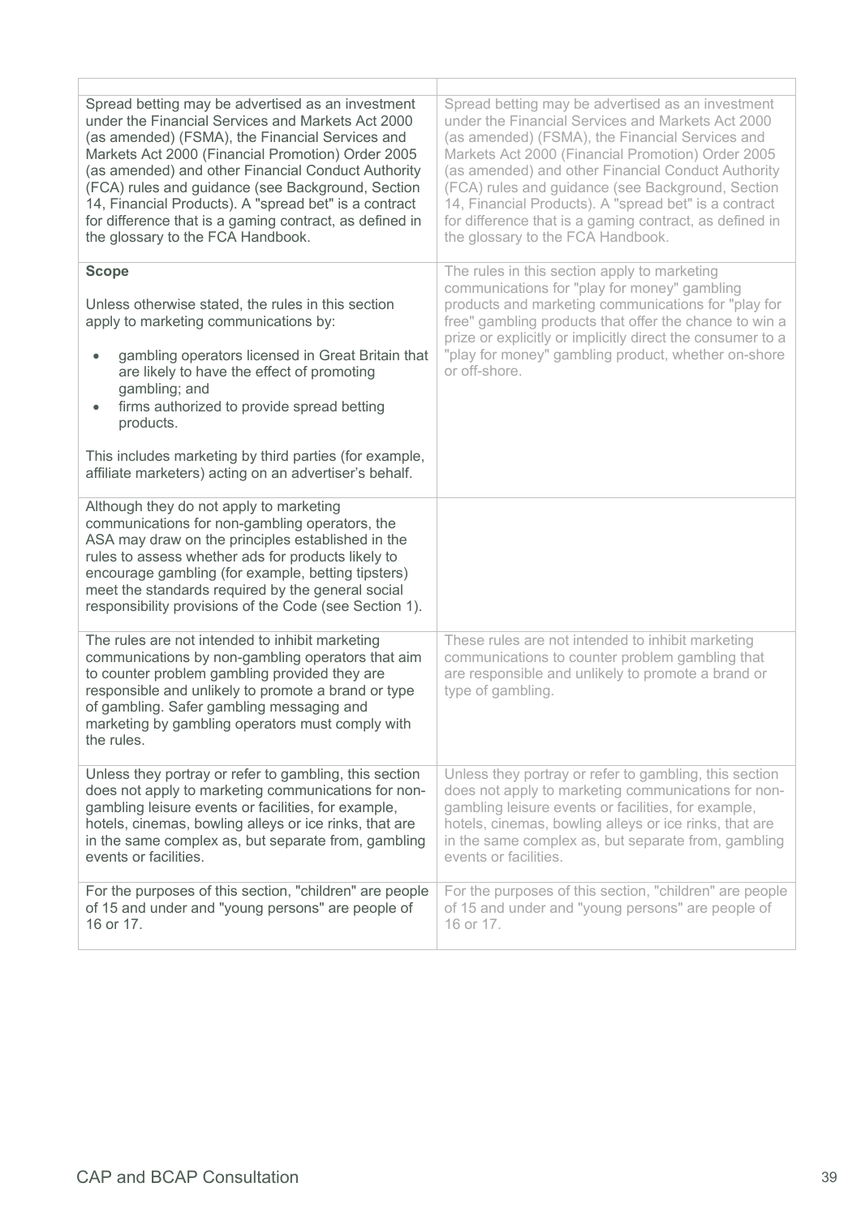| | |
|---|---|
| Spread betting may be advertised as an investment under the Financial Services and Markets Act 2000 (as amended) (FSMA), the Financial Services and Markets Act 2000 (Financial Promotion) Order 2005 (as amended) and other Financial Conduct Authority (FCA) rules and guidance (see Background, Section 14, Financial Products). A "spread bet" is a contract for difference that is a gaming contract, as defined in the glossary to the FCA Handbook. | Spread betting may be advertised as an investment under the Financial Services and Markets Act 2000 (as amended) (FSMA), the Financial Services and Markets Act 2000 (Financial Promotion) Order 2005 (as amended) and other Financial Conduct Authority (FCA) rules and guidance (see Background, Section 14, Financial Products). A "spread bet" is a contract for difference that is a gaming contract, as defined in the glossary to the FCA Handbook. |
| **Scope**<br><br>Unless otherwise stated, the rules in this section apply to marketing communications by:<br><br>• gambling operators licensed in Great Britain that are likely to have the effect of promoting gambling; and<br>• firms authorized to provide spread betting products.<br><br>This includes marketing by third parties (for example, affiliate marketers) acting on an advertiser's behalf. | The rules in this section apply to marketing communications for "play for money" gambling products and marketing communications for "play for free" gambling products that offer the chance to win a prize or explicitly or implicitly direct the consumer to a "play for money" gambling product, whether on-shore or off-shore. |
| Although they do not apply to marketing communications for non-gambling operators, the ASA may draw on the principles established in the rules to assess whether ads for products likely to encourage gambling (for example, betting tipsters) meet the standards required by the general social responsibility provisions of the Code (see Section 1). | |
| The rules are not intended to inhibit marketing communications by non-gambling operators that aim to counter problem gambling provided they are responsible and unlikely to promote a brand or type of gambling. Safer gambling messaging and marketing by gambling operators must comply with the rules. | These rules are not intended to inhibit marketing communications to counter problem gambling that are responsible and unlikely to promote a brand or type of gambling. |
| Unless they portray or refer to gambling, this section does not apply to marketing communications for non-gambling leisure events or facilities, for example, hotels, cinemas, bowling alleys or ice rinks, that are in the same complex as, but separate from, gambling events or facilities. | Unless they portray or refer to gambling, this section does not apply to marketing communications for non-gambling leisure events or facilities, for example, hotels, cinemas, bowling alleys or ice rinks, that are in the same complex as, but separate from, gambling events or facilities. |
| For the purposes of this section, "children" are people of 15 and under and "young persons" are people of 16 or 17. | For the purposes of this section, "children" are people of 15 and under and "young persons" are people of 16 or 17. |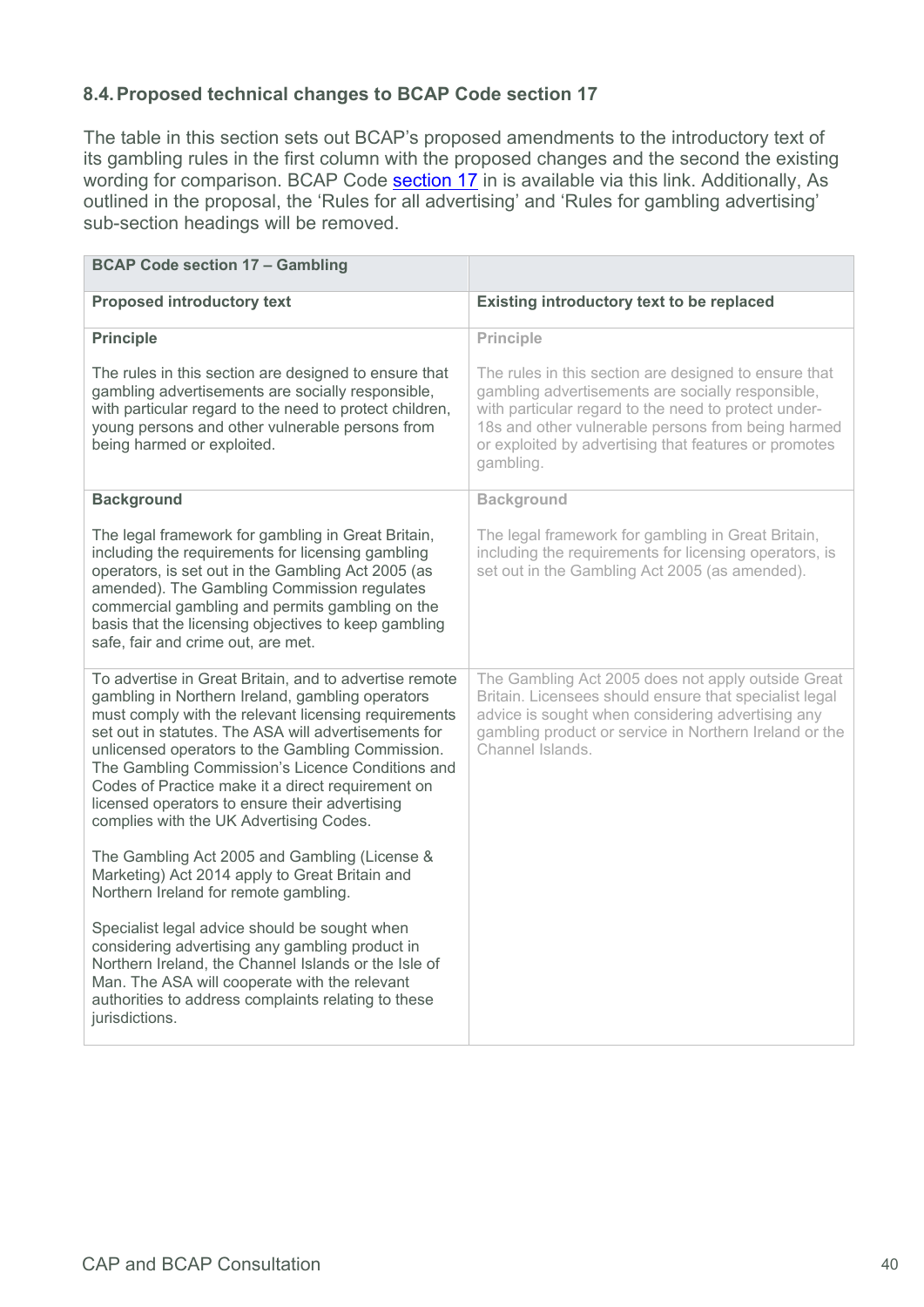### 8.4. Proposed technical changes to BCAP Code section 17

The table in this section sets out BCAP's proposed amendments to the introductory text of its gambling rules in the first column with the proposed changes and the second the existing wording for comparison. BCAP Code section 17 in is available via this link. Additionally, As outlined in the proposal, the 'Rules for all advertising' and 'Rules for gambling advertising' sub-section headings will be removed.

| **BCAP Code section 17 – Gambling** | |
|---|---|
| **Proposed introductory text** | **Existing introductory text to be replaced** |
| **Principle**<br><br>The rules in this section are designed to ensure that gambling advertisements are socially responsible, with particular regard to the need to protect children, young persons and other vulnerable persons from being harmed or exploited. | **Principle**<br><br>The rules in this section are designed to ensure that gambling advertisements are socially responsible, with particular regard to the need to protect under-18s and other vulnerable persons from being harmed or exploited by advertising that features or promotes gambling. |
| **Background**<br><br>The legal framework for gambling in Great Britain, including the requirements for licensing gambling operators, is set out in the Gambling Act 2005 (as amended). The Gambling Commission regulates commercial gambling and permits gambling on the basis that the licensing objectives to keep gambling safe, fair and crime out, are met. | **Background**<br><br>The legal framework for gambling in Great Britain, including the requirements for licensing operators, is set out in the Gambling Act 2005 (as amended). |
| To advertise in Great Britain, and to advertise remote gambling in Northern Ireland, gambling operators must comply with the relevant licensing requirements set out in statutes. The ASA will advertisements for unlicensed operators to the Gambling Commission. The Gambling Commission's Licence Conditions and Codes of Practice make it a direct requirement on licensed operators to ensure their advertising complies with the UK Advertising Codes.<br><br>The Gambling Act 2005 and Gambling (License & Marketing) Act 2014 apply to Great Britain and Northern Ireland for remote gambling.<br><br>Specialist legal advice should be sought when considering advertising any gambling product in Northern Ireland, the Channel Islands or the Isle of Man. The ASA will cooperate with the relevant authorities to address complaints relating to these jurisdictions. | The Gambling Act 2005 does not apply outside Great Britain. Licensees should ensure that specialist legal advice is sought when considering advertising any gambling product or service in Northern Ireland or the Channel Islands. |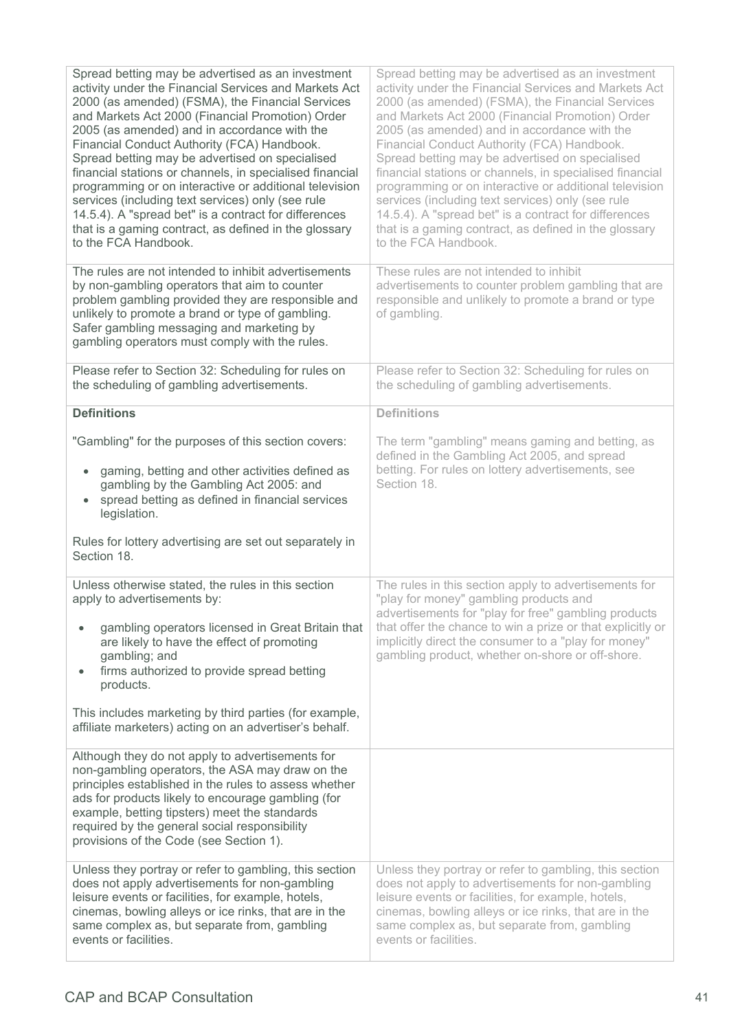| | |
|---|---|
| Spread betting may be advertised as an investment activity under the Financial Services and Markets Act 2000 (as amended) (FSMA), the Financial Services and Markets Act 2000 (Financial Promotion) Order 2005 (as amended) and in accordance with the Financial Conduct Authority (FCA) Handbook. Spread betting may be advertised on specialised financial stations or channels, in specialised financial programming or on interactive or additional television services (including text services) only (see rule 14.5.4). A "spread bet" is a contract for differences that is a gaming contract, as defined in the glossary to the FCA Handbook. | Spread betting may be advertised as an investment activity under the Financial Services and Markets Act 2000 (as amended) (FSMA), the Financial Services and Markets Act 2000 (Financial Promotion) Order 2005 (as amended) and in accordance with the Financial Conduct Authority (FCA) Handbook. Spread betting may be advertised on specialised financial stations or channels, in specialised financial programming or on interactive or additional television services (including text services) only (see rule 14.5.4). A "spread bet" is a contract for differences that is a gaming contract, as defined in the glossary to the FCA Handbook. |
| The rules are not intended to inhibit advertisements by non-gambling operators that aim to counter problem gambling provided they are responsible and unlikely to promote a brand or type of gambling. Safer gambling messaging and marketing by gambling operators must comply with the rules. | These rules are not intended to inhibit advertisements to counter problem gambling that are responsible and unlikely to promote a brand or type of gambling. |
| Please refer to Section 32: Scheduling for rules on the scheduling of gambling advertisements. | Please refer to Section 32: Scheduling for rules on the scheduling of gambling advertisements. |
| **Definitions**<br><br>"Gambling" for the purposes of this section covers:<br><br>• gaming, betting and other activities defined as gambling by the Gambling Act 2005: and<br>• spread betting as defined in financial services legislation.<br><br>Rules for lottery advertising are set out separately in Section 18. | **Definitions**<br><br>The term "gambling" means gaming and betting, as defined in the Gambling Act 2005, and spread betting. For rules on lottery advertisements, see Section 18. |
| Unless otherwise stated, the rules in this section apply to advertisements by:<br><br>• gambling operators licensed in Great Britain that are likely to have the effect of promoting gambling; and<br>• firms authorized to provide spread betting products.<br><br>This includes marketing by third parties (for example, affiliate marketers) acting on an advertiser's behalf. | The rules in this section apply to advertisements for "play for money" gambling products and advertisements for "play for free" gambling products that offer the chance to win a prize or that explicitly or implicitly direct the consumer to a "play for money" gambling product, whether on-shore or off-shore. |
| Although they do not apply to advertisements for non-gambling operators, the ASA may draw on the principles established in the rules to assess whether ads for products likely to encourage gambling (for example, betting tipsters) meet the standards required by the general social responsibility provisions of the Code (see Section 1). | |
| Unless they portray or refer to gambling, this section does not apply advertisements for non-gambling leisure events or facilities, for example, hotels, cinemas, bowling alleys or ice rinks, that are in the same complex as, but separate from, gambling events or facilities. | Unless they portray or refer to gambling, this section does not apply to advertisements for non-gambling leisure events or facilities, for example, hotels, cinemas, bowling alleys or ice rinks, that are in the same complex as, but separate from, gambling events or facilities. |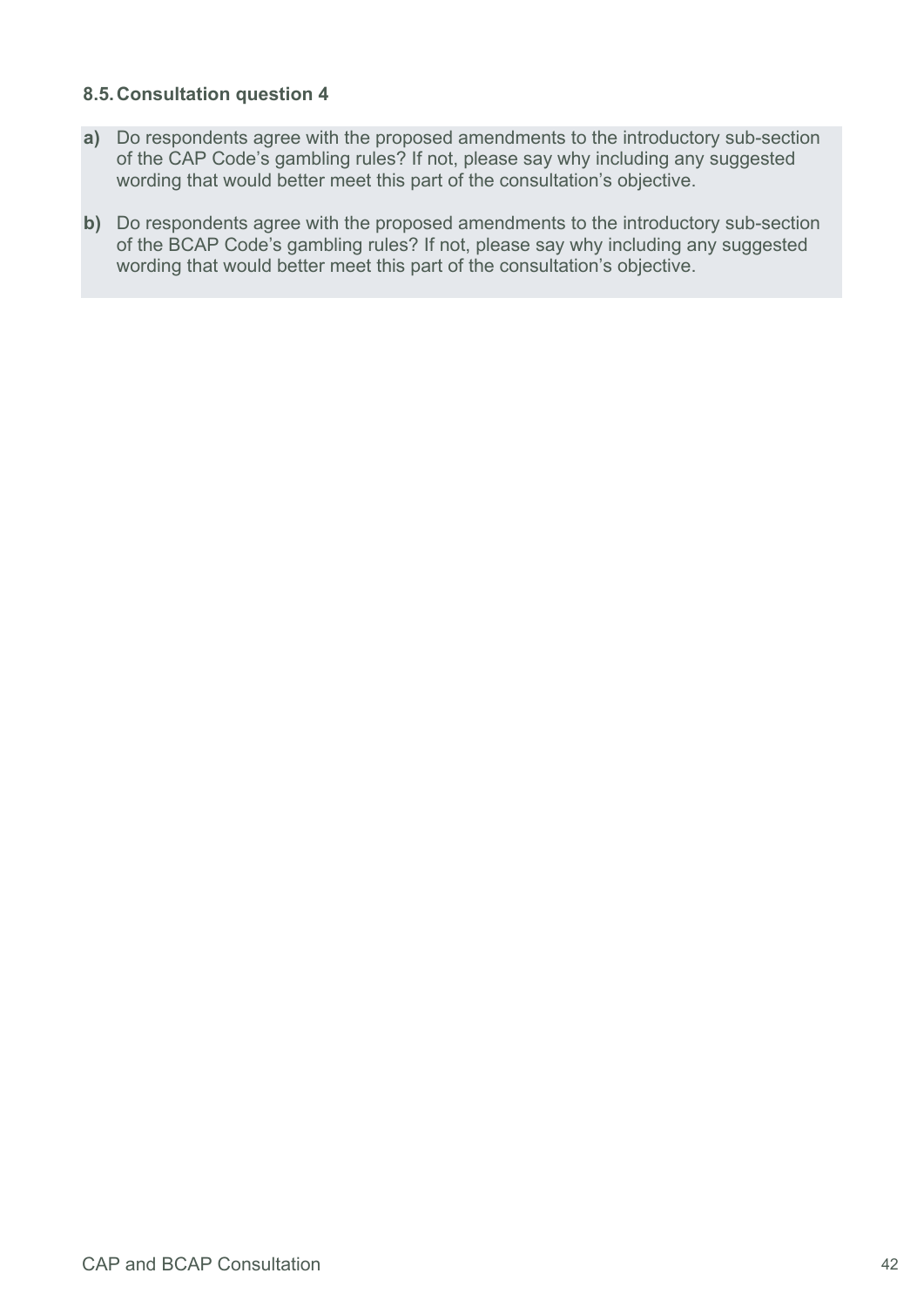### 8.5. Consultation question 4

**a)** Do respondents agree with the proposed amendments to the introductory sub-section of the CAP Code's gambling rules? If not, please say why including any suggested wording that would better meet this part of the consultation's objective.

**b)** Do respondents agree with the proposed amendments to the introductory sub-section of the BCAP Code's gambling rules? If not, please say why including any suggested wording that would better meet this part of the consultation's objective.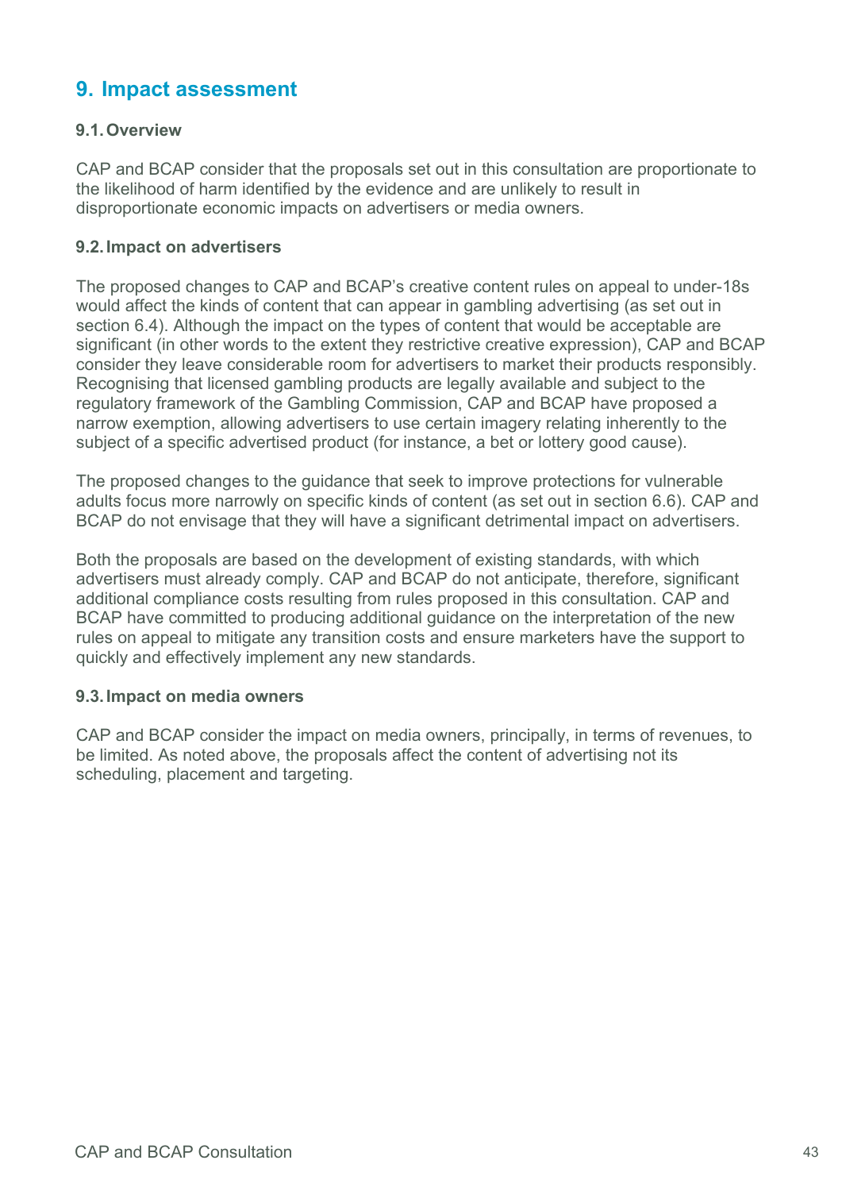## 9. Impact assessment

### 9.1. Overview

CAP and BCAP consider that the proposals set out in this consultation are proportionate to the likelihood of harm identified by the evidence and are unlikely to result in disproportionate economic impacts on advertisers or media owners.

### 9.2. Impact on advertisers

The proposed changes to CAP and BCAP's creative content rules on appeal to under-18s would affect the kinds of content that can appear in gambling advertising (as set out in section 6.4). Although the impact on the types of content that would be acceptable are significant (in other words to the extent they restrictive creative expression), CAP and BCAP consider they leave considerable room for advertisers to market their products responsibly. Recognising that licensed gambling products are legally available and subject to the regulatory framework of the Gambling Commission, CAP and BCAP have proposed a narrow exemption, allowing advertisers to use certain imagery relating inherently to the subject of a specific advertised product (for instance, a bet or lottery good cause).

The proposed changes to the guidance that seek to improve protections for vulnerable adults focus more narrowly on specific kinds of content (as set out in section 6.6). CAP and BCAP do not envisage that they will have a significant detrimental impact on advertisers.

Both the proposals are based on the development of existing standards, with which advertisers must already comply. CAP and BCAP do not anticipate, therefore, significant additional compliance costs resulting from rules proposed in this consultation. CAP and BCAP have committed to producing additional guidance on the interpretation of the new rules on appeal to mitigate any transition costs and ensure marketers have the support to quickly and effectively implement any new standards.

### 9.3. Impact on media owners

CAP and BCAP consider the impact on media owners, principally, in terms of revenues, to be limited. As noted above, the proposals affect the content of advertising not its scheduling, placement and targeting.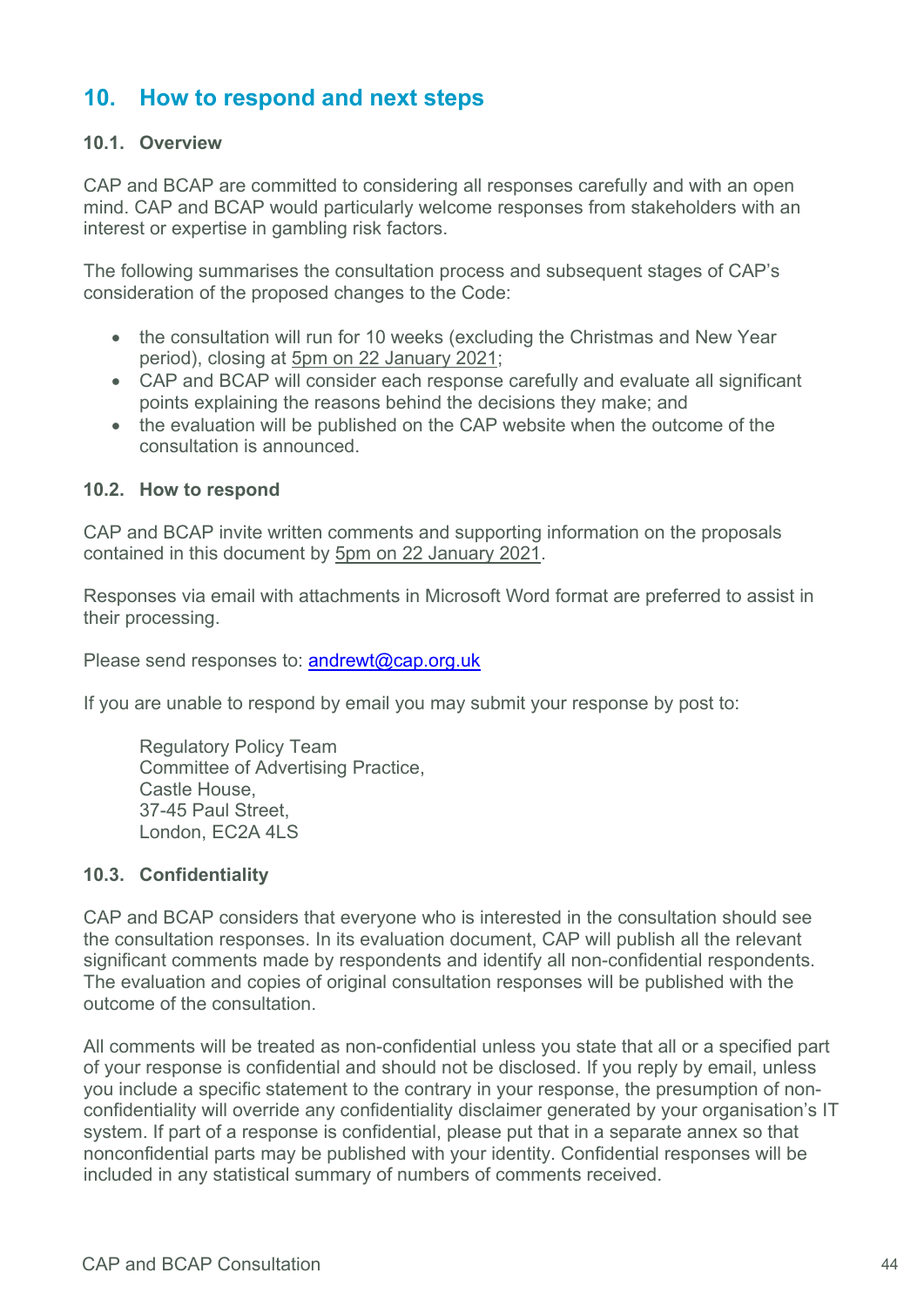## 10. How to respond and next steps

### 10.1. Overview

CAP and BCAP are committed to considering all responses carefully and with an open mind. CAP and BCAP would particularly welcome responses from stakeholders with an interest or expertise in gambling risk factors.

The following summarises the consultation process and subsequent stages of CAP's consideration of the proposed changes to the Code:

- the consultation will run for 10 weeks (excluding the Christmas and New Year period), closing at 5pm on 22 January 2021;
- CAP and BCAP will consider each response carefully and evaluate all significant points explaining the reasons behind the decisions they make; and
- the evaluation will be published on the CAP website when the outcome of the consultation is announced.

### 10.2. How to respond

CAP and BCAP invite written comments and supporting information on the proposals contained in this document by 5pm on 22 January 2021.

Responses via email with attachments in Microsoft Word format are preferred to assist in their processing.

Please send responses to: andrewt@cap.org.uk

If you are unable to respond by email you may submit your response by post to:

Regulatory Policy Team
Committee of Advertising Practice,
Castle House,
37-45 Paul Street,
London, EC2A 4LS

### 10.3. Confidentiality

CAP and BCAP considers that everyone who is interested in the consultation should see the consultation responses. In its evaluation document, CAP will publish all the relevant significant comments made by respondents and identify all non-confidential respondents. The evaluation and copies of original consultation responses will be published with the outcome of the consultation.

All comments will be treated as non-confidential unless you state that all or a specified part of your response is confidential and should not be disclosed. If you reply by email, unless you include a specific statement to the contrary in your response, the presumption of non-confidentiality will override any confidentiality disclaimer generated by your organisation's IT system. If part of a response is confidential, please put that in a separate annex so that nonconfidential parts may be published with your identity. Confidential responses will be included in any statistical summary of numbers of comments received.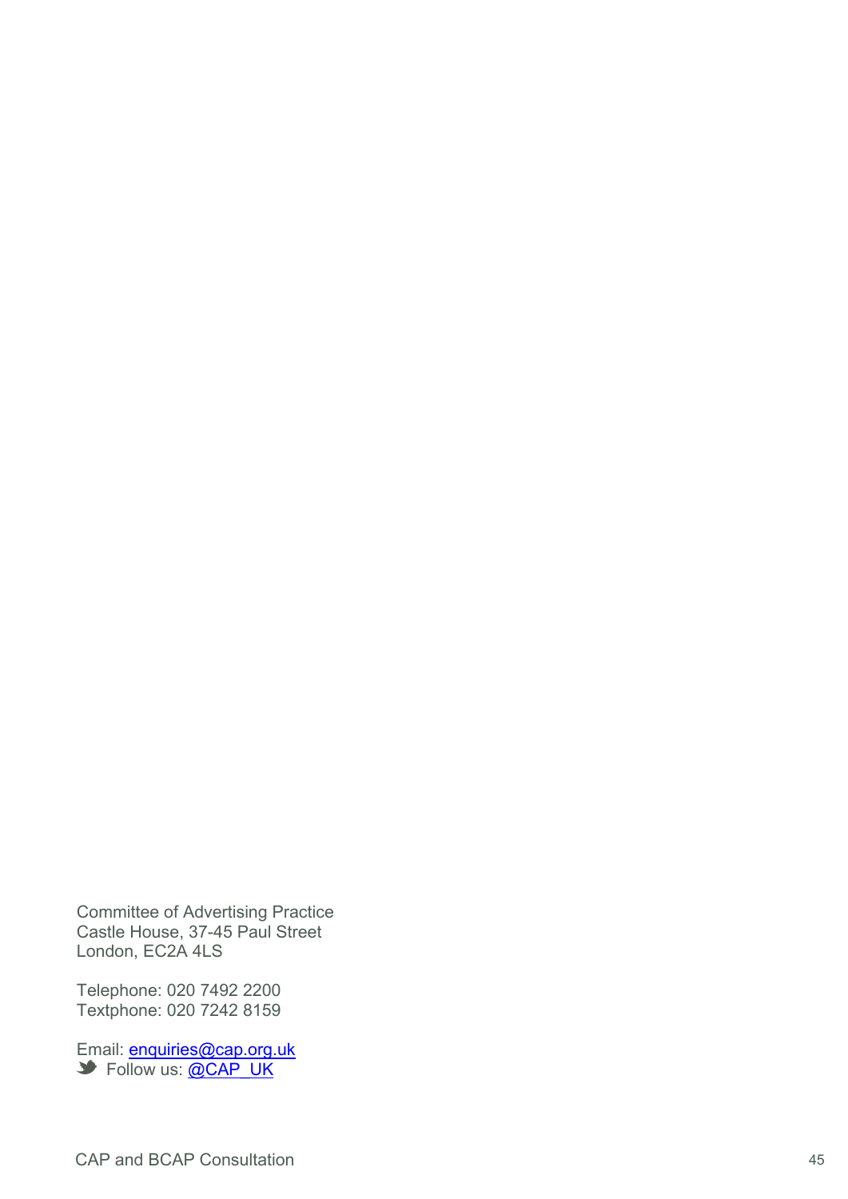Committee of Advertising Practice
Castle House, 37-45 Paul Street
London, EC2A 4LS

Telephone: 020 7492 2200
Textphone: 020 7242 8159

Email: enquiries@cap.org.uk
Follow us: @CAP_UK